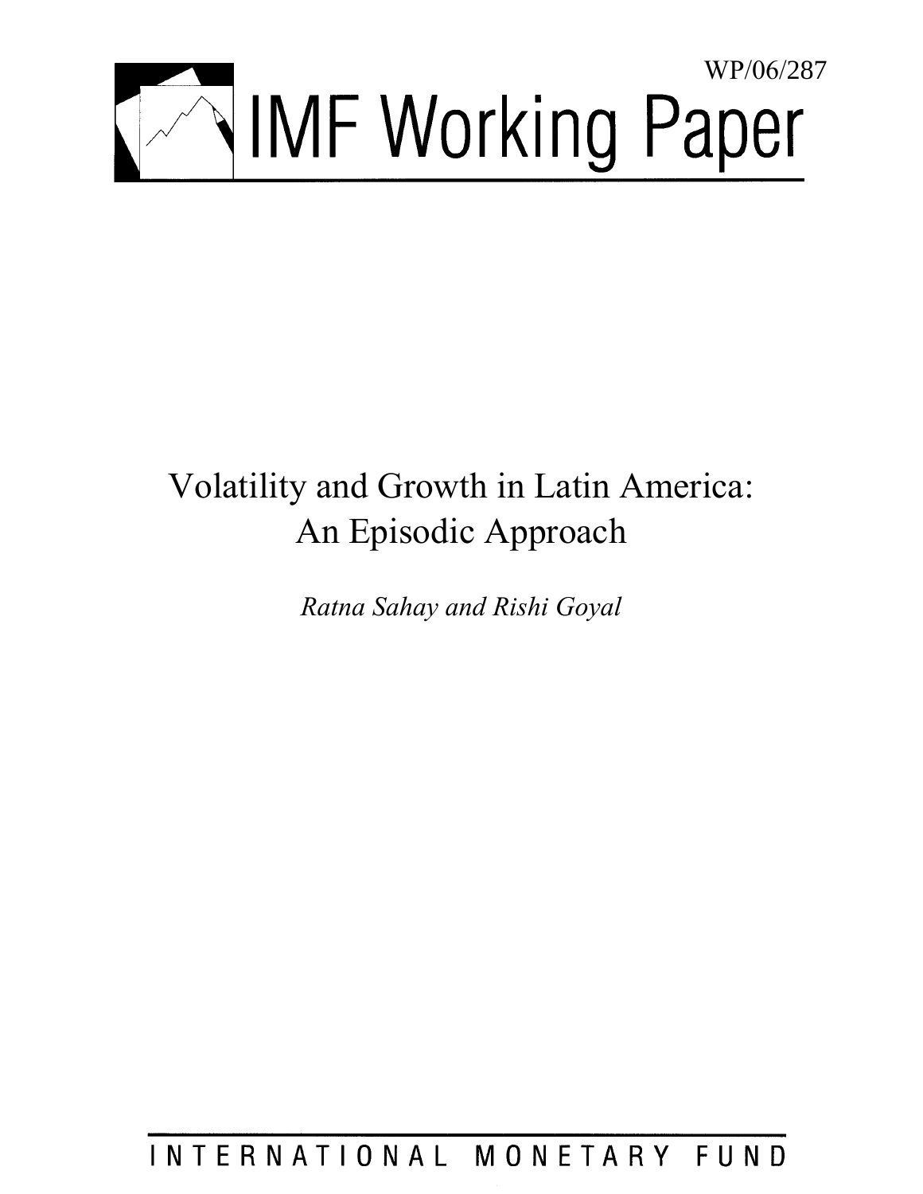WP/06/287

# IMF Working Paper

# Volatility and Growth in Latin America: An Episodic Approach

*Ratna Sahay and Rishi Goyal*

INTERNATIONAL MONETARY FUND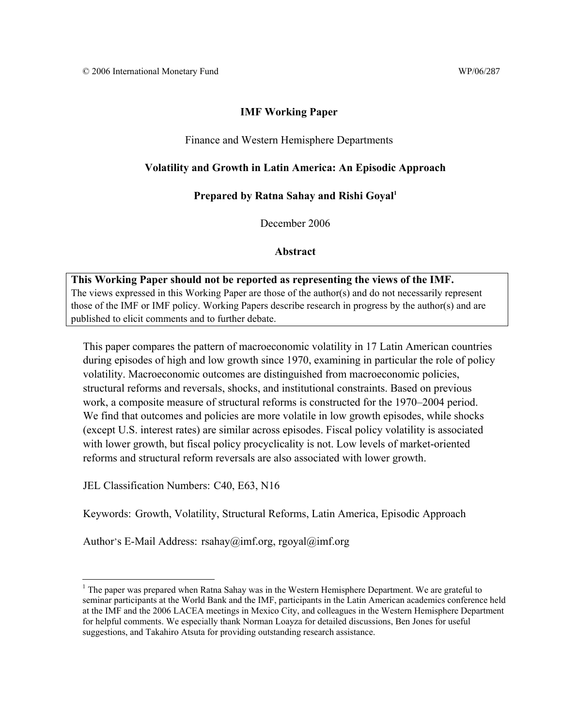© 2006 International Monetary Fund WP/06/287

**IMF Working Paper**

Finance and Western Hemisphere Departments

**Volatility and Growth in Latin America: An Episodic Approach**

**Prepared by Ratna Sahay and Rishi Goyal[1]**

December 2006

**Abstract**

**This Working Paper should not be reported as representing the views of the IMF.**
The views expressed in this Working Paper are those of the author(s) and do not necessarily represent those of the IMF or IMF policy. Working Papers describe research in progress by the author(s) and are published to elicit comments and to further debate.

This paper compares the pattern of macroeconomic volatility in 17 Latin American countries during episodes of high and low growth since 1970, examining in particular the role of policy volatility. Macroeconomic outcomes are distinguished from macroeconomic policies, structural reforms and reversals, shocks, and institutional constraints. Based on previous work, a composite measure of structural reforms is constructed for the 1970–2004 period. We find that outcomes and policies are more volatile in low growth episodes, while shocks (except U.S. interest rates) are similar across episodes. Fiscal policy volatility is associated with lower growth, but fiscal policy procyclicality is not. Low levels of market-oriented reforms and structural reform reversals are also associated with lower growth.

JEL Classification Numbers: C40, E63, N16

Keywords: Growth, Volatility, Structural Reforms, Latin America, Episodic Approach

Author's E-Mail Address: rsahay@imf.org, rgoyal@imf.org

[1] The paper was prepared when Ratna Sahay was in the Western Hemisphere Department. We are grateful to seminar participants at the World Bank and the IMF, participants in the Latin American academics conference held at the IMF and the 2006 LACEA meetings in Mexico City, and colleagues in the Western Hemisphere Department for helpful comments. We especially thank Norman Loayza for detailed discussions, Ben Jones for useful suggestions, and Takahiro Atsuta for providing outstanding research assistance.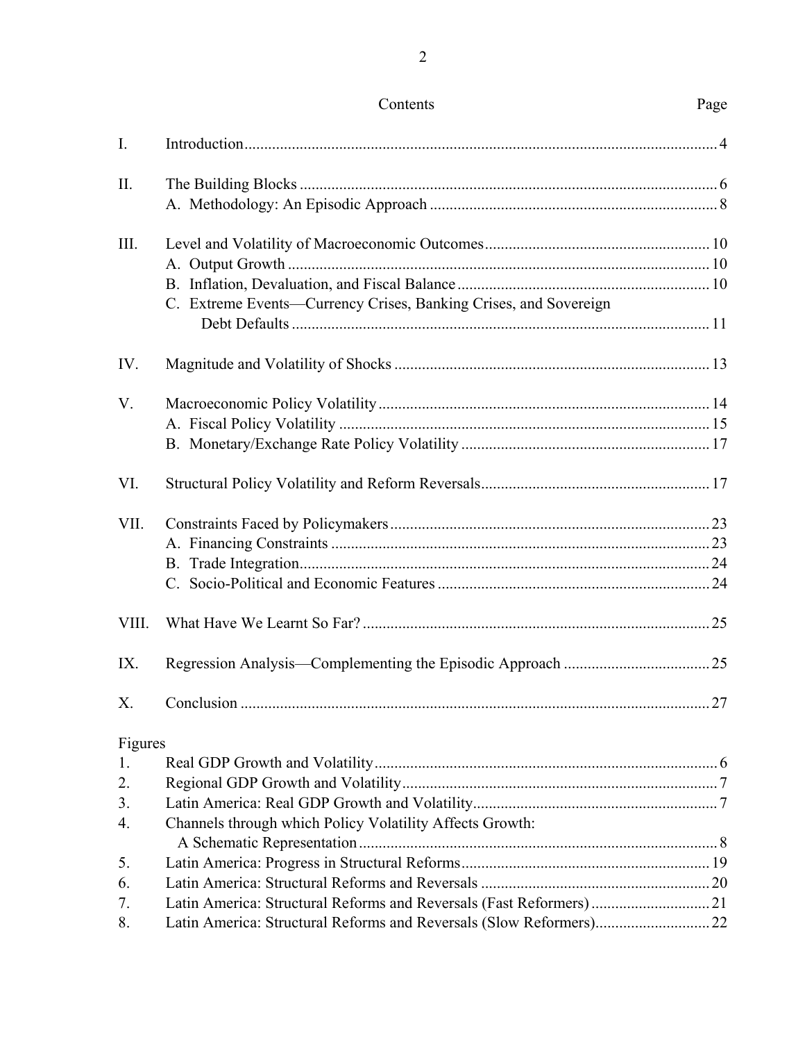## Contents

| | | Page |
|---|---|---|
| I. | Introduction | 4 |
| II. | The Building Blocks | 6 |
| | A. Methodology: An Episodic Approach | 8 |
| III. | Level and Volatility of Macroeconomic Outcomes | 10 |
| | A. Output Growth | 10 |
| | B. Inflation, Devaluation, and Fiscal Balance | 10 |
| | C. Extreme Events—Currency Crises, Banking Crises, and Sovereign Debt Defaults | 11 |
| IV. | Magnitude and Volatility of Shocks | 13 |
| V. | Macroeconomic Policy Volatility | 14 |
| | A. Fiscal Policy Volatility | 15 |
| | B. Monetary/Exchange Rate Policy Volatility | 17 |
| VI. | Structural Policy Volatility and Reform Reversals | 17 |
| VII. | Constraints Faced by Policymakers | 23 |
| | A. Financing Constraints | 23 |
| | B. Trade Integration | 24 |
| | C. Socio-Political and Economic Features | 24 |
| VIII. | What Have We Learnt So Far? | 25 |
| IX. | Regression Analysis—Complementing the Episodic Approach | 25 |
| X. | Conclusion | 27 |

Figures

| | | |
|---|---|---|
| 1. | Real GDP Growth and Volatility | 6 |
| 2. | Regional GDP Growth and Volatility | 7 |
| 3. | Latin America: Real GDP Growth and Volatility | 7 |
| 4. | Channels through which Policy Volatility Affects Growth: A Schematic Representation | 8 |
| 5. | Latin America: Progress in Structural Reforms | 19 |
| 6. | Latin America: Structural Reforms and Reversals | 20 |
| 7. | Latin America: Structural Reforms and Reversals (Fast Reformers) | 21 |
| 8. | Latin America: Structural Reforms and Reversals (Slow Reformers) | 22 |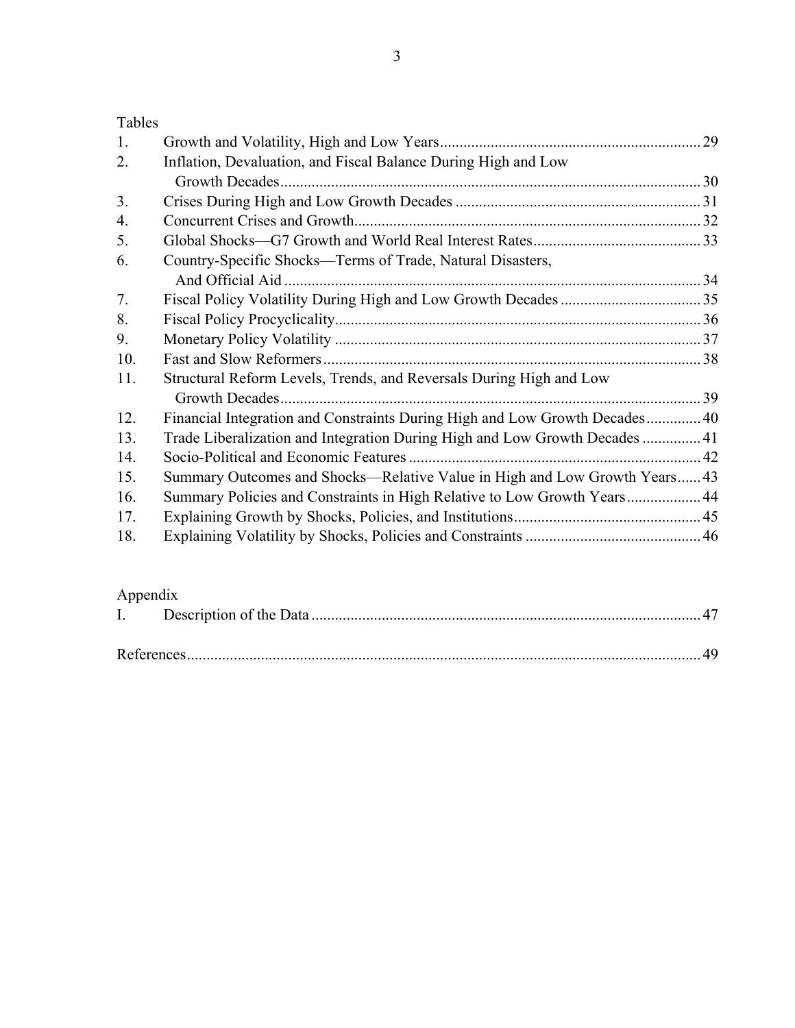Tables

| | | |
|---|---|---|
| 1. | Growth and Volatility, High and Low Years | 29 |
| 2. | Inflation, Devaluation, and Fiscal Balance During High and Low Growth Decades | 30 |
| 3. | Crises During High and Low Growth Decades | 31 |
| 4. | Concurrent Crises and Growth | 32 |
| 5. | Global Shocks—G7 Growth and World Real Interest Rates | 33 |
| 6. | Country-Specific Shocks—Terms of Trade, Natural Disasters, And Official Aid | 34 |
| 7. | Fiscal Policy Volatility During High and Low Growth Decades | 35 |
| 8. | Fiscal Policy Procyclicality | 36 |
| 9. | Monetary Policy Volatility | 37 |
| 10. | Fast and Slow Reformers | 38 |
| 11. | Structural Reform Levels, Trends, and Reversals During High and Low Growth Decades | 39 |
| 12. | Financial Integration and Constraints During High and Low Growth Decades | 40 |
| 13. | Trade Liberalization and Integration During High and Low Growth Decades | 41 |
| 14. | Socio-Political and Economic Features | 42 |
| 15. | Summary Outcomes and Shocks—Relative Value in High and Low Growth Years | 43 |
| 16. | Summary Policies and Constraints in High Relative to Low Growth Years | 44 |
| 17. | Explaining Growth by Shocks, Policies, and Institutions | 45 |
| 18. | Explaining Volatility by Shocks, Policies and Constraints | 46 |

Appendix

| | | |
|---|---|---|
| I. | Description of the Data | 47 |

References 49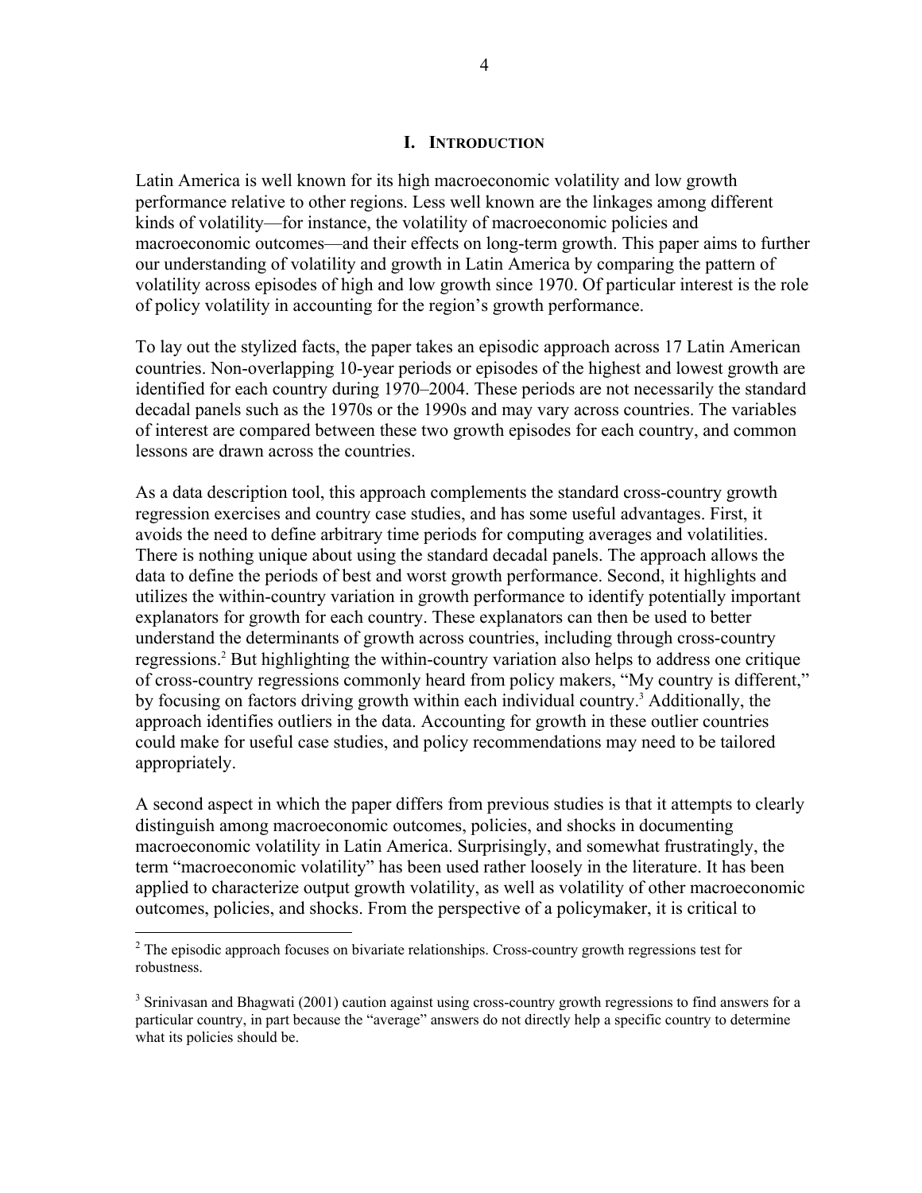# I. Introduction

Latin America is well known for its high macroeconomic volatility and low growth performance relative to other regions. Less well known are the linkages among different kinds of volatility—for instance, the volatility of macroeconomic policies and macroeconomic outcomes—and their effects on long-term growth. This paper aims to further our understanding of volatility and growth in Latin America by comparing the pattern of volatility across episodes of high and low growth since 1970. Of particular interest is the role of policy volatility in accounting for the region's growth performance.

To lay out the stylized facts, the paper takes an episodic approach across 17 Latin American countries. Non-overlapping 10-year periods or episodes of the highest and lowest growth are identified for each country during 1970–2004. These periods are not necessarily the standard decadal panels such as the 1970s or the 1990s and may vary across countries. The variables of interest are compared between these two growth episodes for each country, and common lessons are drawn across the countries.

As a data description tool, this approach complements the standard cross-country growth regression exercises and country case studies, and has some useful advantages. First, it avoids the need to define arbitrary time periods for computing averages and volatilities. There is nothing unique about using the standard decadal panels. The approach allows the data to define the periods of best and worst growth performance. Second, it highlights and utilizes the within-country variation in growth performance to identify potentially important explanators for growth for each country. These explanators can then be used to better understand the determinants of growth across countries, including through cross-country regressions.[2] But highlighting the within-country variation also helps to address one critique of cross-country regressions commonly heard from policy makers, "My country is different," by focusing on factors driving growth within each individual country.[3] Additionally, the approach identifies outliers in the data. Accounting for growth in these outlier countries could make for useful case studies, and policy recommendations may need to be tailored appropriately.

A second aspect in which the paper differs from previous studies is that it attempts to clearly distinguish among macroeconomic outcomes, policies, and shocks in documenting macroeconomic volatility in Latin America. Surprisingly, and somewhat frustratingly, the term "macroeconomic volatility" has been used rather loosely in the literature. It has been applied to characterize output growth volatility, as well as volatility of other macroeconomic outcomes, policies, and shocks. From the perspective of a policymaker, it is critical to

---

[2] The episodic approach focuses on bivariate relationships. Cross-country growth regressions test for robustness.

[3] Srinivasan and Bhagwati (2001) caution against using cross-country growth regressions to find answers for a particular country, in part because the "average" answers do not directly help a specific country to determine what its policies should be.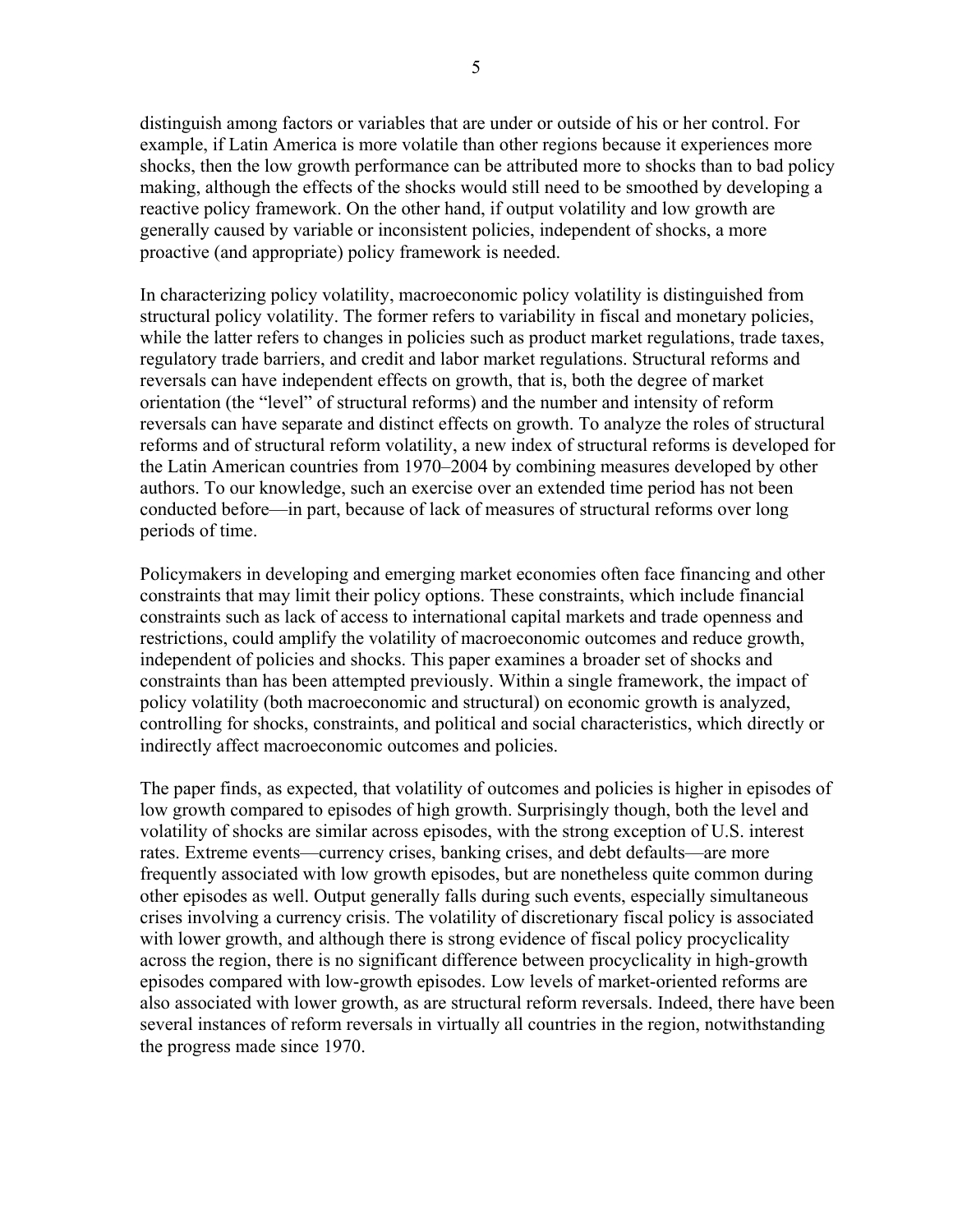distinguish among factors or variables that are under or outside of his or her control. For example, if Latin America is more volatile than other regions because it experiences more shocks, then the low growth performance can be attributed more to shocks than to bad policy making, although the effects of the shocks would still need to be smoothed by developing a reactive policy framework. On the other hand, if output volatility and low growth are generally caused by variable or inconsistent policies, independent of shocks, a more proactive (and appropriate) policy framework is needed.

In characterizing policy volatility, macroeconomic policy volatility is distinguished from structural policy volatility. The former refers to variability in fiscal and monetary policies, while the latter refers to changes in policies such as product market regulations, trade taxes, regulatory trade barriers, and credit and labor market regulations. Structural reforms and reversals can have independent effects on growth, that is, both the degree of market orientation (the "level" of structural reforms) and the number and intensity of reform reversals can have separate and distinct effects on growth. To analyze the roles of structural reforms and of structural reform volatility, a new index of structural reforms is developed for the Latin American countries from 1970–2004 by combining measures developed by other authors. To our knowledge, such an exercise over an extended time period has not been conducted before—in part, because of lack of measures of structural reforms over long periods of time.

Policymakers in developing and emerging market economies often face financing and other constraints that may limit their policy options. These constraints, which include financial constraints such as lack of access to international capital markets and trade openness and restrictions, could amplify the volatility of macroeconomic outcomes and reduce growth, independent of policies and shocks. This paper examines a broader set of shocks and constraints than has been attempted previously. Within a single framework, the impact of policy volatility (both macroeconomic and structural) on economic growth is analyzed, controlling for shocks, constraints, and political and social characteristics, which directly or indirectly affect macroeconomic outcomes and policies.

The paper finds, as expected, that volatility of outcomes and policies is higher in episodes of low growth compared to episodes of high growth. Surprisingly though, both the level and volatility of shocks are similar across episodes, with the strong exception of U.S. interest rates. Extreme events—currency crises, banking crises, and debt defaults—are more frequently associated with low growth episodes, but are nonetheless quite common during other episodes as well. Output generally falls during such events, especially simultaneous crises involving a currency crisis. The volatility of discretionary fiscal policy is associated with lower growth, and although there is strong evidence of fiscal policy procyclicality across the region, there is no significant difference between procyclicality in high-growth episodes compared with low-growth episodes. Low levels of market-oriented reforms are also associated with lower growth, as are structural reform reversals. Indeed, there have been several instances of reform reversals in virtually all countries in the region, notwithstanding the progress made since 1970.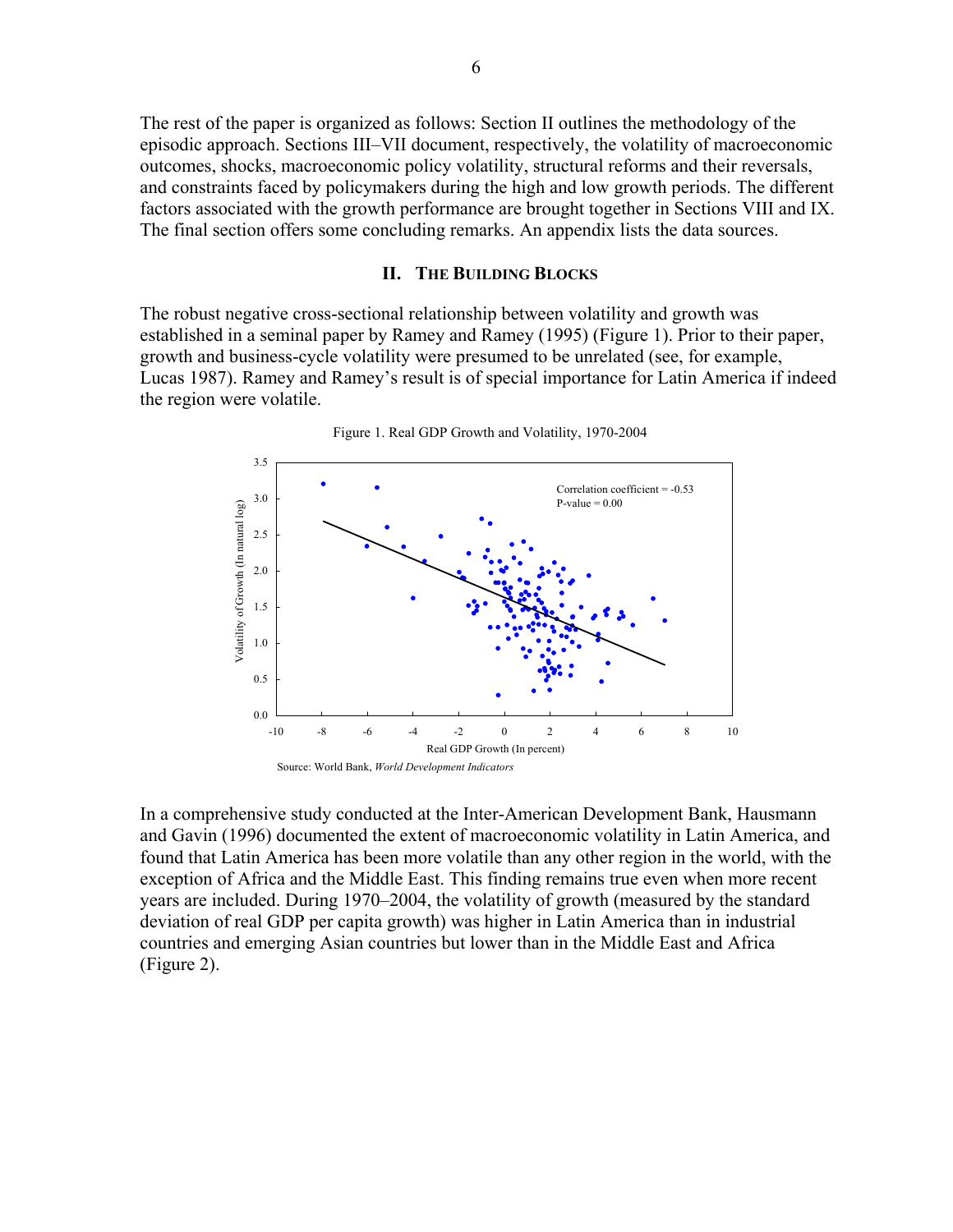The rest of the paper is organized as follows: Section II outlines the methodology of the episodic approach. Sections III–VII document, respectively, the volatility of macroeconomic outcomes, shocks, macroeconomic policy volatility, structural reforms and their reversals, and constraints faced by policymakers during the high and low growth periods. The different factors associated with the growth performance are brought together in Sections VIII and IX. The final section offers some concluding remarks. An appendix lists the data sources.

## II. The Building Blocks

The robust negative cross-sectional relationship between volatility and growth was established in a seminal paper by Ramey and Ramey (1995) (Figure 1). Prior to their paper, growth and business-cycle volatility were presumed to be unrelated (see, for example, Lucas 1987). Ramey and Ramey's result is of special importance for Latin America if indeed the region were volatile.

Figure 1. Real GDP Growth and Volatility, 1970-2004

Correlation coefficient = -0.53
P-value = 0.00

Volatility of Growth (In natural log)

Real GDP Growth (In percent)

Source: World Bank, *World Development Indicators*

In a comprehensive study conducted at the Inter-American Development Bank, Hausmann and Gavin (1996) documented the extent of macroeconomic volatility in Latin America, and found that Latin America has been more volatile than any other region in the world, with the exception of Africa and the Middle East. This finding remains true even when more recent years are included. During 1970–2004, the volatility of growth (measured by the standard deviation of real GDP per capita growth) was higher in Latin America than in industrial countries and emerging Asian countries but lower than in the Middle East and Africa (Figure 2).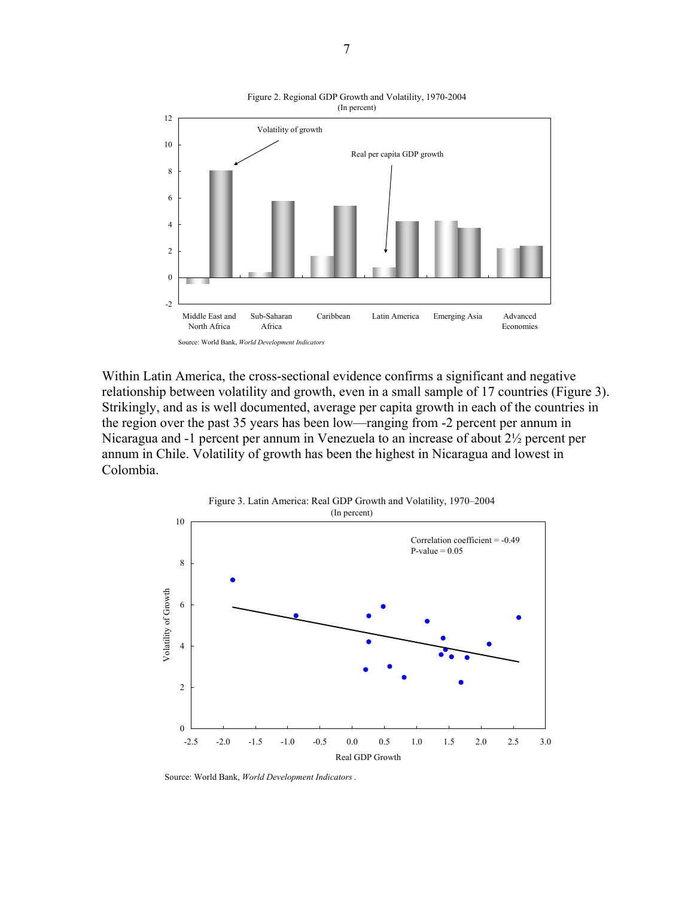Figure 2. Regional GDP Growth and Volatility, 1970-2004
(In percent)

Source: World Bank, *World Development Indicators*

Within Latin America, the cross-sectional evidence confirms a significant and negative relationship between volatility and growth, even in a small sample of 17 countries (Figure 3). Strikingly, and as is well documented, average per capita growth in each of the countries in the region over the past 35 years has been low—ranging from -2 percent per annum in Nicaragua and -1 percent per annum in Venezuela to an increase of about 2½ percent per annum in Chile. Volatility of growth has been the highest in Nicaragua and lowest in Colombia.

Figure 3. Latin America: Real GDP Growth and Volatility, 1970–2004
(In percent)

Source: World Bank, *World Development Indicators* .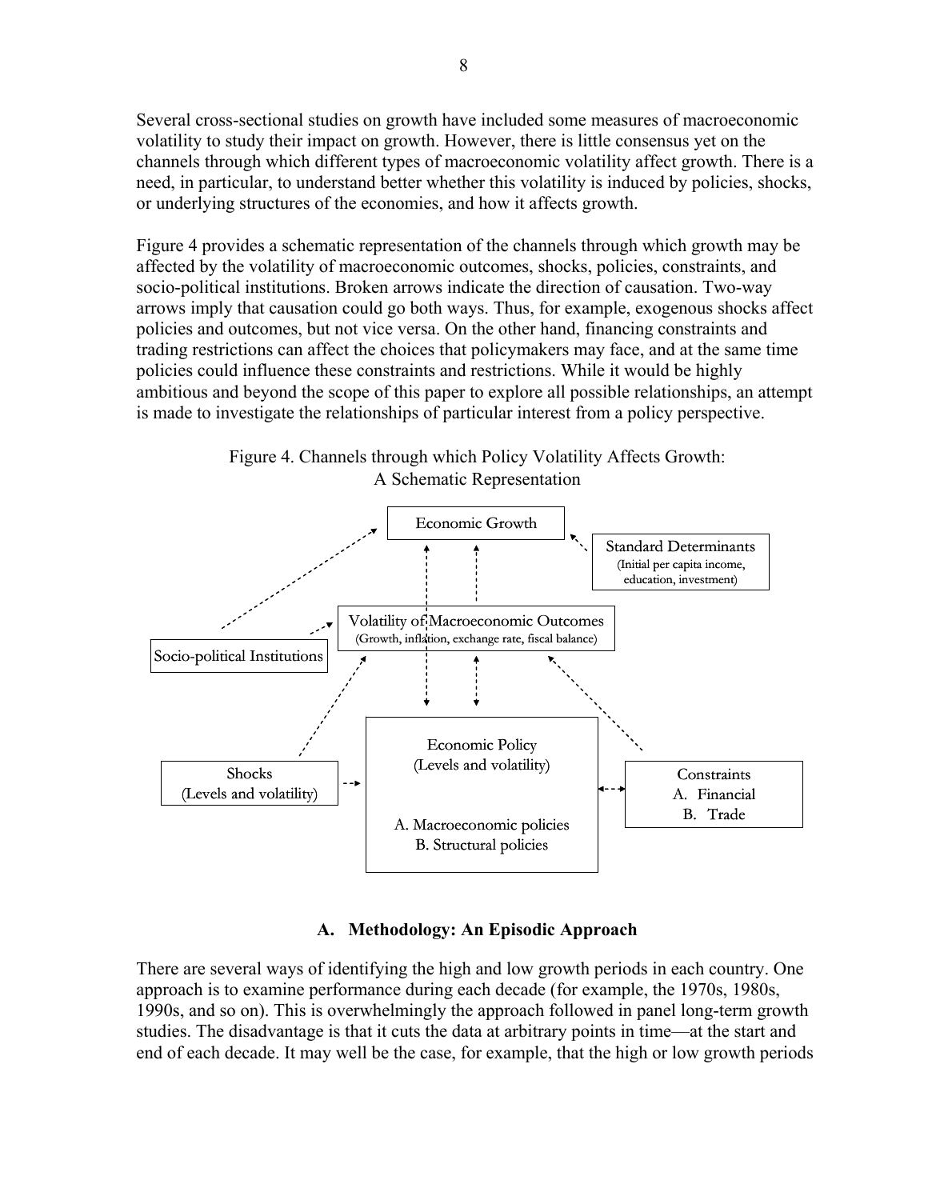Several cross-sectional studies on growth have included some measures of macroeconomic volatility to study their impact on growth. However, there is little consensus yet on the channels through which different types of macroeconomic volatility affect growth. There is a need, in particular, to understand better whether this volatility is induced by policies, shocks, or underlying structures of the economies, and how it affects growth.

Figure 4 provides a schematic representation of the channels through which growth may be affected by the volatility of macroeconomic outcomes, shocks, policies, constraints, and socio-political institutions. Broken arrows indicate the direction of causation. Two-way arrows imply that causation could go both ways. Thus, for example, exogenous shocks affect policies and outcomes, but not vice versa. On the other hand, financing constraints and trading restrictions can affect the choices that policymakers may face, and at the same time policies could influence these constraints and restrictions. While it would be highly ambitious and beyond the scope of this paper to explore all possible relationships, an attempt is made to investigate the relationships of particular interest from a policy perspective.

Figure 4. Channels through which Policy Volatility Affects Growth: A Schematic Representation

Economic Growth

Standard Determinants (Initial per capita income, education, investment)

Volatility of Macroeconomic Outcomes (Growth, inflation, exchange rate, fiscal balance)

Socio-political Institutions

Shocks (Levels and volatility)

Economic Policy (Levels and volatility)

A. Macroeconomic policies
B. Structural policies

Constraints
A. Financial
B. Trade

### A. Methodology: An Episodic Approach

There are several ways of identifying the high and low growth periods in each country. One approach is to examine performance during each decade (for example, the 1970s, 1980s, 1990s, and so on). This is overwhelmingly the approach followed in panel long-term growth studies. The disadvantage is that it cuts the data at arbitrary points in time—at the start and end of each decade. It may well be the case, for example, that the high or low growth periods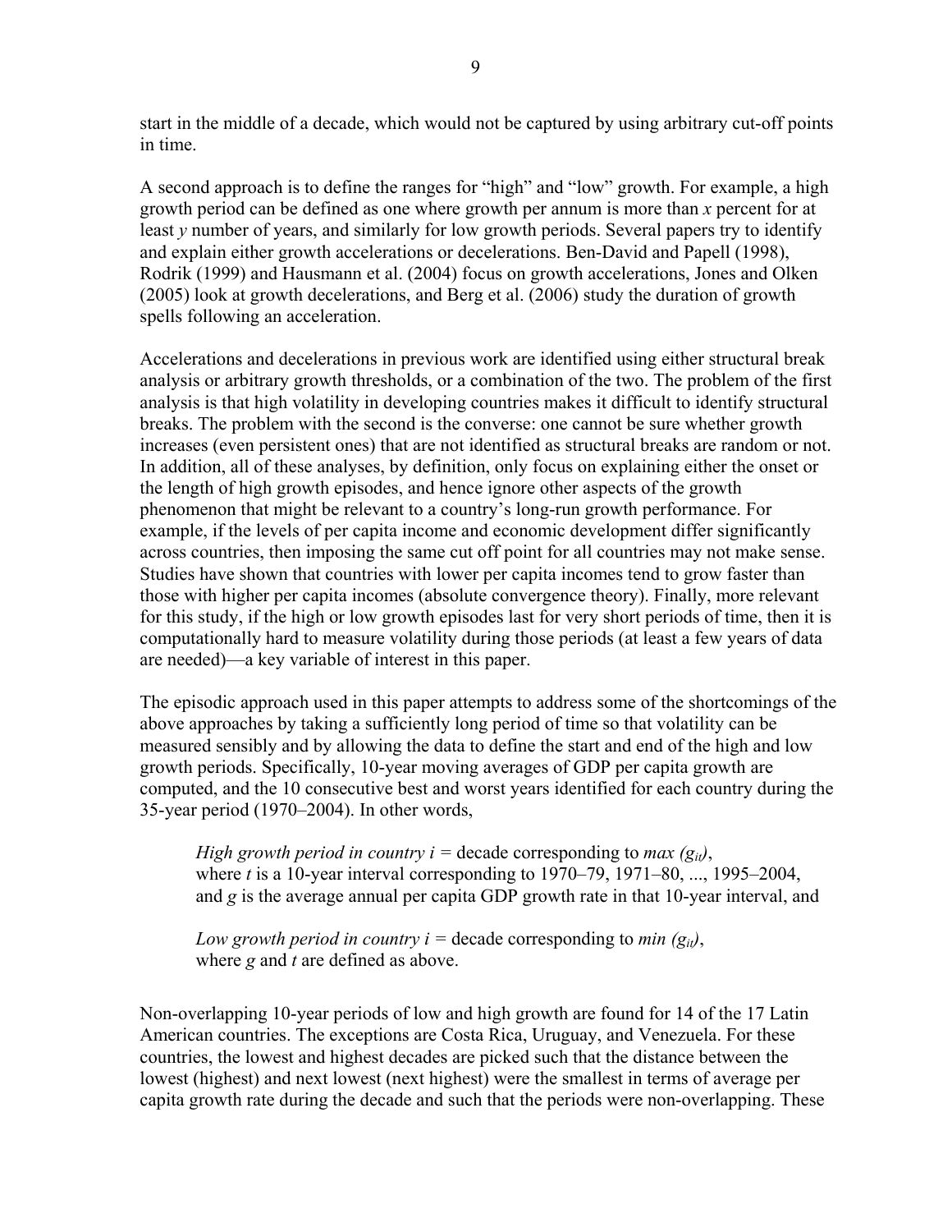start in the middle of a decade, which would not be captured by using arbitrary cut-off points in time.

A second approach is to define the ranges for "high" and "low" growth. For example, a high growth period can be defined as one where growth per annum is more than *x* percent for at least *y* number of years, and similarly for low growth periods. Several papers try to identify and explain either growth accelerations or decelerations. Ben-David and Papell (1998), Rodrik (1999) and Hausmann et al. (2004) focus on growth accelerations, Jones and Olken (2005) look at growth decelerations, and Berg et al. (2006) study the duration of growth spells following an acceleration.

Accelerations and decelerations in previous work are identified using either structural break analysis or arbitrary growth thresholds, or a combination of the two. The problem of the first analysis is that high volatility in developing countries makes it difficult to identify structural breaks. The problem with the second is the converse: one cannot be sure whether growth increases (even persistent ones) that are not identified as structural breaks are random or not. In addition, all of these analyses, by definition, only focus on explaining either the onset or the length of high growth episodes, and hence ignore other aspects of the growth phenomenon that might be relevant to a country's long-run growth performance. For example, if the levels of per capita income and economic development differ significantly across countries, then imposing the same cut off point for all countries may not make sense. Studies have shown that countries with lower per capita incomes tend to grow faster than those with higher per capita incomes (absolute convergence theory). Finally, more relevant for this study, if the high or low growth episodes last for very short periods of time, then it is computationally hard to measure volatility during those periods (at least a few years of data are needed)—a key variable of interest in this paper.

The episodic approach used in this paper attempts to address some of the shortcomings of the above approaches by taking a sufficiently long period of time so that volatility can be measured sensibly and by allowing the data to define the start and end of the high and low growth periods. Specifically, 10-year moving averages of GDP per capita growth are computed, and the 10 consecutive best and worst years identified for each country during the 35-year period (1970–2004). In other words,

> *High growth period in country i* = decade corresponding to $max\ (g_{it})$,
> where $t$ is a 10-year interval corresponding to 1970–79, 1971–80, ..., 1995–2004, and $g$ is the average annual per capita GDP growth rate in that 10-year interval, and
>
> *Low growth period in country i* = decade corresponding to $min\ (g_{it})$,
> where $g$ and $t$ are defined as above.

Non-overlapping 10-year periods of low and high growth are found for 14 of the 17 Latin American countries. The exceptions are Costa Rica, Uruguay, and Venezuela. For these countries, the lowest and highest decades are picked such that the distance between the lowest (highest) and next lowest (next highest) were the smallest in terms of average per capita growth rate during the decade and such that the periods were non-overlapping. These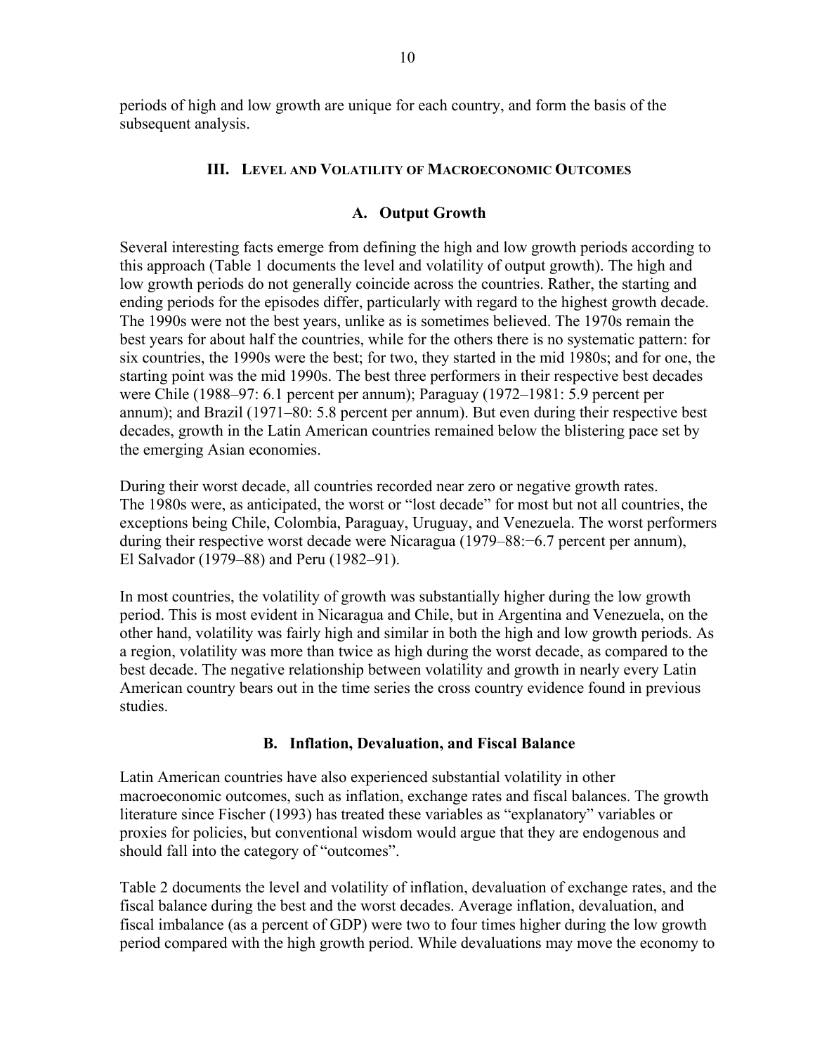periods of high and low growth are unique for each country, and form the basis of the subsequent analysis.

## III. Level and Volatility of Macroeconomic Outcomes

### A. Output Growth

Several interesting facts emerge from defining the high and low growth periods according to this approach (Table 1 documents the level and volatility of output growth). The high and low growth periods do not generally coincide across the countries. Rather, the starting and ending periods for the episodes differ, particularly with regard to the highest growth decade. The 1990s were not the best years, unlike as is sometimes believed. The 1970s remain the best years for about half the countries, while for the others there is no systematic pattern: for six countries, the 1990s were the best; for two, they started in the mid 1980s; and for one, the starting point was the mid 1990s. The best three performers in their respective best decades were Chile (1988–97: 6.1 percent per annum); Paraguay (1972–1981: 5.9 percent per annum); and Brazil (1971–80: 5.8 percent per annum). But even during their respective best decades, growth in the Latin American countries remained below the blistering pace set by the emerging Asian economies.

During their worst decade, all countries recorded near zero or negative growth rates. The 1980s were, as anticipated, the worst or "lost decade" for most but not all countries, the exceptions being Chile, Colombia, Paraguay, Uruguay, and Venezuela. The worst performers during their respective worst decade were Nicaragua (1979–88:−6.7 percent per annum), El Salvador (1979–88) and Peru (1982–91).

In most countries, the volatility of growth was substantially higher during the low growth period. This is most evident in Nicaragua and Chile, but in Argentina and Venezuela, on the other hand, volatility was fairly high and similar in both the high and low growth periods. As a region, volatility was more than twice as high during the worst decade, as compared to the best decade. The negative relationship between volatility and growth in nearly every Latin American country bears out in the time series the cross country evidence found in previous studies.

### B. Inflation, Devaluation, and Fiscal Balance

Latin American countries have also experienced substantial volatility in other macroeconomic outcomes, such as inflation, exchange rates and fiscal balances. The growth literature since Fischer (1993) has treated these variables as "explanatory" variables or proxies for policies, but conventional wisdom would argue that they are endogenous and should fall into the category of "outcomes".

Table 2 documents the level and volatility of inflation, devaluation of exchange rates, and the fiscal balance during the best and the worst decades. Average inflation, devaluation, and fiscal imbalance (as a percent of GDP) were two to four times higher during the low growth period compared with the high growth period. While devaluations may move the economy to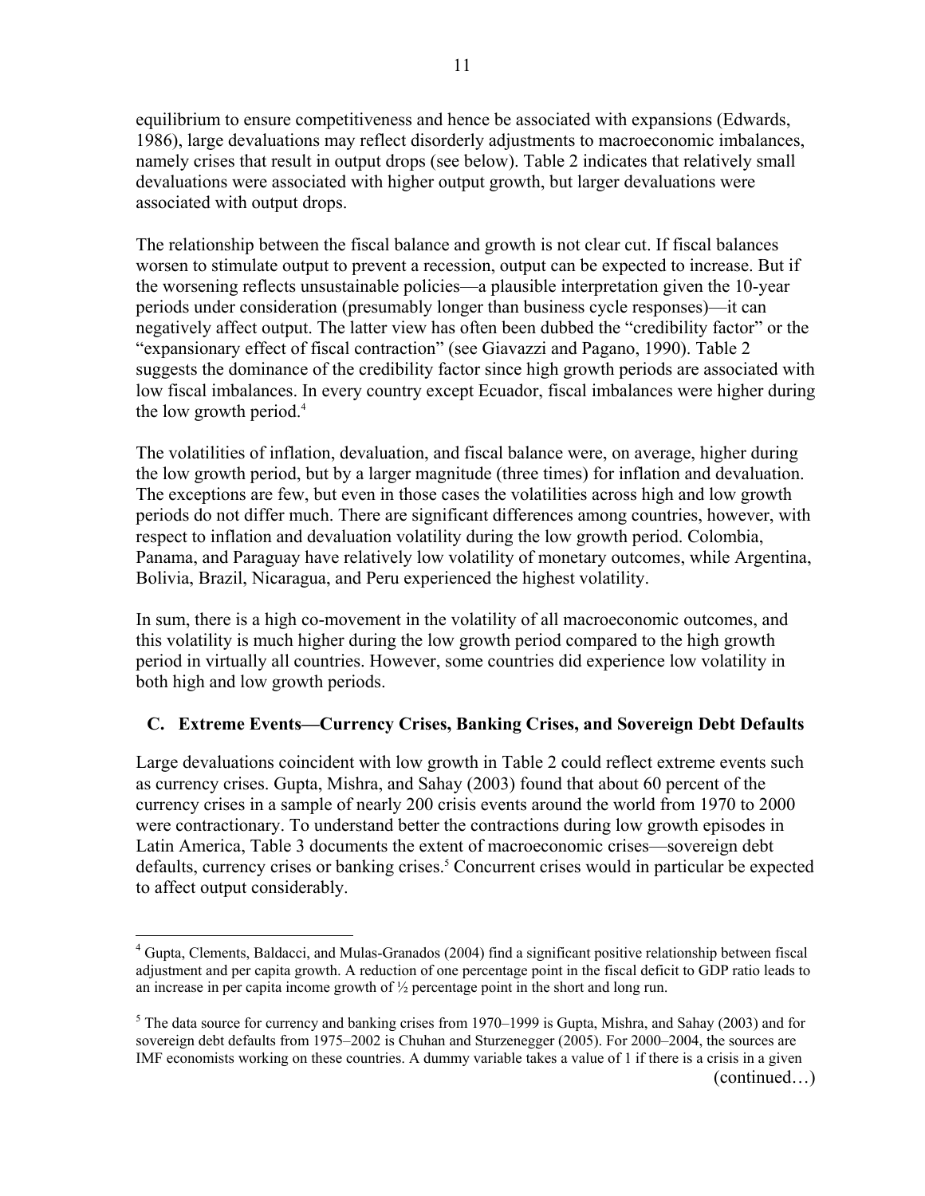equilibrium to ensure competitiveness and hence be associated with expansions (Edwards, 1986), large devaluations may reflect disorderly adjustments to macroeconomic imbalances, namely crises that result in output drops (see below). Table 2 indicates that relatively small devaluations were associated with higher output growth, but larger devaluations were associated with output drops.

The relationship between the fiscal balance and growth is not clear cut. If fiscal balances worsen to stimulate output to prevent a recession, output can be expected to increase. But if the worsening reflects unsustainable policies—a plausible interpretation given the 10-year periods under consideration (presumably longer than business cycle responses)—it can negatively affect output. The latter view has often been dubbed the "credibility factor" or the "expansionary effect of fiscal contraction" (see Giavazzi and Pagano, 1990). Table 2 suggests the dominance of the credibility factor since high growth periods are associated with low fiscal imbalances. In every country except Ecuador, fiscal imbalances were higher during the low growth period.[4]

The volatilities of inflation, devaluation, and fiscal balance were, on average, higher during the low growth period, but by a larger magnitude (three times) for inflation and devaluation. The exceptions are few, but even in those cases the volatilities across high and low growth periods do not differ much. There are significant differences among countries, however, with respect to inflation and devaluation volatility during the low growth period. Colombia, Panama, and Paraguay have relatively low volatility of monetary outcomes, while Argentina, Bolivia, Brazil, Nicaragua, and Peru experienced the highest volatility.

In sum, there is a high co-movement in the volatility of all macroeconomic outcomes, and this volatility is much higher during the low growth period compared to the high growth period in virtually all countries. However, some countries did experience low volatility in both high and low growth periods.

## C. Extreme Events—Currency Crises, Banking Crises, and Sovereign Debt Defaults

Large devaluations coincident with low growth in Table 2 could reflect extreme events such as currency crises. Gupta, Mishra, and Sahay (2003) found that about 60 percent of the currency crises in a sample of nearly 200 crisis events around the world from 1970 to 2000 were contractionary. To understand better the contractions during low growth episodes in Latin America, Table 3 documents the extent of macroeconomic crises—sovereign debt defaults, currency crises or banking crises.[5] Concurrent crises would in particular be expected to affect output considerably.

---

[4] Gupta, Clements, Baldacci, and Mulas-Granados (2004) find a significant positive relationship between fiscal adjustment and per capita growth. A reduction of one percentage point in the fiscal deficit to GDP ratio leads to an increase in per capita income growth of ½ percentage point in the short and long run.

[5] The data source for currency and banking crises from 1970–1999 is Gupta, Mishra, and Sahay (2003) and for sovereign debt defaults from 1975–2002 is Chuhan and Sturzenegger (2005). For 2000–2004, the sources are IMF economists working on these countries. A dummy variable takes a value of 1 if there is a crisis in a given

(continued…)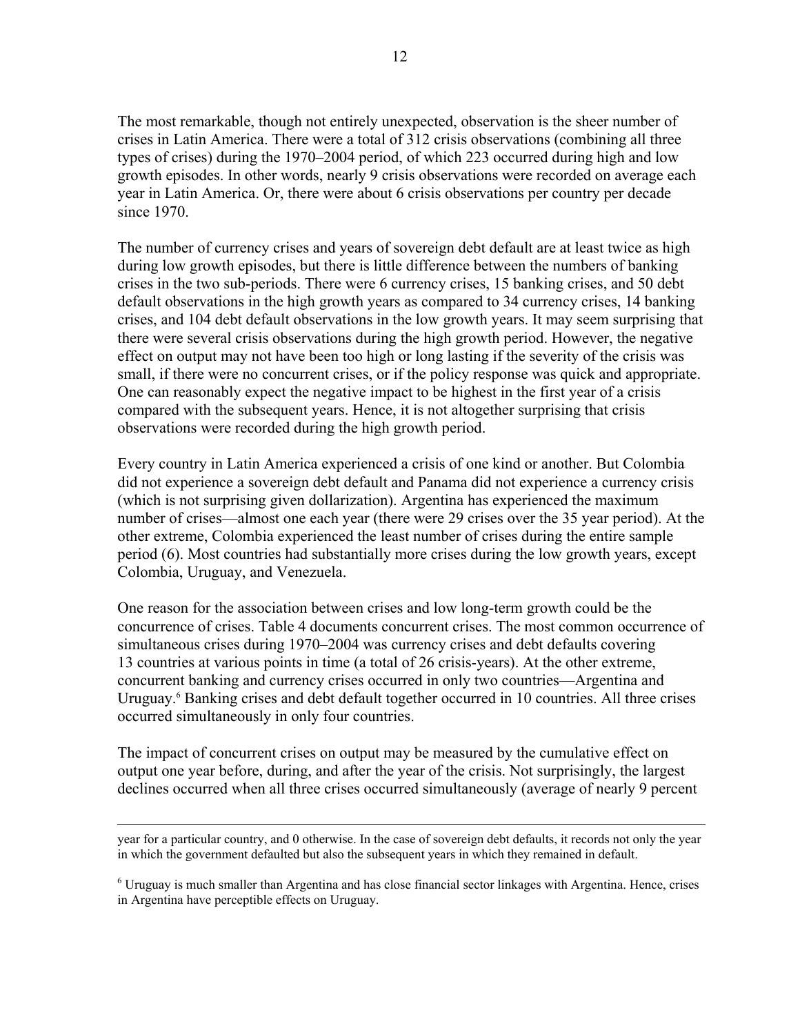The most remarkable, though not entirely unexpected, observation is the sheer number of crises in Latin America. There were a total of 312 crisis observations (combining all three types of crises) during the 1970–2004 period, of which 223 occurred during high and low growth episodes. In other words, nearly 9 crisis observations were recorded on average each year in Latin America. Or, there were about 6 crisis observations per country per decade since 1970.

The number of currency crises and years of sovereign debt default are at least twice as high during low growth episodes, but there is little difference between the numbers of banking crises in the two sub-periods. There were 6 currency crises, 15 banking crises, and 50 debt default observations in the high growth years as compared to 34 currency crises, 14 banking crises, and 104 debt default observations in the low growth years. It may seem surprising that there were several crisis observations during the high growth period. However, the negative effect on output may not have been too high or long lasting if the severity of the crisis was small, if there were no concurrent crises, or if the policy response was quick and appropriate. One can reasonably expect the negative impact to be highest in the first year of a crisis compared with the subsequent years. Hence, it is not altogether surprising that crisis observations were recorded during the high growth period.

Every country in Latin America experienced a crisis of one kind or another. But Colombia did not experience a sovereign debt default and Panama did not experience a currency crisis (which is not surprising given dollarization). Argentina has experienced the maximum number of crises—almost one each year (there were 29 crises over the 35 year period). At the other extreme, Colombia experienced the least number of crises during the entire sample period (6). Most countries had substantially more crises during the low growth years, except Colombia, Uruguay, and Venezuela.

One reason for the association between crises and low long-term growth could be the concurrence of crises. Table 4 documents concurrent crises. The most common occurrence of simultaneous crises during 1970–2004 was currency crises and debt defaults covering 13 countries at various points in time (a total of 26 crisis-years). At the other extreme, concurrent banking and currency crises occurred in only two countries—Argentina and Uruguay.[6] Banking crises and debt default together occurred in 10 countries. All three crises occurred simultaneously in only four countries.

The impact of concurrent crises on output may be measured by the cumulative effect on output one year before, during, and after the year of the crisis. Not surprisingly, the largest declines occurred when all three crises occurred simultaneously (average of nearly 9 percent

---

year for a particular country, and 0 otherwise. In the case of sovereign debt defaults, it records not only the year in which the government defaulted but also the subsequent years in which they remained in default.

[6] Uruguay is much smaller than Argentina and has close financial sector linkages with Argentina. Hence, crises in Argentina have perceptible effects on Uruguay.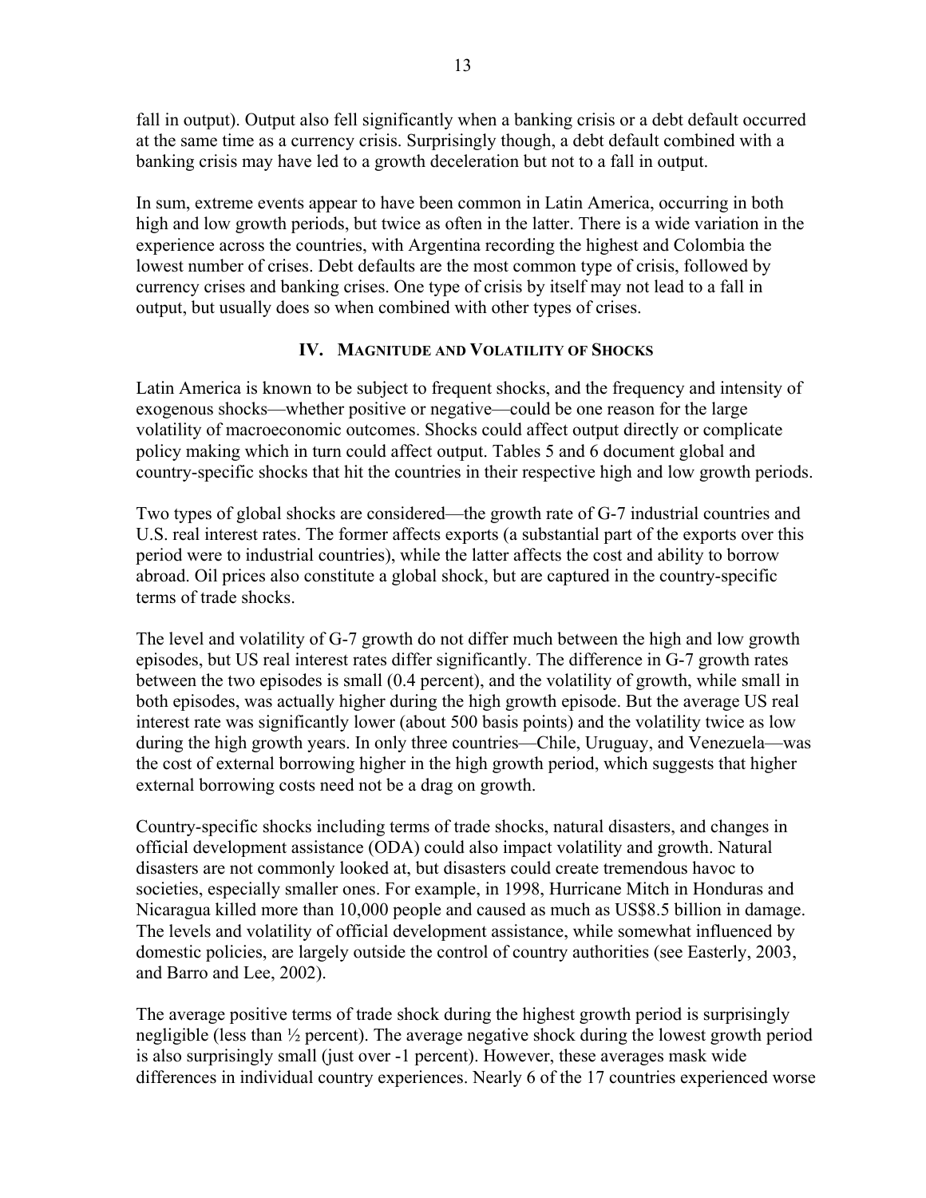fall in output). Output also fell significantly when a banking crisis or a debt default occurred at the same time as a currency crisis. Surprisingly though, a debt default combined with a banking crisis may have led to a growth deceleration but not to a fall in output.

In sum, extreme events appear to have been common in Latin America, occurring in both high and low growth periods, but twice as often in the latter. There is a wide variation in the experience across the countries, with Argentina recording the highest and Colombia the lowest number of crises. Debt defaults are the most common type of crisis, followed by currency crises and banking crises. One type of crisis by itself may not lead to a fall in output, but usually does so when combined with other types of crises.

## IV. Magnitude and Volatility of Shocks

Latin America is known to be subject to frequent shocks, and the frequency and intensity of exogenous shocks—whether positive or negative—could be one reason for the large volatility of macroeconomic outcomes. Shocks could affect output directly or complicate policy making which in turn could affect output. Tables 5 and 6 document global and country-specific shocks that hit the countries in their respective high and low growth periods.

Two types of global shocks are considered—the growth rate of G-7 industrial countries and U.S. real interest rates. The former affects exports (a substantial part of the exports over this period were to industrial countries), while the latter affects the cost and ability to borrow abroad. Oil prices also constitute a global shock, but are captured in the country-specific terms of trade shocks.

The level and volatility of G-7 growth do not differ much between the high and low growth episodes, but US real interest rates differ significantly. The difference in G-7 growth rates between the two episodes is small (0.4 percent), and the volatility of growth, while small in both episodes, was actually higher during the high growth episode. But the average US real interest rate was significantly lower (about 500 basis points) and the volatility twice as low during the high growth years. In only three countries—Chile, Uruguay, and Venezuela—was the cost of external borrowing higher in the high growth period, which suggests that higher external borrowing costs need not be a drag on growth.

Country-specific shocks including terms of trade shocks, natural disasters, and changes in official development assistance (ODA) could also impact volatility and growth. Natural disasters are not commonly looked at, but disasters could create tremendous havoc to societies, especially smaller ones. For example, in 1998, Hurricane Mitch in Honduras and Nicaragua killed more than 10,000 people and caused as much as US$8.5 billion in damage. The levels and volatility of official development assistance, while somewhat influenced by domestic policies, are largely outside the control of country authorities (see Easterly, 2003, and Barro and Lee, 2002).

The average positive terms of trade shock during the highest growth period is surprisingly negligible (less than ½ percent). The average negative shock during the lowest growth period is also surprisingly small (just over -1 percent). However, these averages mask wide differences in individual country experiences. Nearly 6 of the 17 countries experienced worse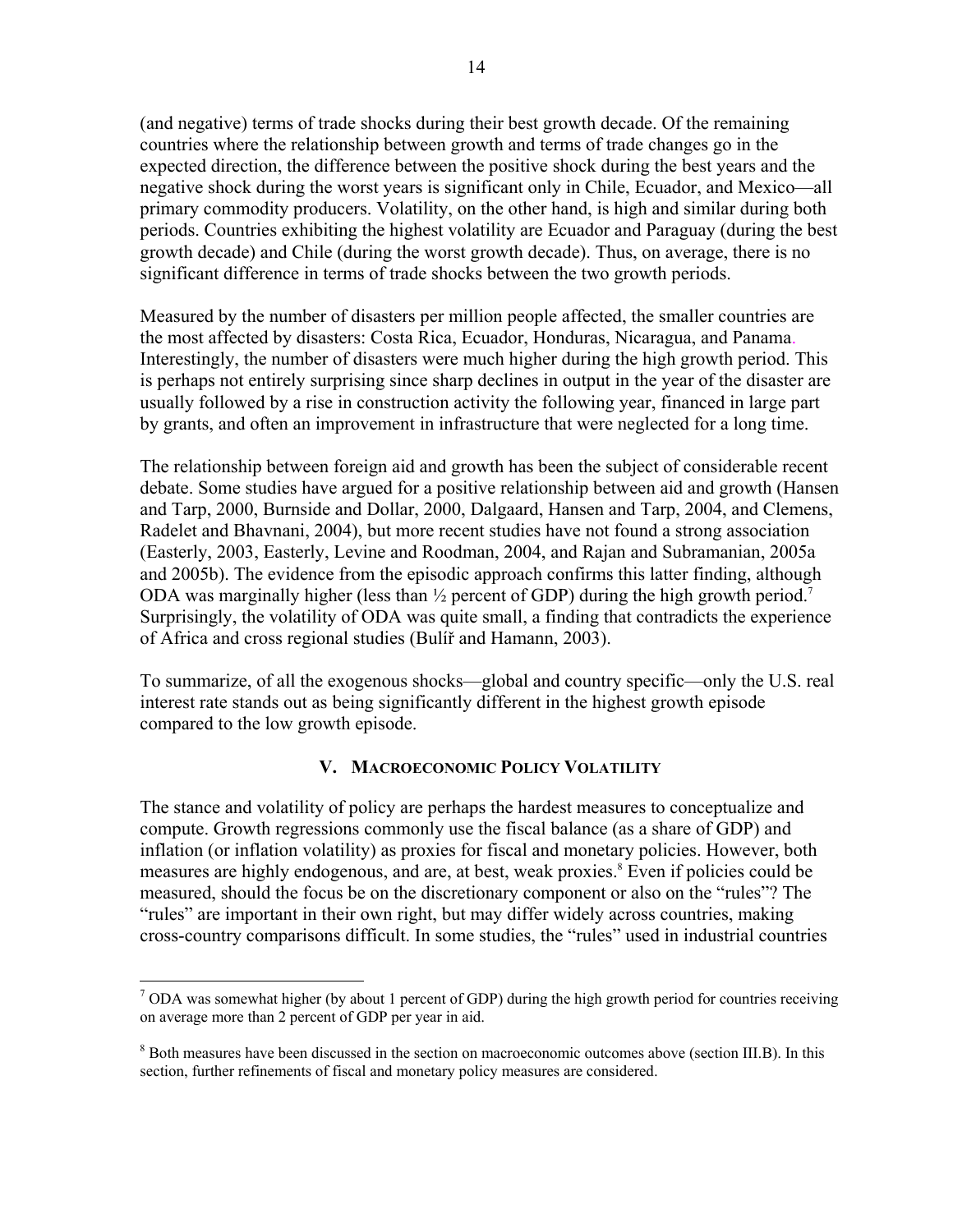(and negative) terms of trade shocks during their best growth decade. Of the remaining countries where the relationship between growth and terms of trade changes go in the expected direction, the difference between the positive shock during the best years and the negative shock during the worst years is significant only in Chile, Ecuador, and Mexico—all primary commodity producers. Volatility, on the other hand, is high and similar during both periods. Countries exhibiting the highest volatility are Ecuador and Paraguay (during the best growth decade) and Chile (during the worst growth decade). Thus, on average, there is no significant difference in terms of trade shocks between the two growth periods.

Measured by the number of disasters per million people affected, the smaller countries are the most affected by disasters: Costa Rica, Ecuador, Honduras, Nicaragua, and Panama. Interestingly, the number of disasters were much higher during the high growth period. This is perhaps not entirely surprising since sharp declines in output in the year of the disaster are usually followed by a rise in construction activity the following year, financed in large part by grants, and often an improvement in infrastructure that were neglected for a long time.

The relationship between foreign aid and growth has been the subject of considerable recent debate. Some studies have argued for a positive relationship between aid and growth (Hansen and Tarp, 2000, Burnside and Dollar, 2000, Dalgaard, Hansen and Tarp, 2004, and Clemens, Radelet and Bhavnani, 2004), but more recent studies have not found a strong association (Easterly, 2003, Easterly, Levine and Roodman, 2004, and Rajan and Subramanian, 2005a and 2005b). The evidence from the episodic approach confirms this latter finding, although ODA was marginally higher (less than ½ percent of GDP) during the high growth period.[7] Surprisingly, the volatility of ODA was quite small, a finding that contradicts the experience of Africa and cross regional studies (Bulíř and Hamann, 2003).

To summarize, of all the exogenous shocks—global and country specific—only the U.S. real interest rate stands out as being significantly different in the highest growth episode compared to the low growth episode.

## V. Macroeconomic Policy Volatility

The stance and volatility of policy are perhaps the hardest measures to conceptualize and compute. Growth regressions commonly use the fiscal balance (as a share of GDP) and inflation (or inflation volatility) as proxies for fiscal and monetary policies. However, both measures are highly endogenous, and are, at best, weak proxies.[8] Even if policies could be measured, should the focus be on the discretionary component or also on the "rules"? The "rules" are important in their own right, but may differ widely across countries, making cross-country comparisons difficult. In some studies, the "rules" used in industrial countries

---

[7] ODA was somewhat higher (by about 1 percent of GDP) during the high growth period for countries receiving on average more than 2 percent of GDP per year in aid.

[8] Both measures have been discussed in the section on macroeconomic outcomes above (section III.B). In this section, further refinements of fiscal and monetary policy measures are considered.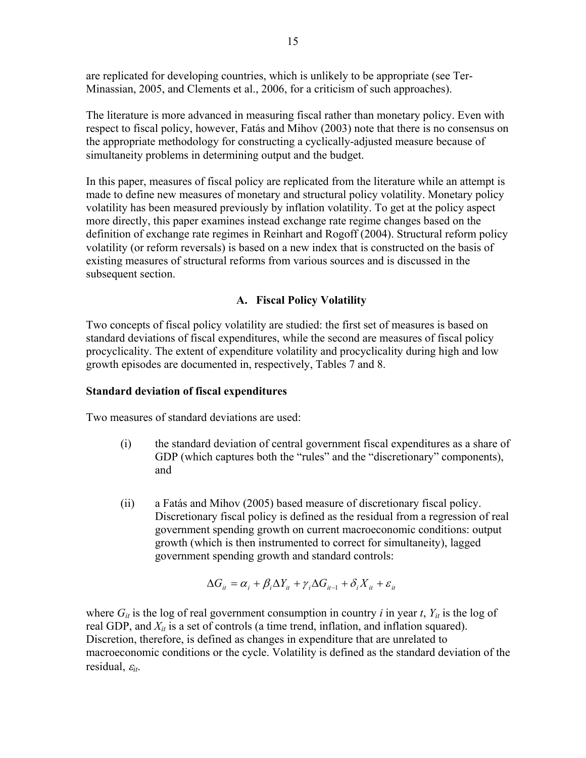are replicated for developing countries, which is unlikely to be appropriate (see Ter-Minassian, 2005, and Clements et al., 2006, for a criticism of such approaches).

The literature is more advanced in measuring fiscal rather than monetary policy. Even with respect to fiscal policy, however, Fatás and Mihov (2003) note that there is no consensus on the appropriate methodology for constructing a cyclically-adjusted measure because of simultaneity problems in determining output and the budget.

In this paper, measures of fiscal policy are replicated from the literature while an attempt is made to define new measures of monetary and structural policy volatility. Monetary policy volatility has been measured previously by inflation volatility. To get at the policy aspect more directly, this paper examines instead exchange rate regime changes based on the definition of exchange rate regimes in Reinhart and Rogoff (2004). Structural reform policy volatility (or reform reversals) is based on a new index that is constructed on the basis of existing measures of structural reforms from various sources and is discussed in the subsequent section.

## A. Fiscal Policy Volatility

Two concepts of fiscal policy volatility are studied: the first set of measures is based on standard deviations of fiscal expenditures, while the second are measures of fiscal policy procyclicality. The extent of expenditure volatility and procyclicality during high and low growth episodes are documented in, respectively, Tables 7 and 8.

**Standard deviation of fiscal expenditures**

Two measures of standard deviations are used:

(i) the standard deviation of central government fiscal expenditures as a share of GDP (which captures both the "rules" and the "discretionary" components), and

(ii) a Fatás and Mihov (2005) based measure of discretionary fiscal policy. Discretionary fiscal policy is defined as the residual from a regression of real government spending growth on current macroeconomic conditions: output growth (which is then instrumented to correct for simultaneity), lagged government spending growth and standard controls:

$$\Delta G_{it} = \alpha_i + \beta_i \Delta Y_{it} + \gamma_i \Delta G_{it-1} + \delta_i X_{it} + \varepsilon_{it}$$

where $G_{it}$ is the log of real government consumption in country $i$ in year $t$, $Y_{it}$ is the log of real GDP, and $X_{it}$ is a set of controls (a time trend, inflation, and inflation squared). Discretion, therefore, is defined as changes in expenditure that are unrelated to macroeconomic conditions or the cycle. Volatility is defined as the standard deviation of the residual, $\varepsilon_{it}$.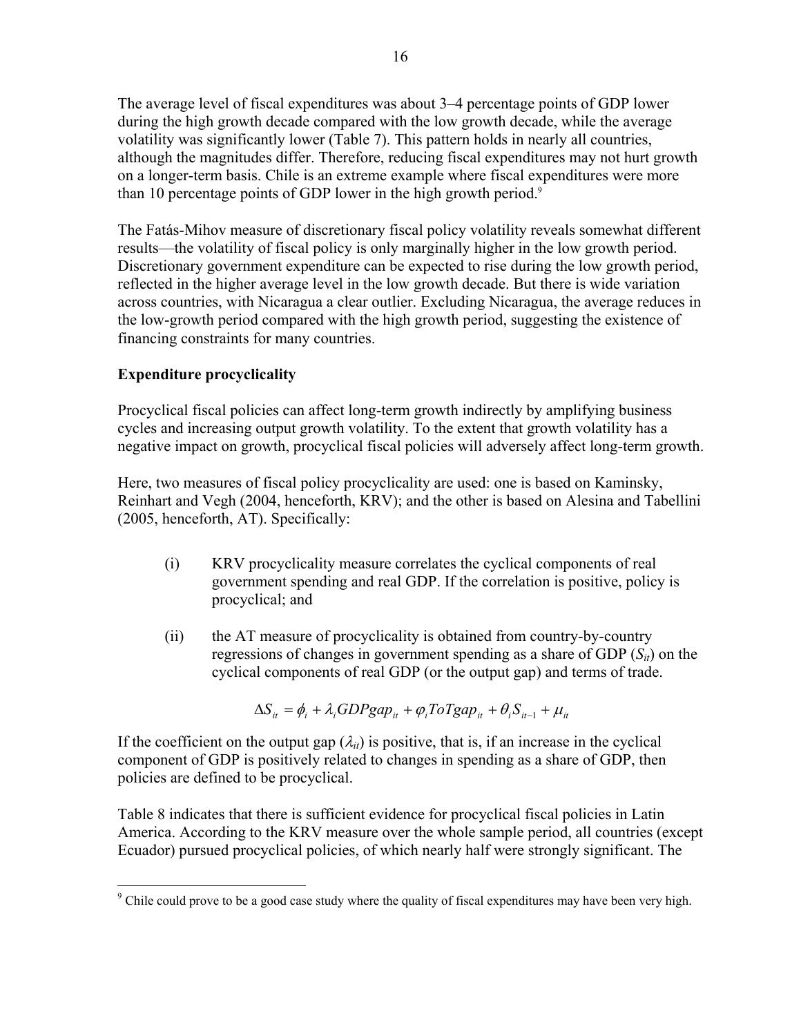The average level of fiscal expenditures was about 3–4 percentage points of GDP lower during the high growth decade compared with the low growth decade, while the average volatility was significantly lower (Table 7). This pattern holds in nearly all countries, although the magnitudes differ. Therefore, reducing fiscal expenditures may not hurt growth on a longer-term basis. Chile is an extreme example where fiscal expenditures were more than 10 percentage points of GDP lower in the high growth period.[9]

The Fatás-Mihov measure of discretionary fiscal policy volatility reveals somewhat different results—the volatility of fiscal policy is only marginally higher in the low growth period. Discretionary government expenditure can be expected to rise during the low growth period, reflected in the higher average level in the low growth decade. But there is wide variation across countries, with Nicaragua a clear outlier. Excluding Nicaragua, the average reduces in the low-growth period compared with the high growth period, suggesting the existence of financing constraints for many countries.

**Expenditure procyclicality**

Procyclical fiscal policies can affect long-term growth indirectly by amplifying business cycles and increasing output growth volatility. To the extent that growth volatility has a negative impact on growth, procyclical fiscal policies will adversely affect long-term growth.

Here, two measures of fiscal policy procyclicality are used: one is based on Kaminsky, Reinhart and Vegh (2004, henceforth, KRV); and the other is based on Alesina and Tabellini (2005, henceforth, AT). Specifically:

(i) KRV procyclicality measure correlates the cyclical components of real government spending and real GDP. If the correlation is positive, policy is procyclical; and

(ii) the AT measure of procyclicality is obtained from country-by-country regressions of changes in government spending as a share of GDP ($S_{it}$) on the cyclical components of real GDP (or the output gap) and terms of trade.

$$\Delta S_{it} = \phi_i + \lambda_i GDPgap_{it} + \varphi_i ToTgap_{it} + \theta_i S_{it-1} + \mu_{it}$$

If the coefficient on the output gap ($\lambda_{it}$) is positive, that is, if an increase in the cyclical component of GDP is positively related to changes in spending as a share of GDP, then policies are defined to be procyclical.

Table 8 indicates that there is sufficient evidence for procyclical fiscal policies in Latin America. According to the KRV measure over the whole sample period, all countries (except Ecuador) pursued procyclical policies, of which nearly half were strongly significant. The

[9] Chile could prove to be a good case study where the quality of fiscal expenditures may have been very high.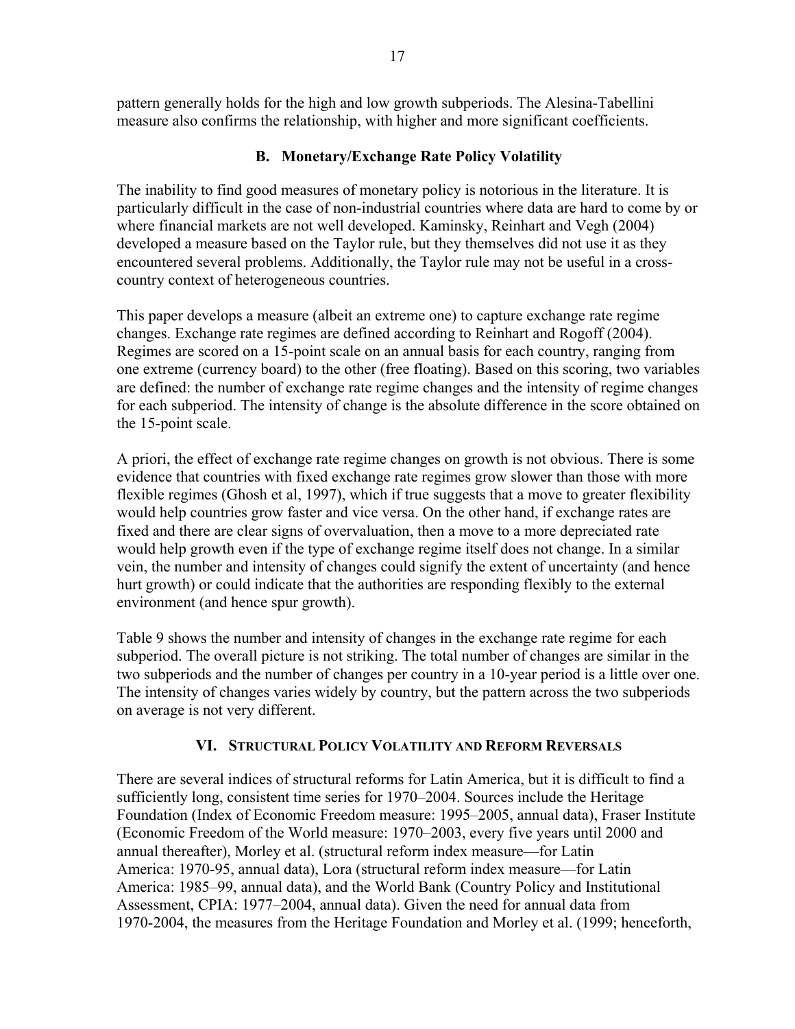pattern generally holds for the high and low growth subperiods. The Alesina-Tabellini measure also confirms the relationship, with higher and more significant coefficients.

### B. Monetary/Exchange Rate Policy Volatility

The inability to find good measures of monetary policy is notorious in the literature. It is particularly difficult in the case of non-industrial countries where data are hard to come by or where financial markets are not well developed. Kaminsky, Reinhart and Vegh (2004) developed a measure based on the Taylor rule, but they themselves did not use it as they encountered several problems. Additionally, the Taylor rule may not be useful in a cross-country context of heterogeneous countries.

This paper develops a measure (albeit an extreme one) to capture exchange rate regime changes. Exchange rate regimes are defined according to Reinhart and Rogoff (2004). Regimes are scored on a 15-point scale on an annual basis for each country, ranging from one extreme (currency board) to the other (free floating). Based on this scoring, two variables are defined: the number of exchange rate regime changes and the intensity of regime changes for each subperiod. The intensity of change is the absolute difference in the score obtained on the 15-point scale.

A priori, the effect of exchange rate regime changes on growth is not obvious. There is some evidence that countries with fixed exchange rate regimes grow slower than those with more flexible regimes (Ghosh et al, 1997), which if true suggests that a move to greater flexibility would help countries grow faster and vice versa. On the other hand, if exchange rates are fixed and there are clear signs of overvaluation, then a move to a more depreciated rate would help growth even if the type of exchange regime itself does not change. In a similar vein, the number and intensity of changes could signify the extent of uncertainty (and hence hurt growth) or could indicate that the authorities are responding flexibly to the external environment (and hence spur growth).

Table 9 shows the number and intensity of changes in the exchange rate regime for each subperiod. The overall picture is not striking. The total number of changes are similar in the two subperiods and the number of changes per country in a 10-year period is a little over one. The intensity of changes varies widely by country, but the pattern across the two subperiods on average is not very different.

## VI. Structural Policy Volatility and Reform Reversals

There are several indices of structural reforms for Latin America, but it is difficult to find a sufficiently long, consistent time series for 1970–2004. Sources include the Heritage Foundation (Index of Economic Freedom measure: 1995–2005, annual data), Fraser Institute (Economic Freedom of the World measure: 1970–2003, every five years until 2000 and annual thereafter), Morley et al. (structural reform index measure—for Latin America: 1970-95, annual data), Lora (structural reform index measure—for Latin America: 1985–99, annual data), and the World Bank (Country Policy and Institutional Assessment, CPIA: 1977–2004, annual data). Given the need for annual data from 1970-2004, the measures from the Heritage Foundation and Morley et al. (1999; henceforth,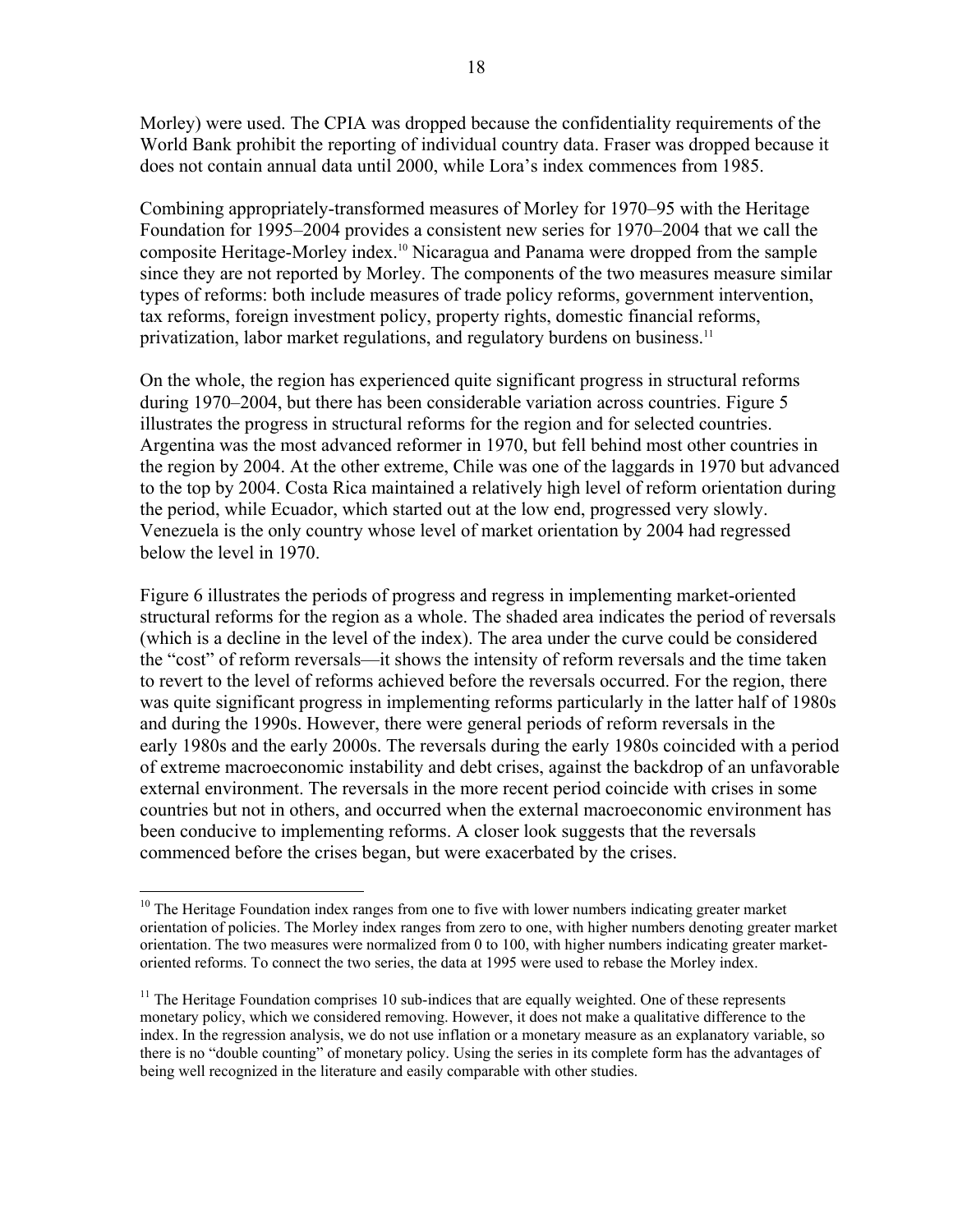Morley) were used. The CPIA was dropped because the confidentiality requirements of the World Bank prohibit the reporting of individual country data. Fraser was dropped because it does not contain annual data until 2000, while Lora's index commences from 1985.

Combining appropriately-transformed measures of Morley for 1970–95 with the Heritage Foundation for 1995–2004 provides a consistent new series for 1970–2004 that we call the composite Heritage-Morley index.[10] Nicaragua and Panama were dropped from the sample since they are not reported by Morley. The components of the two measures measure similar types of reforms: both include measures of trade policy reforms, government intervention, tax reforms, foreign investment policy, property rights, domestic financial reforms, privatization, labor market regulations, and regulatory burdens on business.[11]

On the whole, the region has experienced quite significant progress in structural reforms during 1970–2004, but there has been considerable variation across countries. Figure 5 illustrates the progress in structural reforms for the region and for selected countries. Argentina was the most advanced reformer in 1970, but fell behind most other countries in the region by 2004. At the other extreme, Chile was one of the laggards in 1970 but advanced to the top by 2004. Costa Rica maintained a relatively high level of reform orientation during the period, while Ecuador, which started out at the low end, progressed very slowly. Venezuela is the only country whose level of market orientation by 2004 had regressed below the level in 1970.

Figure 6 illustrates the periods of progress and regress in implementing market-oriented structural reforms for the region as a whole. The shaded area indicates the period of reversals (which is a decline in the level of the index). The area under the curve could be considered the "cost" of reform reversals—it shows the intensity of reform reversals and the time taken to revert to the level of reforms achieved before the reversals occurred. For the region, there was quite significant progress in implementing reforms particularly in the latter half of 1980s and during the 1990s. However, there were general periods of reform reversals in the early 1980s and the early 2000s. The reversals during the early 1980s coincided with a period of extreme macroeconomic instability and debt crises, against the backdrop of an unfavorable external environment. The reversals in the more recent period coincide with crises in some countries but not in others, and occurred when the external macroeconomic environment has been conducive to implementing reforms. A closer look suggests that the reversals commenced before the crises began, but were exacerbated by the crises.

---

[10] The Heritage Foundation index ranges from one to five with lower numbers indicating greater market orientation of policies. The Morley index ranges from zero to one, with higher numbers denoting greater market orientation. The two measures were normalized from 0 to 100, with higher numbers indicating greater market-oriented reforms. To connect the two series, the data at 1995 were used to rebase the Morley index.

[11] The Heritage Foundation comprises 10 sub-indices that are equally weighted. One of these represents monetary policy, which we considered removing. However, it does not make a qualitative difference to the index. In the regression analysis, we do not use inflation or a monetary measure as an explanatory variable, so there is no "double counting" of monetary policy. Using the series in its complete form has the advantages of being well recognized in the literature and easily comparable with other studies.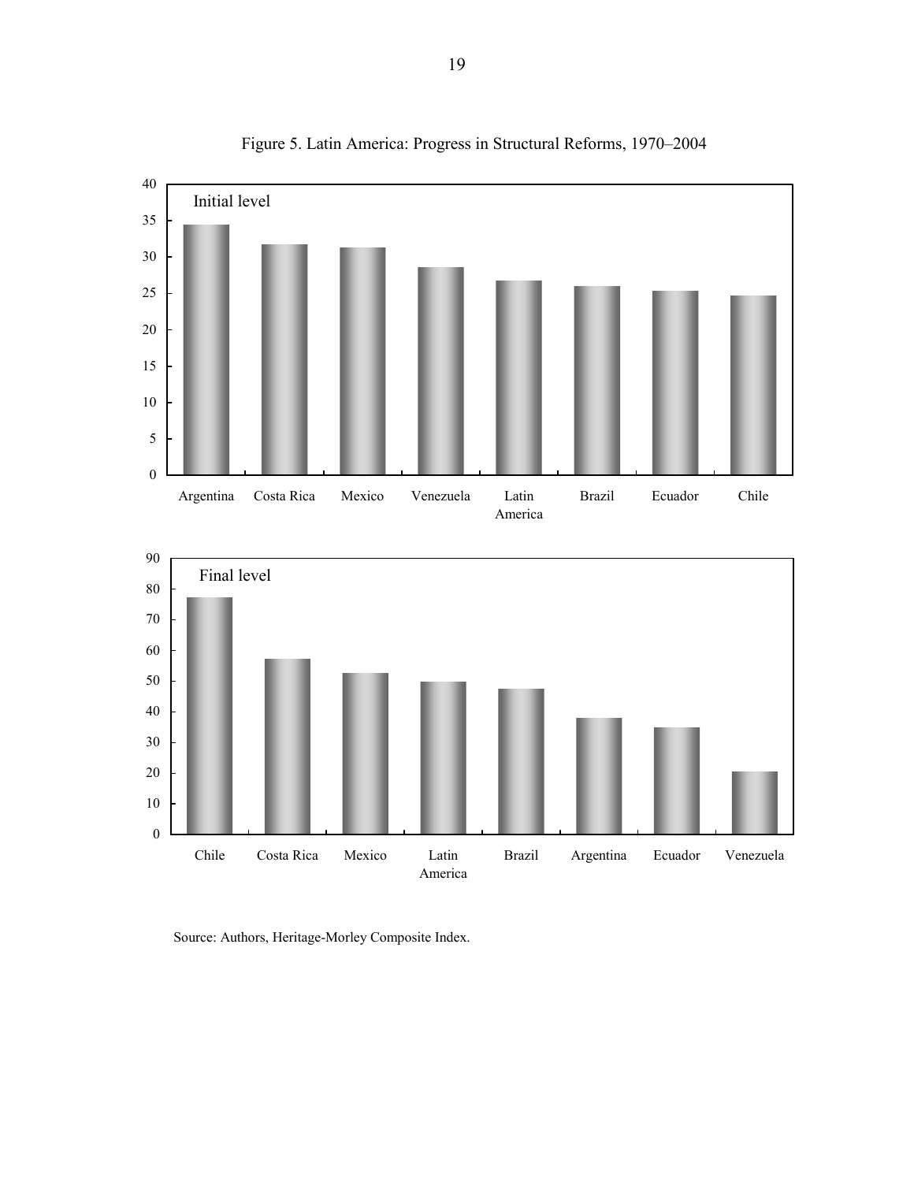Figure 5. Latin America: Progress in Structural Reforms, 1970–2004

Source: Authors, Heritage-Morley Composite Index.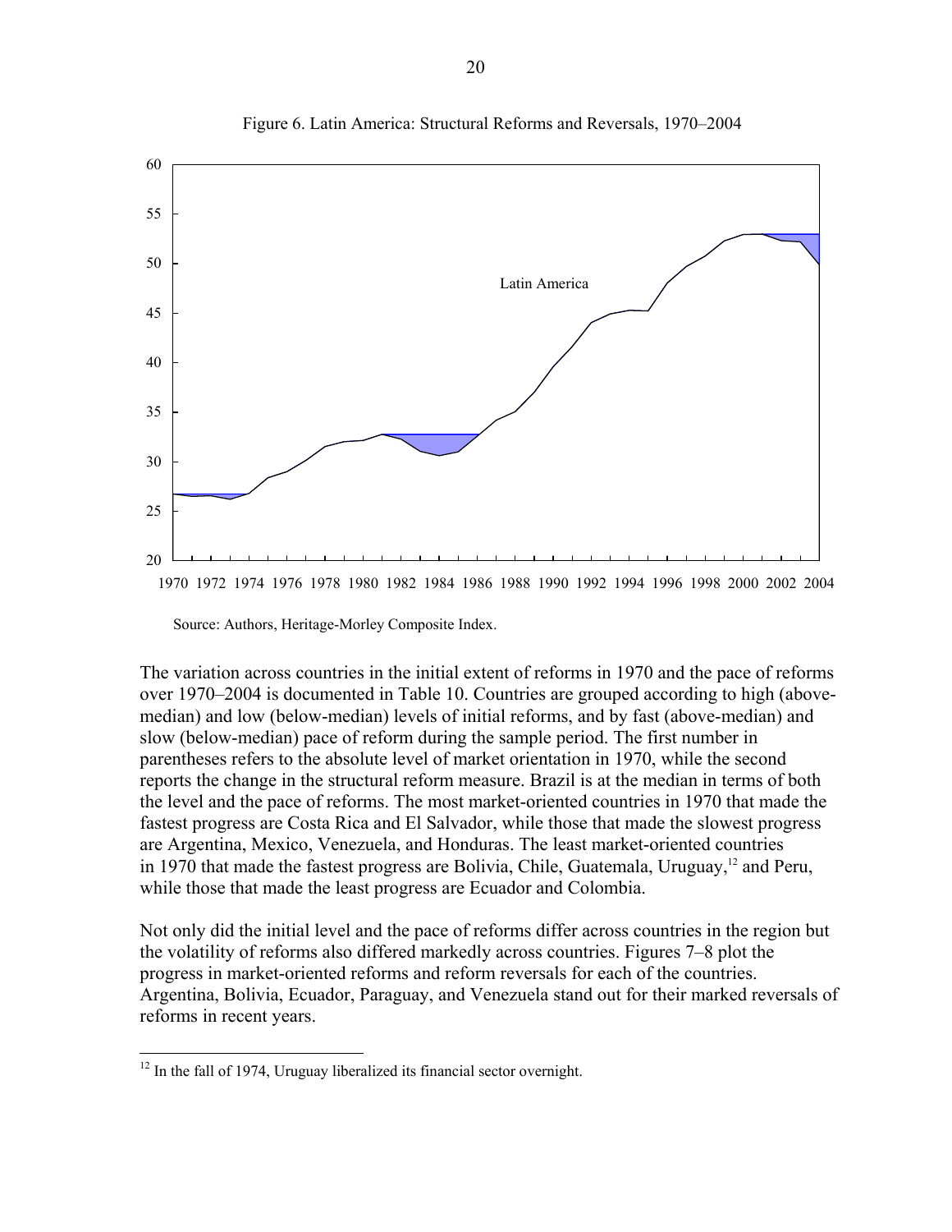Figure 6. Latin America: Structural Reforms and Reversals, 1970–2004

Source: Authors, Heritage-Morley Composite Index.

The variation across countries in the initial extent of reforms in 1970 and the pace of reforms over 1970–2004 is documented in Table 10. Countries are grouped according to high (above-median) and low (below-median) levels of initial reforms, and by fast (above-median) and slow (below-median) pace of reform during the sample period. The first number in parentheses refers to the absolute level of market orientation in 1970, while the second reports the change in the structural reform measure. Brazil is at the median in terms of both the level and the pace of reforms. The most market-oriented countries in 1970 that made the fastest progress are Costa Rica and El Salvador, while those that made the slowest progress are Argentina, Mexico, Venezuela, and Honduras. The least market-oriented countries in 1970 that made the fastest progress are Bolivia, Chile, Guatemala, Uruguay,[12] and Peru, while those that made the least progress are Ecuador and Colombia.

Not only did the initial level and the pace of reforms differ across countries in the region but the volatility of reforms also differed markedly across countries. Figures 7–8 plot the progress in market-oriented reforms and reform reversals for each of the countries. Argentina, Bolivia, Ecuador, Paraguay, and Venezuela stand out for their marked reversals of reforms in recent years.

[12] In the fall of 1974, Uruguay liberalized its financial sector overnight.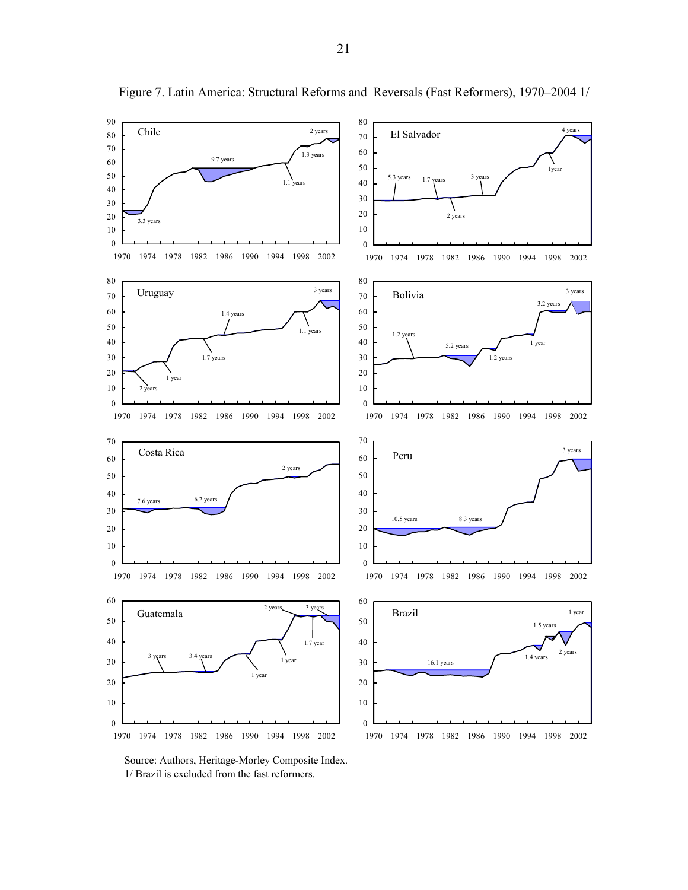Figure 7. Latin America: Structural Reforms and Reversals (Fast Reformers), 1970–2004 1/

Source: Authors, Heritage-Morley Composite Index.

1/ Brazil is excluded from the fast reformers.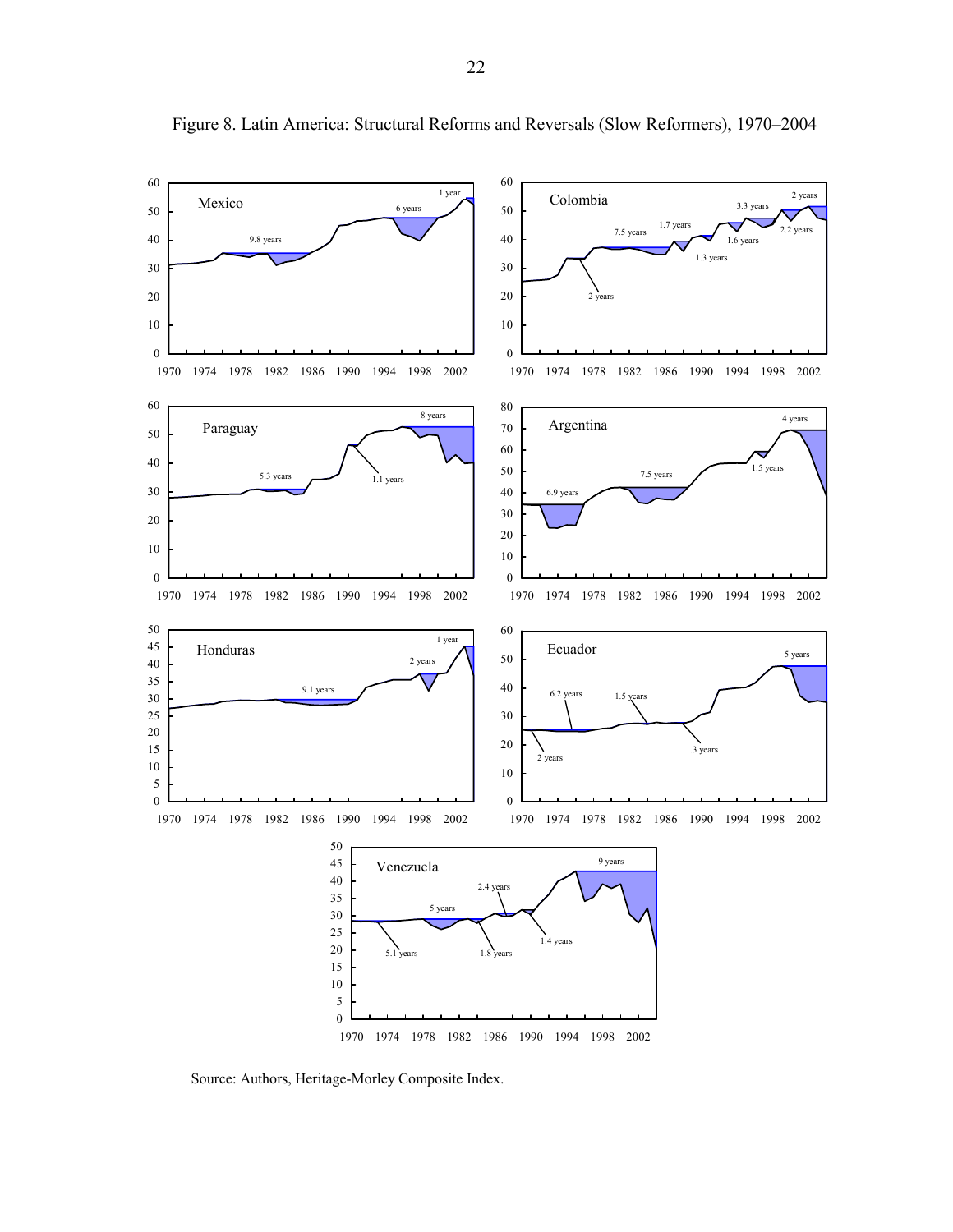Figure 8. Latin America: Structural Reforms and Reversals (Slow Reformers), 1970–2004

Source: Authors, Heritage-Morley Composite Index.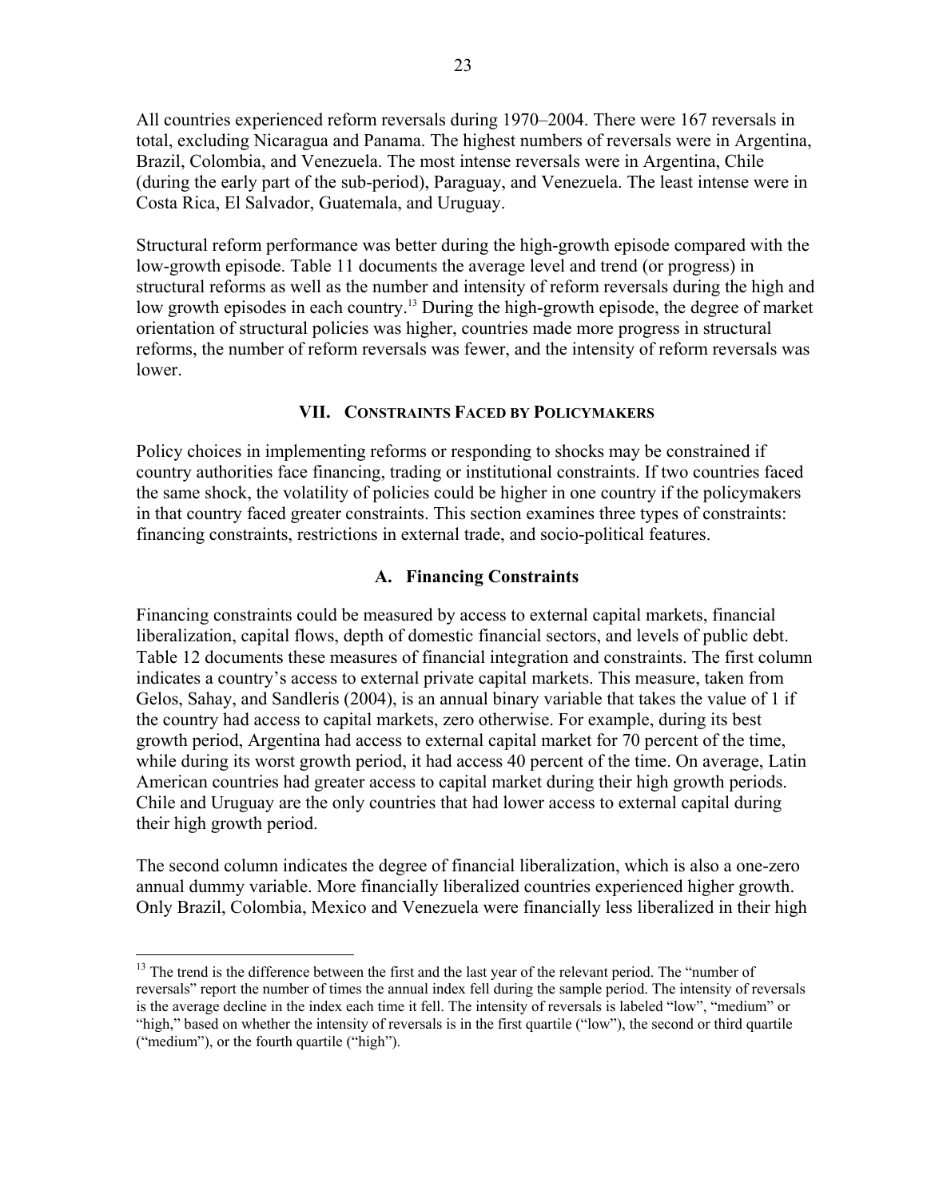All countries experienced reform reversals during 1970–2004. There were 167 reversals in total, excluding Nicaragua and Panama. The highest numbers of reversals were in Argentina, Brazil, Colombia, and Venezuela. The most intense reversals were in Argentina, Chile (during the early part of the sub-period), Paraguay, and Venezuela. The least intense were in Costa Rica, El Salvador, Guatemala, and Uruguay.

Structural reform performance was better during the high-growth episode compared with the low-growth episode. Table 11 documents the average level and trend (or progress) in structural reforms as well as the number and intensity of reform reversals during the high and low growth episodes in each country.[13] During the high-growth episode, the degree of market orientation of structural policies was higher, countries made more progress in structural reforms, the number of reform reversals was fewer, and the intensity of reform reversals was lower.

## VII. Constraints Faced by Policymakers

Policy choices in implementing reforms or responding to shocks may be constrained if country authorities face financing, trading or institutional constraints. If two countries faced the same shock, the volatility of policies could be higher in one country if the policymakers in that country faced greater constraints. This section examines three types of constraints: financing constraints, restrictions in external trade, and socio-political features.

### A. Financing Constraints

Financing constraints could be measured by access to external capital markets, financial liberalization, capital flows, depth of domestic financial sectors, and levels of public debt. Table 12 documents these measures of financial integration and constraints. The first column indicates a country's access to external private capital markets. This measure, taken from Gelos, Sahay, and Sandleris (2004), is an annual binary variable that takes the value of 1 if the country had access to capital markets, zero otherwise. For example, during its best growth period, Argentina had access to external capital market for 70 percent of the time, while during its worst growth period, it had access 40 percent of the time. On average, Latin American countries had greater access to capital market during their high growth periods. Chile and Uruguay are the only countries that had lower access to external capital during their high growth period.

The second column indicates the degree of financial liberalization, which is also a one-zero annual dummy variable. More financially liberalized countries experienced higher growth. Only Brazil, Colombia, Mexico and Venezuela were financially less liberalized in their high

[13] The trend is the difference between the first and the last year of the relevant period. The "number of reversals" report the number of times the annual index fell during the sample period. The intensity of reversals is the average decline in the index each time it fell. The intensity of reversals is labeled "low", "medium" or "high," based on whether the intensity of reversals is in the first quartile ("low"), the second or third quartile ("medium"), or the fourth quartile ("high").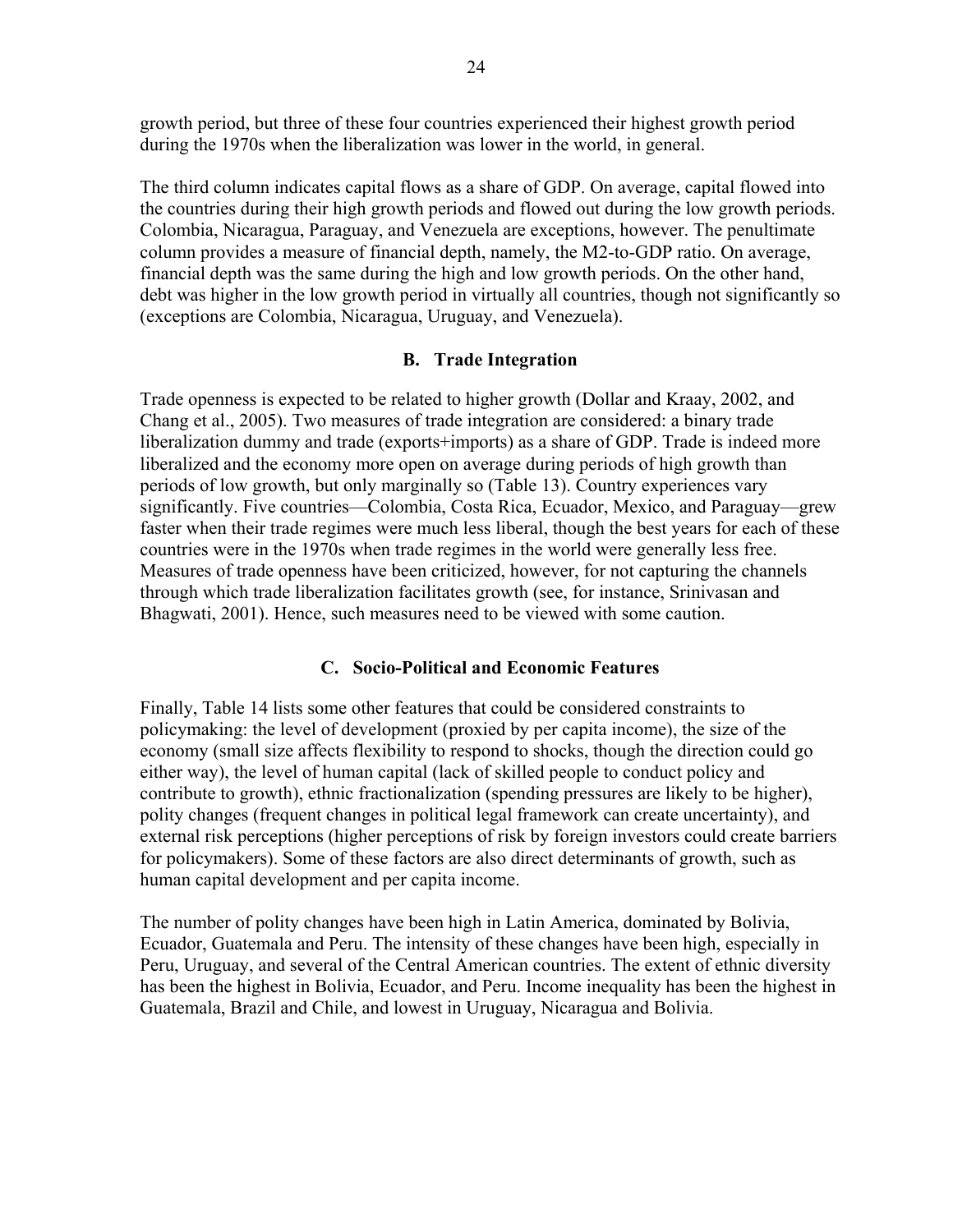growth period, but three of these four countries experienced their highest growth period during the 1970s when the liberalization was lower in the world, in general.

The third column indicates capital flows as a share of GDP. On average, capital flowed into the countries during their high growth periods and flowed out during the low growth periods. Colombia, Nicaragua, Paraguay, and Venezuela are exceptions, however. The penultimate column provides a measure of financial depth, namely, the M2-to-GDP ratio. On average, financial depth was the same during the high and low growth periods. On the other hand, debt was higher in the low growth period in virtually all countries, though not significantly so (exceptions are Colombia, Nicaragua, Uruguay, and Venezuela).

### B. Trade Integration

Trade openness is expected to be related to higher growth (Dollar and Kraay, 2002, and Chang et al., 2005). Two measures of trade integration are considered: a binary trade liberalization dummy and trade (exports+imports) as a share of GDP. Trade is indeed more liberalized and the economy more open on average during periods of high growth than periods of low growth, but only marginally so (Table 13). Country experiences vary significantly. Five countries—Colombia, Costa Rica, Ecuador, Mexico, and Paraguay—grew faster when their trade regimes were much less liberal, though the best years for each of these countries were in the 1970s when trade regimes in the world were generally less free. Measures of trade openness have been criticized, however, for not capturing the channels through which trade liberalization facilitates growth (see, for instance, Srinivasan and Bhagwati, 2001). Hence, such measures need to be viewed with some caution.

### C. Socio-Political and Economic Features

Finally, Table 14 lists some other features that could be considered constraints to policymaking: the level of development (proxied by per capita income), the size of the economy (small size affects flexibility to respond to shocks, though the direction could go either way), the level of human capital (lack of skilled people to conduct policy and contribute to growth), ethnic fractionalization (spending pressures are likely to be higher), polity changes (frequent changes in political legal framework can create uncertainty), and external risk perceptions (higher perceptions of risk by foreign investors could create barriers for policymakers). Some of these factors are also direct determinants of growth, such as human capital development and per capita income.

The number of polity changes have been high in Latin America, dominated by Bolivia, Ecuador, Guatemala and Peru. The intensity of these changes have been high, especially in Peru, Uruguay, and several of the Central American countries. The extent of ethnic diversity has been the highest in Bolivia, Ecuador, and Peru. Income inequality has been the highest in Guatemala, Brazil and Chile, and lowest in Uruguay, Nicaragua and Bolivia.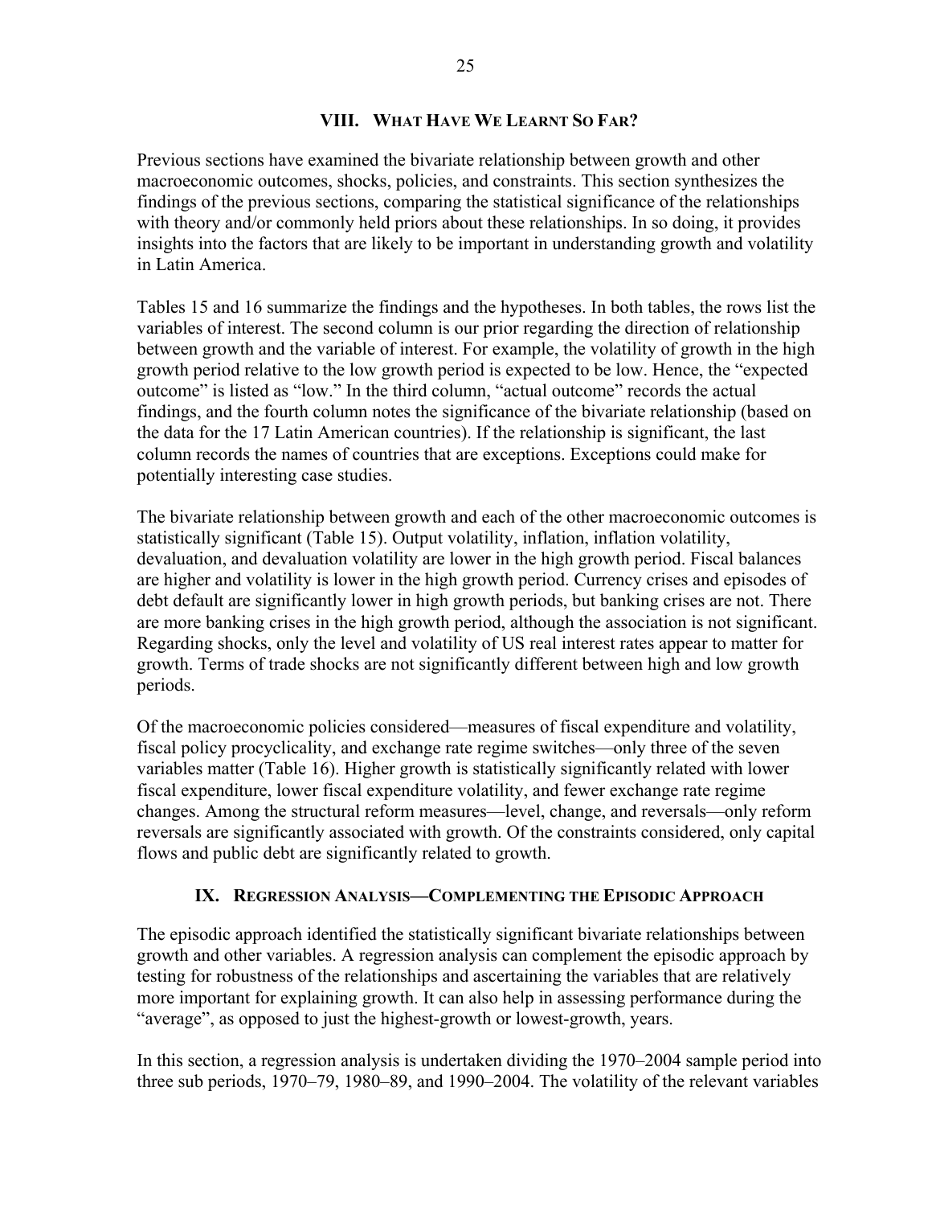## VIII. What Have We Learnt So Far?

Previous sections have examined the bivariate relationship between growth and other macroeconomic outcomes, shocks, policies, and constraints. This section synthesizes the findings of the previous sections, comparing the statistical significance of the relationships with theory and/or commonly held priors about these relationships. In so doing, it provides insights into the factors that are likely to be important in understanding growth and volatility in Latin America.

Tables 15 and 16 summarize the findings and the hypotheses. In both tables, the rows list the variables of interest. The second column is our prior regarding the direction of relationship between growth and the variable of interest. For example, the volatility of growth in the high growth period relative to the low growth period is expected to be low. Hence, the "expected outcome" is listed as "low." In the third column, "actual outcome" records the actual findings, and the fourth column notes the significance of the bivariate relationship (based on the data for the 17 Latin American countries). If the relationship is significant, the last column records the names of countries that are exceptions. Exceptions could make for potentially interesting case studies.

The bivariate relationship between growth and each of the other macroeconomic outcomes is statistically significant (Table 15). Output volatility, inflation, inflation volatility, devaluation, and devaluation volatility are lower in the high growth period. Fiscal balances are higher and volatility is lower in the high growth period. Currency crises and episodes of debt default are significantly lower in high growth periods, but banking crises are not. There are more banking crises in the high growth period, although the association is not significant. Regarding shocks, only the level and volatility of US real interest rates appear to matter for growth. Terms of trade shocks are not significantly different between high and low growth periods.

Of the macroeconomic policies considered—measures of fiscal expenditure and volatility, fiscal policy procyclicality, and exchange rate regime switches—only three of the seven variables matter (Table 16). Higher growth is statistically significantly related with lower fiscal expenditure, lower fiscal expenditure volatility, and fewer exchange rate regime changes. Among the structural reform measures—level, change, and reversals—only reform reversals are significantly associated with growth. Of the constraints considered, only capital flows and public debt are significantly related to growth.

## IX. Regression Analysis—Complementing the Episodic Approach

The episodic approach identified the statistically significant bivariate relationships between growth and other variables. A regression analysis can complement the episodic approach by testing for robustness of the relationships and ascertaining the variables that are relatively more important for explaining growth. It can also help in assessing performance during the "average", as opposed to just the highest-growth or lowest-growth, years.

In this section, a regression analysis is undertaken dividing the 1970–2004 sample period into three sub periods, 1970–79, 1980–89, and 1990–2004. The volatility of the relevant variables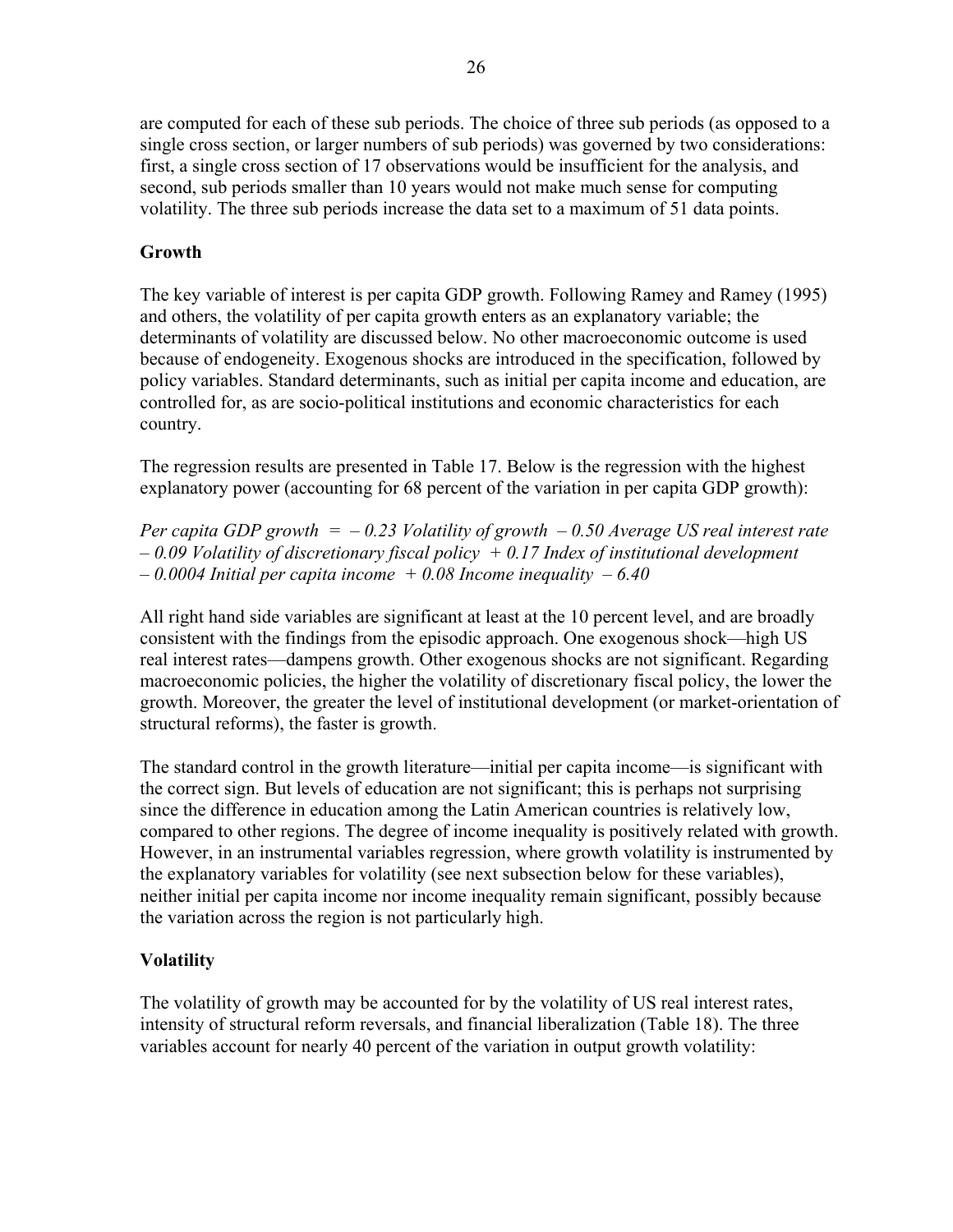are computed for each of these sub periods. The choice of three sub periods (as opposed to a single cross section, or larger numbers of sub periods) was governed by two considerations: first, a single cross section of 17 observations would be insufficient for the analysis, and second, sub periods smaller than 10 years would not make much sense for computing volatility. The three sub periods increase the data set to a maximum of 51 data points.

**Growth**

The key variable of interest is per capita GDP growth. Following Ramey and Ramey (1995) and others, the volatility of per capita growth enters as an explanatory variable; the determinants of volatility are discussed below. No other macroeconomic outcome is used because of endogeneity. Exogenous shocks are introduced in the specification, followed by policy variables. Standard determinants, such as initial per capita income and education, are controlled for, as are socio-political institutions and economic characteristics for each country.

The regression results are presented in Table 17. Below is the regression with the highest explanatory power (accounting for 68 percent of the variation in per capita GDP growth):

*Per capita GDP growth = – 0.23 Volatility of growth – 0.50 Average US real interest rate – 0.09 Volatility of discretionary fiscal policy + 0.17 Index of institutional development – 0.0004 Initial per capita income + 0.08 Income inequality – 6.40*

All right hand side variables are significant at least at the 10 percent level, and are broadly consistent with the findings from the episodic approach. One exogenous shock—high US real interest rates—dampens growth. Other exogenous shocks are not significant. Regarding macroeconomic policies, the higher the volatility of discretionary fiscal policy, the lower the growth. Moreover, the greater the level of institutional development (or market-orientation of structural reforms), the faster is growth.

The standard control in the growth literature—initial per capita income—is significant with the correct sign. But levels of education are not significant; this is perhaps not surprising since the difference in education among the Latin American countries is relatively low, compared to other regions. The degree of income inequality is positively related with growth. However, in an instrumental variables regression, where growth volatility is instrumented by the explanatory variables for volatility (see next subsection below for these variables), neither initial per capita income nor income inequality remain significant, possibly because the variation across the region is not particularly high.

**Volatility**

The volatility of growth may be accounted for by the volatility of US real interest rates, intensity of structural reform reversals, and financial liberalization (Table 18). The three variables account for nearly 40 percent of the variation in output growth volatility: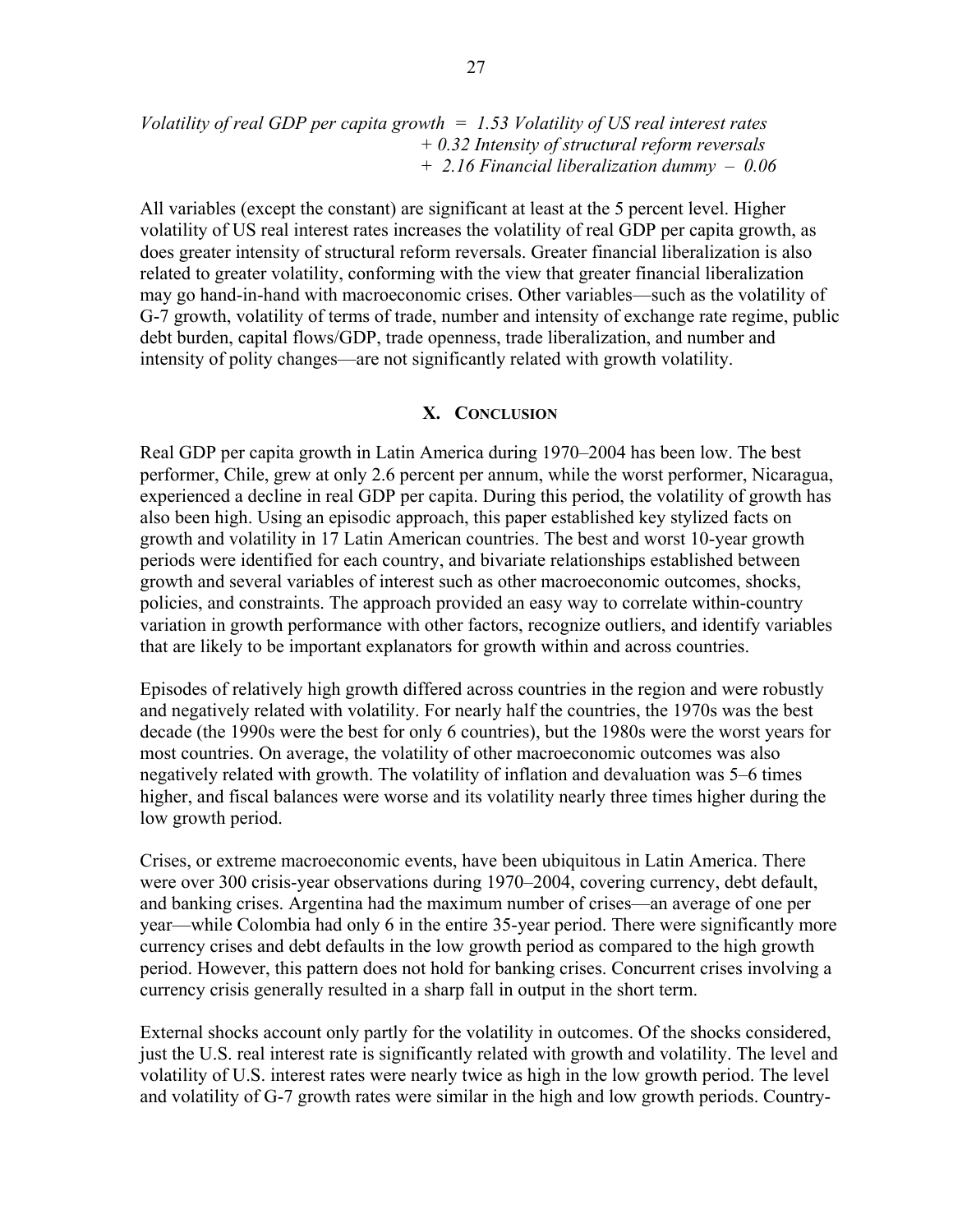*Volatility of real GDP per capita growth = 1.53 Volatility of US real interest rates*
*+ 0.32 Intensity of structural reform reversals*
*+ 2.16 Financial liberalization dummy – 0.06*

All variables (except the constant) are significant at least at the 5 percent level. Higher volatility of US real interest rates increases the volatility of real GDP per capita growth, as does greater intensity of structural reform reversals. Greater financial liberalization is also related to greater volatility, conforming with the view that greater financial liberalization may go hand-in-hand with macroeconomic crises. Other variables—such as the volatility of G-7 growth, volatility of terms of trade, number and intensity of exchange rate regime, public debt burden, capital flows/GDP, trade openness, trade liberalization, and number and intensity of polity changes—are not significantly related with growth volatility.

## X. Conclusion

Real GDP per capita growth in Latin America during 1970–2004 has been low. The best performer, Chile, grew at only 2.6 percent per annum, while the worst performer, Nicaragua, experienced a decline in real GDP per capita. During this period, the volatility of growth has also been high. Using an episodic approach, this paper established key stylized facts on growth and volatility in 17 Latin American countries. The best and worst 10-year growth periods were identified for each country, and bivariate relationships established between growth and several variables of interest such as other macroeconomic outcomes, shocks, policies, and constraints. The approach provided an easy way to correlate within-country variation in growth performance with other factors, recognize outliers, and identify variables that are likely to be important explanators for growth within and across countries.

Episodes of relatively high growth differed across countries in the region and were robustly and negatively related with volatility. For nearly half the countries, the 1970s was the best decade (the 1990s were the best for only 6 countries), but the 1980s were the worst years for most countries. On average, the volatility of other macroeconomic outcomes was also negatively related with growth. The volatility of inflation and devaluation was 5–6 times higher, and fiscal balances were worse and its volatility nearly three times higher during the low growth period.

Crises, or extreme macroeconomic events, have been ubiquitous in Latin America. There were over 300 crisis-year observations during 1970–2004, covering currency, debt default, and banking crises. Argentina had the maximum number of crises—an average of one per year—while Colombia had only 6 in the entire 35-year period. There were significantly more currency crises and debt defaults in the low growth period as compared to the high growth period. However, this pattern does not hold for banking crises. Concurrent crises involving a currency crisis generally resulted in a sharp fall in output in the short term.

External shocks account only partly for the volatility in outcomes. Of the shocks considered, just the U.S. real interest rate is significantly related with growth and volatility. The level and volatility of U.S. interest rates were nearly twice as high in the low growth period. The level and volatility of G-7 growth rates were similar in the high and low growth periods. Country-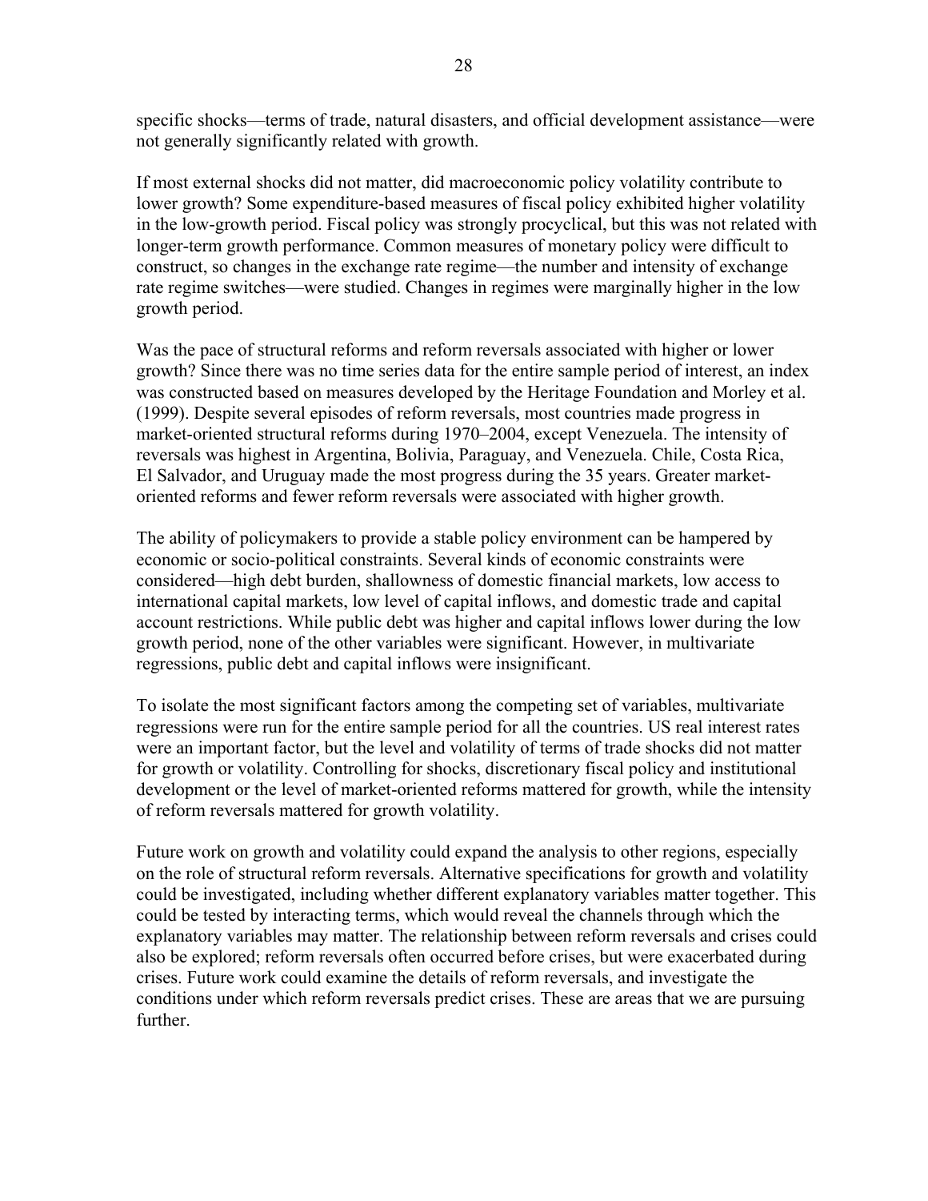specific shocks—terms of trade, natural disasters, and official development assistance—were not generally significantly related with growth.

If most external shocks did not matter, did macroeconomic policy volatility contribute to lower growth? Some expenditure-based measures of fiscal policy exhibited higher volatility in the low-growth period. Fiscal policy was strongly procyclical, but this was not related with longer-term growth performance. Common measures of monetary policy were difficult to construct, so changes in the exchange rate regime—the number and intensity of exchange rate regime switches—were studied. Changes in regimes were marginally higher in the low growth period.

Was the pace of structural reforms and reform reversals associated with higher or lower growth? Since there was no time series data for the entire sample period of interest, an index was constructed based on measures developed by the Heritage Foundation and Morley et al. (1999). Despite several episodes of reform reversals, most countries made progress in market-oriented structural reforms during 1970–2004, except Venezuela. The intensity of reversals was highest in Argentina, Bolivia, Paraguay, and Venezuela. Chile, Costa Rica, El Salvador, and Uruguay made the most progress during the 35 years. Greater market-oriented reforms and fewer reform reversals were associated with higher growth.

The ability of policymakers to provide a stable policy environment can be hampered by economic or socio-political constraints. Several kinds of economic constraints were considered—high debt burden, shallowness of domestic financial markets, low access to international capital markets, low level of capital inflows, and domestic trade and capital account restrictions. While public debt was higher and capital inflows lower during the low growth period, none of the other variables were significant. However, in multivariate regressions, public debt and capital inflows were insignificant.

To isolate the most significant factors among the competing set of variables, multivariate regressions were run for the entire sample period for all the countries. US real interest rates were an important factor, but the level and volatility of terms of trade shocks did not matter for growth or volatility. Controlling for shocks, discretionary fiscal policy and institutional development or the level of market-oriented reforms mattered for growth, while the intensity of reform reversals mattered for growth volatility.

Future work on growth and volatility could expand the analysis to other regions, especially on the role of structural reform reversals. Alternative specifications for growth and volatility could be investigated, including whether different explanatory variables matter together. This could be tested by interacting terms, which would reveal the channels through which the explanatory variables may matter. The relationship between reform reversals and crises could also be explored; reform reversals often occurred before crises, but were exacerbated during crises. Future work could examine the details of reform reversals, and investigate the conditions under which reform reversals predict crises. These are areas that we are pursuing further.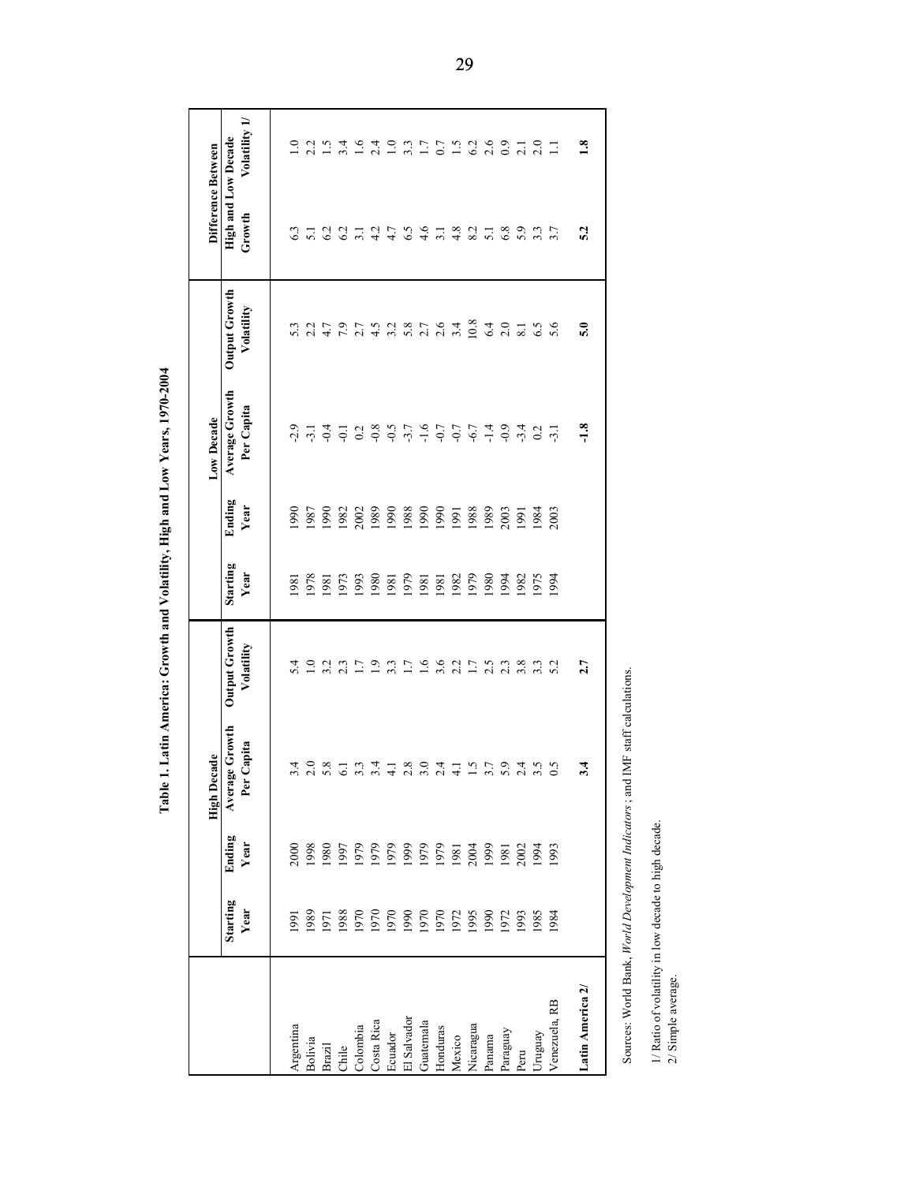**Table 1. Latin America: Growth and Volatility, High and Low Years, 1970-2004**

| | High Decade | | | | Low Decade | | | | Difference Between High and Low Decade | |
|---|---|---|---|---|---|---|---|---|---|---|
| | Starting Year | Ending Year | Average Growth Per Capita | Output Growth Volatility | Starting Year | Ending Year | Average Growth Per Capita | Output Growth Volatility | Growth | Volatility 1/ |
| Argentina | 1991 | 2000 | 3.4 | 5.4 | 1981 | 1990 | -2.9 | 5.3 | 6.3 | 1.0 |
| Bolivia | 1989 | 1998 | 2.0 | 1.0 | 1978 | 1987 | -3.1 | 2.2 | 5.1 | 2.2 |
| Brazil | 1971 | 1980 | 5.8 | 3.2 | 1981 | 1990 | -0.4 | 4.7 | 6.2 | 1.5 |
| Chile | 1988 | 1997 | 6.1 | 2.3 | 1973 | 1982 | -0.1 | 7.9 | 6.2 | 3.4 |
| Colombia | 1970 | 1979 | 3.3 | 1.7 | 1993 | 2002 | 0.2 | 2.7 | 3.1 | 1.6 |
| Costa Rica | 1970 | 1979 | 3.4 | 1.9 | 1980 | 1989 | -0.8 | 4.5 | 4.2 | 2.4 |
| Ecuador | 1970 | 1979 | 4.1 | 3.3 | 1981 | 1990 | -0.5 | 3.2 | 4.7 | 1.0 |
| El Salvador | 1990 | 1999 | 2.8 | 1.7 | 1979 | 1988 | -3.7 | 5.8 | 6.5 | 3.3 |
| Guatemala | 1970 | 1979 | 3.0 | 1.6 | 1981 | 1990 | -1.6 | 2.7 | 4.6 | 1.7 |
| Honduras | 1970 | 1979 | 2.4 | 3.6 | 1981 | 1990 | -0.7 | 2.6 | 3.1 | 0.7 |
| Mexico | 1972 | 1981 | 4.1 | 2.2 | 1982 | 1991 | -0.7 | 3.4 | 4.8 | 1.5 |
| Nicaragua | 1995 | 2004 | 1.5 | 1.7 | 1979 | 1988 | -6.7 | 10.8 | 8.2 | 6.2 |
| Panama | 1990 | 1999 | 3.7 | 2.5 | 1980 | 1989 | -1.4 | 6.4 | 5.1 | 2.6 |
| Paraguay | 1972 | 1981 | 5.9 | 2.3 | 1994 | 2003 | -0.9 | 2.0 | 6.8 | 0.9 |
| Peru | 1993 | 2002 | 2.4 | 3.8 | 1982 | 1991 | -3.4 | 8.1 | 5.9 | 2.1 |
| Uruguay | 1985 | 1994 | 3.5 | 3.3 | 1975 | 1984 | 0.2 | 6.5 | 3.3 | 2.0 |
| Venezuela, RB | 1984 | 1993 | 0.5 | 5.2 | 1994 | 2003 | -3.1 | 5.6 | 3.7 | 1.1 |
| **Latin America 2/** | | | **3.4** | **2.7** | | | **-1.8** | **5.0** | **5.2** | **1.8** |

Sources: World Bank, *World Development Indicators*; and IMF staff calculations.

1/ Ratio of volatility in low decade to high decade.
2/ Simple average.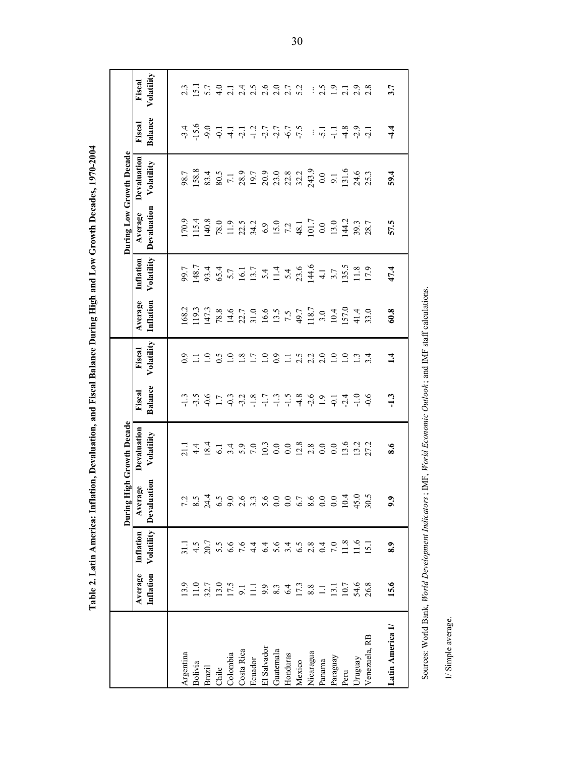**Table 2. Latin America: Inflation, Devaluation, and Fiscal Balance During High and Low Growth Decades, 1970-2004**

| | During High Growth Decade | | | | | | During Low Growth Decade | | | | | |
|---|---|---|---|---|---|---|---|---|---|---|---|---|
| | Average Inflation | Inflation Volatility | Average Devaluation | Devaluation Volatility | Fiscal Balance | Fiscal Volatility | Average Inflation | Inflation Volatility | Average Devaluation | Devaluation Volatility | Fiscal Balance | Fiscal Volatility |
| Argentina | 13.9 | 31.1 | 7.2 | 21.1 | -1.3 | 0.9 | 168.2 | 99.7 | 170.9 | 98.7 | -3.4 | 2.3 |
| Bolivia | 11.0 | 4.5 | 8.5 | 4.4 | -3.5 | 1.1 | 119.3 | 148.7 | 115.4 | 158.8 | -15.6 | 15.1 |
| Brazil | 32.7 | 20.7 | 24.4 | 18.4 | -0.6 | 1.0 | 147.3 | 93.4 | 140.8 | 83.4 | -9.0 | 5.7 |
| Chile | 13.0 | 5.5 | 6.5 | 6.1 | 1.7 | 0.5 | 78.8 | 65.4 | 78.0 | 80.5 | -0.1 | 4.0 |
| Colombia | 17.5 | 6.6 | 9.0 | 3.4 | -0.3 | 1.0 | 14.6 | 5.7 | 11.9 | 7.1 | -4.1 | 2.1 |
| Costa Rica | 9.1 | 7.6 | 2.6 | 5.9 | -3.2 | 1.8 | 22.7 | 16.1 | 22.5 | 28.9 | -2.1 | 2.4 |
| Ecuador | 11.1 | 4.4 | 3.3 | 7.0 | -1.8 | 1.7 | 31.0 | 13.7 | 34.2 | 19.7 | -1.2 | 2.5 |
| El Salvador | 9.9 | 6.4 | 5.6 | 10.3 | -1.7 | 1.0 | 16.6 | 5.4 | 6.9 | 20.9 | -2.7 | 2.6 |
| Guatemala | 8.3 | 5.6 | 0.0 | 0.0 | -1.3 | 0.9 | 13.5 | 11.4 | 15.0 | 23.0 | -2.7 | 2.0 |
| Honduras | 6.4 | 3.4 | 0.0 | 0.0 | -1.5 | 1.1 | 7.5 | 5.4 | 7.2 | 22.8 | -6.7 | 2.7 |
| Mexico | 17.3 | 6.5 | 6.7 | 12.8 | -4.8 | 2.5 | 49.7 | 23.6 | 48.1 | 32.2 | -7.5 | 5.2 |
| Nicaragua | 8.8 | 2.8 | 8.6 | 2.8 | -2.6 | 2.2 | 118.7 | 144.6 | 101.7 | 243.9 | ... | ... |
| Panama | 1.1 | 0.4 | 0.0 | 0.0 | 1.9 | 2.0 | 3.0 | 4.1 | 0.0 | 0.0 | -5.1 | 2.5 |
| Paraguay | 13.1 | 7.0 | 0.0 | 0.0 | -0.1 | 1.0 | 10.4 | 3.7 | 13.0 | 9.1 | -1.1 | 1.9 |
| Peru | 10.7 | 11.8 | 10.4 | 13.6 | -2.4 | 1.0 | 157.0 | 135.5 | 144.2 | 131.6 | -4.8 | 2.1 |
| Uruguay | 54.6 | 11.6 | 45.0 | 13.2 | -1.0 | 1.3 | 41.4 | 11.8 | 39.3 | 24.6 | -2.9 | 2.9 |
| Venezuela, RB | 26.8 | 15.1 | 30.5 | 27.2 | -0.6 | 3.4 | 33.0 | 17.9 | 28.7 | 25.3 | -2.1 | 2.8 |
| **Latin America 1/** | **15.6** | **8.9** | **9.9** | **8.6** | **-1.3** | **1.4** | **60.8** | **47.4** | **57.5** | **59.4** | **-4.4** | **3.7** |

Sources: World Bank, *World Development Indicators* ; IMF, *World Economic Outlook*; and IMF staff calculations.

1/ Simple average.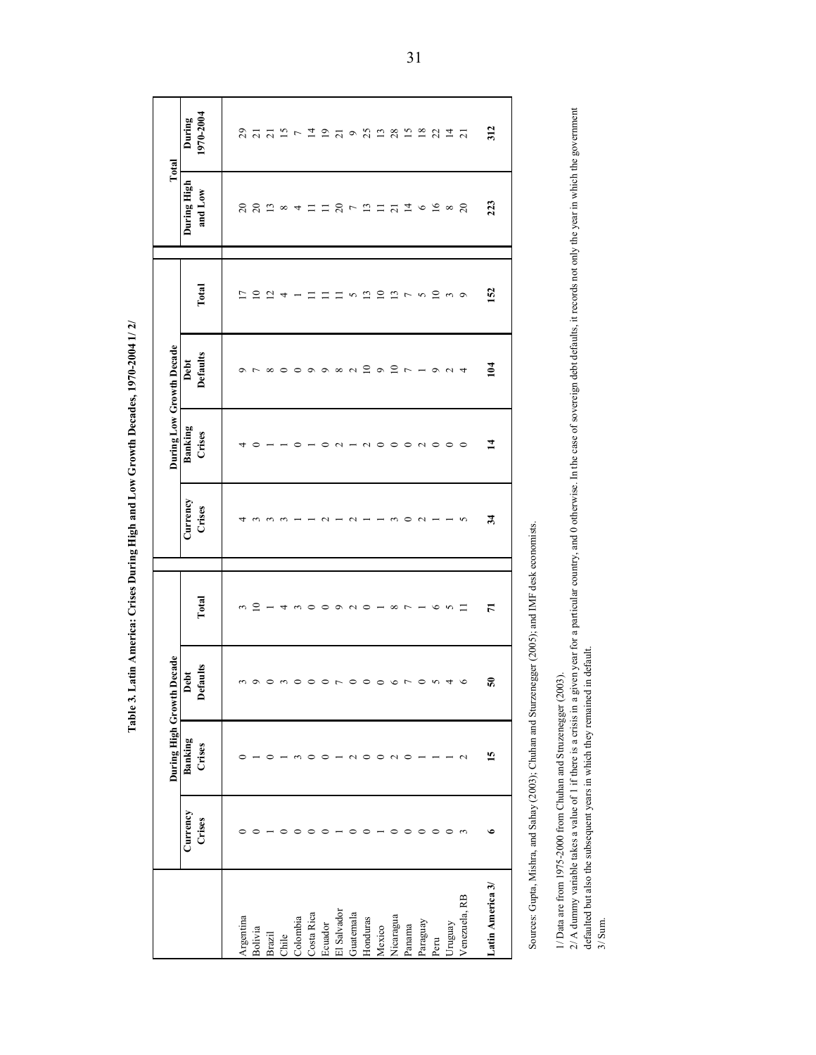**Table 3. Latin America: Crises During High and Low Growth Decades, 1970-2004 1/ 2/**

| | During High Growth Decade | | | | During Low Growth Decade | | | | Total | |
|---|---|---|---|---|---|---|---|---|---|---|
| | Currency Crises | Banking Crises | Debt Defaults | Total | Currency Crises | Banking Crises | Debt Defaults | Total | During High and Low | During 1970-2004 |
| Argentina | 0 | 0 | 3 | 3 | 4 | 4 | 9 | 17 | 20 | 29 |
| Bolivia | 0 | 1 | 9 | 10 | 3 | 0 | 7 | 10 | 20 | 21 |
| Brazil | 1 | 0 | 0 | 1 | 3 | 1 | 8 | 12 | 13 | 21 |
| Chile | 0 | 1 | 3 | 4 | 3 | 1 | 0 | 4 | 8 | 15 |
| Colombia | 0 | 3 | 0 | 3 | 1 | 0 | 0 | 1 | 4 | 7 |
| Costa Rica | 0 | 0 | 0 | 0 | 1 | 1 | 9 | 11 | 11 | 14 |
| Ecuador | 0 | 0 | 0 | 0 | 2 | 0 | 9 | 11 | 11 | 19 |
| El Salvador | 1 | 1 | 7 | 9 | 1 | 2 | 8 | 11 | 20 | 21 |
| Guatemala | 0 | 2 | 0 | 2 | 2 | 1 | 2 | 5 | 7 | 9 |
| Honduras | 0 | 0 | 0 | 0 | 1 | 2 | 10 | 13 | 13 | 25 |
| Mexico | 1 | 0 | 0 | 1 | 1 | 0 | 9 | 10 | 11 | 13 |
| Nicaragua | 0 | 2 | 6 | 8 | 3 | 0 | 10 | 13 | 21 | 28 |
| Panama | 0 | 0 | 7 | 7 | 0 | 0 | 7 | 7 | 14 | 15 |
| Paraguay | 0 | 1 | 0 | 1 | 2 | 2 | 1 | 5 | 6 | 18 |
| Peru | 0 | 1 | 5 | 6 | 1 | 0 | 9 | 10 | 16 | 22 |
| Uruguay | 0 | 1 | 4 | 5 | 1 | 0 | 2 | 3 | 8 | 14 |
| Venezuela, RB | 3 | 2 | 6 | 11 | 5 | 0 | 4 | 9 | 20 | 21 |
| **Latin America 3/** | **6** | **15** | **50** | **71** | **34** | **14** | **104** | **152** | **223** | **312** |

Sources: Gupta, Mishra, and Sahay (2003); Chuhan and Sturzenegger (2005); and IMF desk economists.

1/ Data are from 1975-2000 from Chuhan and Struzenegger (2003).

2/ A dummy variable takes a value of 1 if there is a crisis in a given year for a particular country, and 0 otherwise. In the case of sovereign debt defaults, it records not only the year in which the government defaulted but also the subsequent years in which they remained in default.

3/ Sum.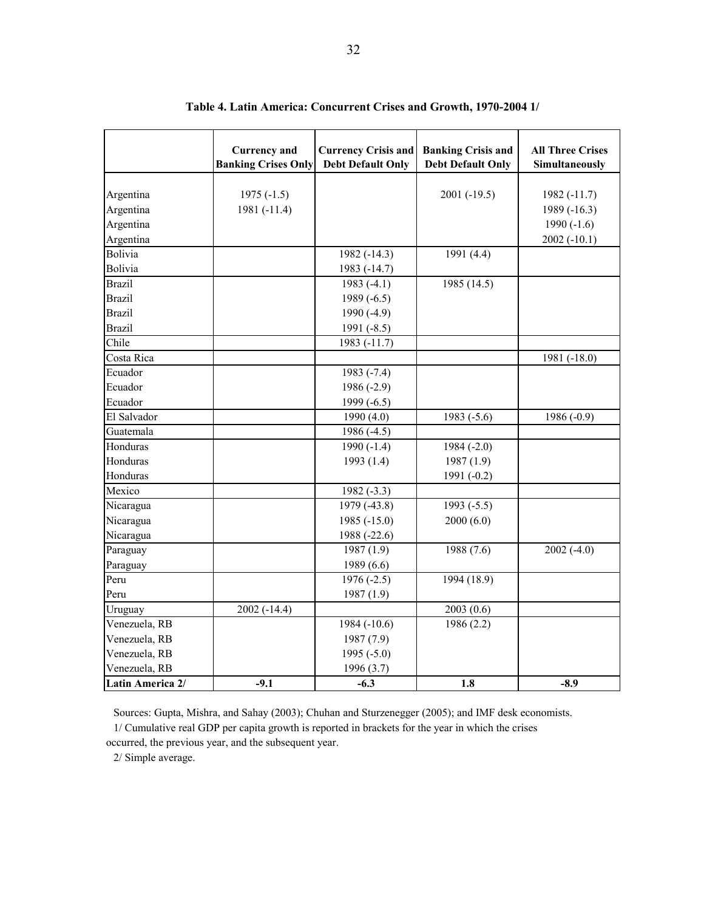**Table 4. Latin America: Concurrent Crises and Growth, 1970-2004 1/**

| | Currency and Banking Crises Only | Currency Crisis and Debt Default Only | Banking Crisis and Debt Default Only | All Three Crises Simultaneously |
|---|---|---|---|---|
| Argentina | 1975 (-1.5) | | 2001 (-19.5) | 1982 (-11.7) |
| Argentina | 1981 (-11.4) | | | 1989 (-16.3) |
| Argentina | | | | 1990 (-1.6) |
| Argentina | | | | 2002 (-10.1) |
| Bolivia | | 1982 (-14.3) | 1991 (4.4) | |
| Bolivia | | 1983 (-14.7) | | |
| Brazil | | 1983 (-4.1) | 1985 (14.5) | |
| Brazil | | 1989 (-6.5) | | |
| Brazil | | 1990 (-4.9) | | |
| Brazil | | 1991 (-8.5) | | |
| Chile | | 1983 (-11.7) | | |
| Costa Rica | | | | 1981 (-18.0) |
| Ecuador | | 1983 (-7.4) | | |
| Ecuador | | 1986 (-2.9) | | |
| Ecuador | | 1999 (-6.5) | | |
| El Salvador | | 1990 (4.0) | 1983 (-5.6) | 1986 (-0.9) |
| Guatemala | | 1986 (-4.5) | | |
| Honduras | | 1990 (-1.4) | 1984 (-2.0) | |
| Honduras | | 1993 (1.4) | 1987 (1.9) | |
| Honduras | | | 1991 (-0.2) | |
| Mexico | | 1982 (-3.3) | | |
| Nicaragua | | 1979 (-43.8) | 1993 (-5.5) | |
| Nicaragua | | 1985 (-15.0) | 2000 (6.0) | |
| Nicaragua | | 1988 (-22.6) | | |
| Paraguay | | 1987 (1.9) | 1988 (7.6) | 2002 (-4.0) |
| Paraguay | | 1989 (6.6) | | |
| Peru | | 1976 (-2.5) | 1994 (18.9) | |
| Peru | | 1987 (1.9) | | |
| Uruguay | 2002 (-14.4) | | 2003 (0.6) | |
| Venezuela, RB | | 1984 (-10.6) | 1986 (2.2) | |
| Venezuela, RB | | 1987 (7.9) | | |
| Venezuela, RB | | 1995 (-5.0) | | |
| Venezuela, RB | | 1996 (3.7) | | |
| **Latin America 2/** | **-9.1** | **-6.3** | **1.8** | **-8.9** |

Sources: Gupta, Mishra, and Sahay (2003); Chuhan and Sturzenegger (2005); and IMF desk economists.

1/ Cumulative real GDP per capita growth is reported in brackets for the year in which the crises occurred, the previous year, and the subsequent year.

2/ Simple average.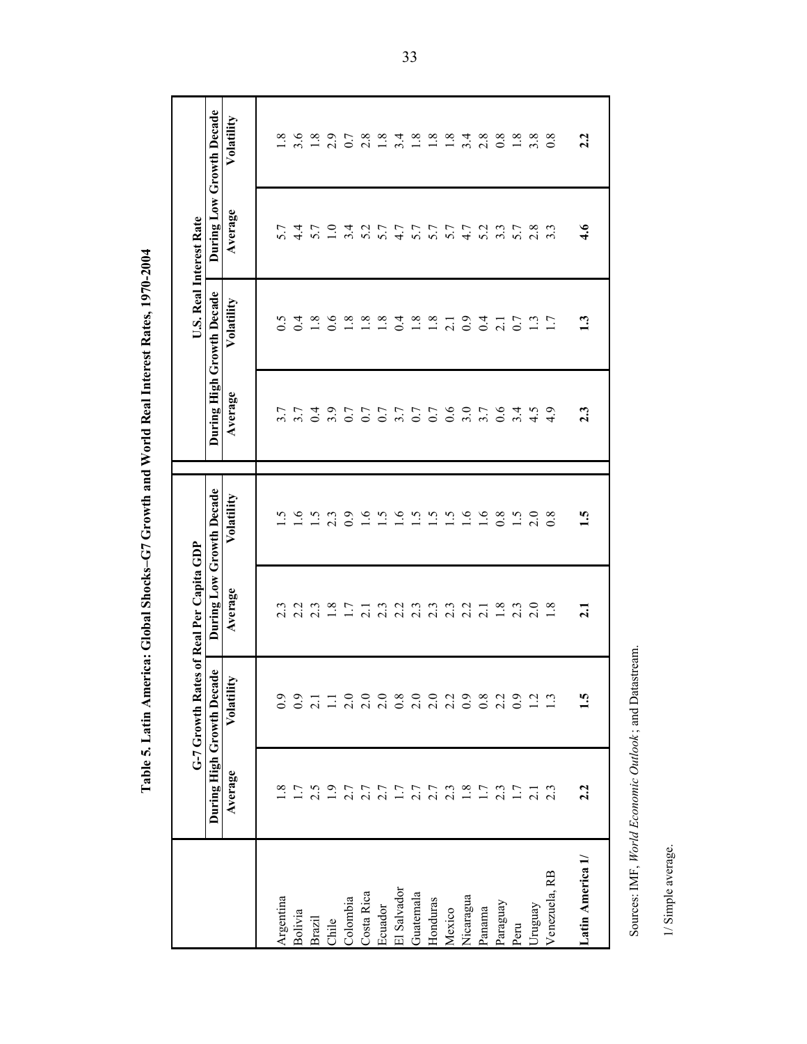**Table 5. Latin America: Global Shocks–G7 Growth and World Real Interest Rates, 1970-2004**

| | G-7 Growth Rates of Real Per Capita GDP | | | | U.S. Real Interest Rate | | | |
|---|---|---|---|---|---|---|---|---|
| | During High Growth Decade | | During Low Growth Decade | | During High Growth Decade | | During Low Growth Decade | |
| | Average | Volatility | Average | Volatility | Average | Volatility | Average | Volatility |
| Argentina | 1.8 | 0.9 | 2.3 | 1.5 | 3.7 | 0.5 | 5.7 | 1.8 |
| Bolivia | 1.7 | 0.9 | 2.2 | 1.6 | 3.7 | 0.4 | 4.4 | 3.6 |
| Brazil | 2.5 | 2.1 | 2.3 | 1.5 | 0.4 | 1.8 | 5.7 | 1.8 |
| Chile | 1.9 | 1.1 | 1.8 | 2.3 | 3.9 | 0.6 | 1.0 | 2.9 |
| Colombia | 2.7 | 2.0 | 1.7 | 0.9 | 0.7 | 1.8 | 3.4 | 0.7 |
| Costa Rica | 2.7 | 2.0 | 2.1 | 1.6 | 0.7 | 1.8 | 5.2 | 2.8 |
| Ecuador | 2.7 | 2.0 | 2.3 | 1.5 | 0.7 | 1.8 | 5.7 | 1.8 |
| El Salvador | 1.7 | 0.8 | 2.2 | 1.6 | 3.7 | 0.4 | 4.7 | 3.4 |
| Guatemala | 2.7 | 2.0 | 2.3 | 1.5 | 0.7 | 1.8 | 5.7 | 1.8 |
| Honduras | 2.7 | 2.0 | 2.3 | 1.5 | 0.7 | 1.8 | 5.7 | 1.8 |
| Mexico | 2.3 | 2.2 | 2.3 | 1.5 | 0.6 | 2.1 | 5.7 | 1.8 |
| Nicaragua | 1.8 | 0.9 | 2.2 | 1.6 | 3.0 | 0.9 | 4.7 | 3.4 |
| Panama | 1.7 | 0.8 | 2.1 | 1.6 | 3.7 | 0.4 | 5.2 | 2.8 |
| Paraguay | 2.3 | 2.2 | 1.8 | 0.8 | 0.6 | 2.1 | 3.3 | 0.8 |
| Peru | 1.7 | 0.9 | 2.3 | 1.5 | 3.4 | 0.7 | 5.7 | 1.8 |
| Uruguay | 2.1 | 1.2 | 2.0 | 2.0 | 4.5 | 1.3 | 2.8 | 3.8 |
| Venezuela, RB | 2.3 | 1.3 | 1.8 | 0.8 | 4.9 | 1.7 | 3.3 | 0.8 |
| **Latin America 1/** | **2.2** | **1.5** | **2.1** | **1.5** | **2.3** | **1.3** | **4.6** | **2.2** |

Sources: IMF, *World Economic Outlook*; and Datastream.

1/ Simple average.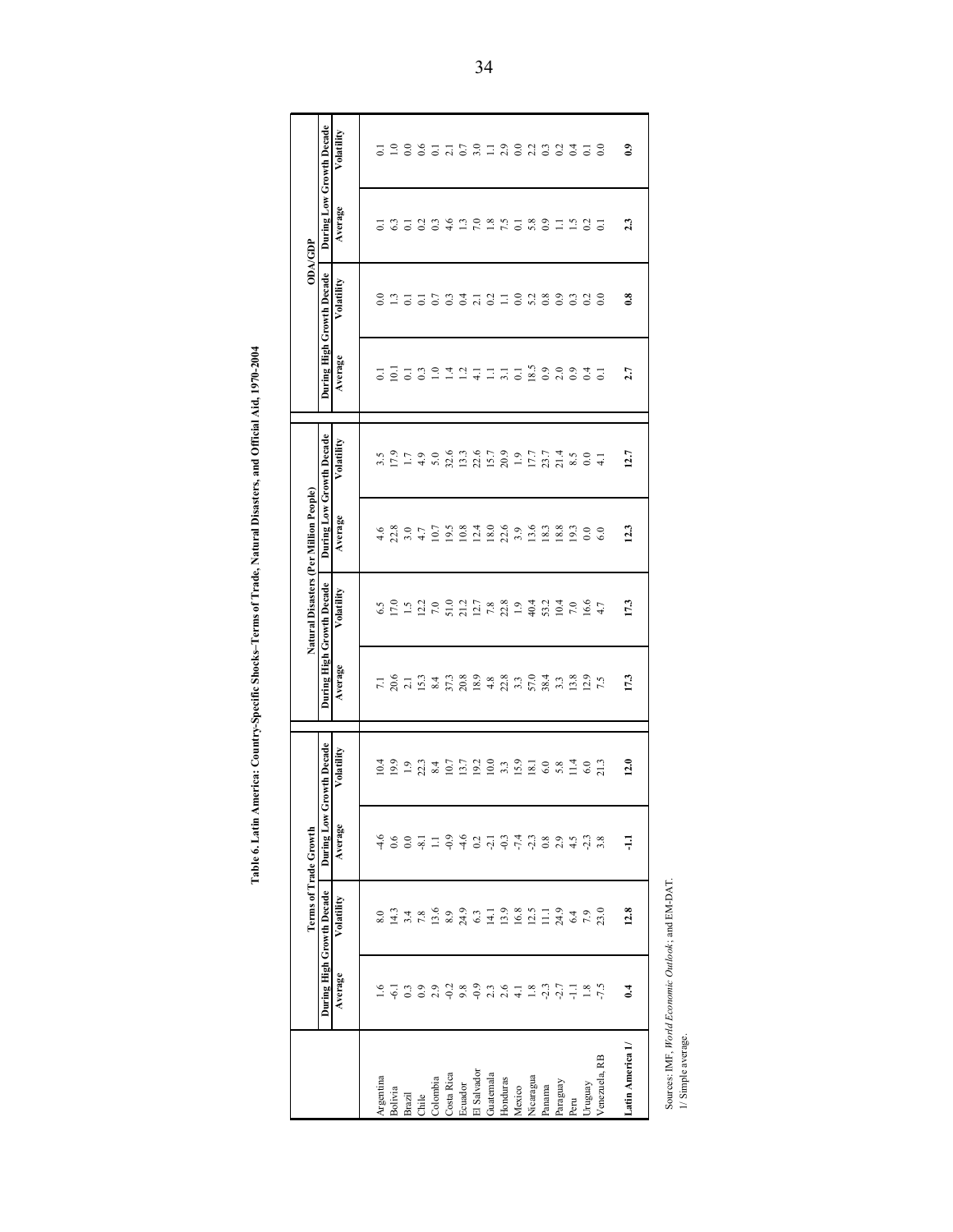**Table 6. Latin America: Country-Specific Shocks–Terms of Trade, Natural Disasters, and Official Aid, 1970-2004**

| | Terms of Trade Growth | | | | Natural Disasters (Per Million People) | | | | ODA/GDP | | | |
|---|---|---|---|---|---|---|---|---|---|---|---|---|
| | During High Growth Decade | | During Low Growth Decade | | During High Growth Decade | | During Low Growth Decade | | During High Growth Decade | | During Low Growth Decade | |
| | Average | Volatility | Average | Volatility | Average | Volatility | Average | Volatility | Average | Volatility | Average | Volatility |
| Argentina | 1.6 | 8.0 | -4.6 | 10.4 | 7.1 | 6.5 | 4.6 | 3.5 | 0.1 | 0.0 | 0.1 | 0.1 |
| Bolivia | -6.1 | 14.3 | 0.6 | 19.9 | 20.6 | 17.0 | 22.8 | 17.9 | 10.1 | 1.3 | 6.3 | 1.0 |
| Brazil | 0.3 | 3.4 | 0.0 | 1.9 | 2.1 | 1.5 | 3.0 | 1.7 | 0.1 | 0.1 | 0.1 | 0.0 |
| Chile | 0.9 | 7.8 | -8.1 | 22.3 | 15.3 | 12.2 | 4.7 | 4.9 | 0.3 | 0.1 | 0.2 | 0.6 |
| Colombia | 2.9 | 13.6 | 1.1 | 8.4 | 8.4 | 7.0 | 10.7 | 5.0 | 1.0 | 0.7 | 0.3 | 0.1 |
| Costa Rica | -0.2 | 8.9 | -0.9 | 10.7 | 37.3 | 51.0 | 19.5 | 32.6 | 1.4 | 0.3 | 4.6 | 2.1 |
| Ecuador | 9.8 | 24.9 | -4.6 | 13.7 | 20.8 | 21.2 | 10.8 | 13.3 | 1.2 | 0.4 | 1.3 | 0.7 |
| El Salvador | -0.9 | 6.3 | 0.2 | 19.2 | 18.9 | 12.7 | 12.4 | 22.6 | 4.1 | 2.1 | 7.0 | 3.0 |
| Guatemala | 2.3 | 14.1 | -2.1 | 10.0 | 4.8 | 7.8 | 18.0 | 15.7 | 1.1 | 0.2 | 1.8 | 1.1 |
| Honduras | 2.6 | 13.9 | -0.3 | 3.3 | 22.8 | 22.8 | 22.6 | 20.9 | 3.1 | 1.1 | 7.5 | 2.9 |
| Mexico | 4.1 | 16.8 | -7.4 | 15.9 | 3.3 | 1.9 | 3.9 | 1.9 | 0.1 | 0.0 | 0.1 | 0.0 |
| Nicaragua | 1.8 | 12.5 | -2.3 | 18.1 | 57.0 | 40.4 | 13.6 | 17.7 | 18.5 | 5.2 | 5.8 | 2.2 |
| Panama | -2.3 | 11.1 | 0.8 | 6.0 | 38.4 | 53.2 | 18.3 | 23.7 | 0.9 | 0.8 | 0.9 | 0.3 |
| Paraguay | -2.7 | 24.9 | 2.9 | 5.8 | 3.3 | 10.4 | 18.8 | 21.4 | 2.0 | 0.9 | 1.1 | 0.2 |
| Peru | -1.1 | 6.4 | 4.5 | 11.4 | 13.8 | 7.0 | 19.3 | 8.5 | 0.9 | 0.3 | 1.5 | 0.4 |
| Uruguay | 1.8 | 7.9 | -2.3 | 6.0 | 12.9 | 16.6 | 0.0 | 0.0 | 0.4 | 0.2 | 0.2 | 0.1 |
| Venezuela, RB | -7.5 | 23.0 | 3.8 | 21.3 | 7.5 | 4.7 | 6.0 | 4.1 | 0.1 | 0.0 | 0.1 | 0.0 |
| **Latin America 1/** | **0.4** | **12.8** | **-1.1** | **12.0** | **17.3** | **17.3** | **12.3** | **12.7** | **2.7** | **0.8** | **2.3** | **0.9** |

Sources: IMF, *World Economic Outlook*; and EM-DAT.
1/ Simple average.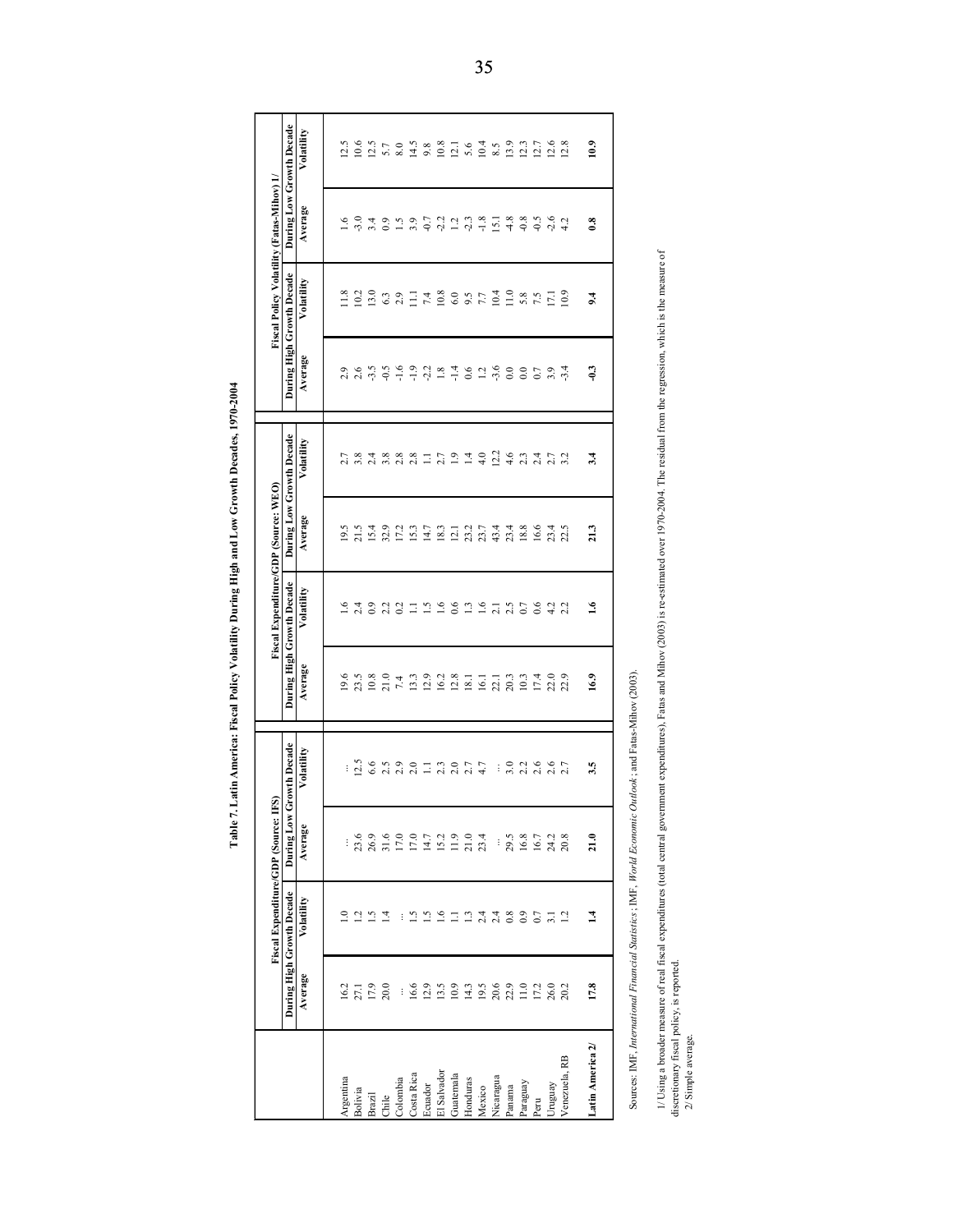# Table 7. Latin America: Fiscal Policy Volatility During High and Low Growth Decades, 1970-2004

| | Fiscal Expenditure/GDP (Source: IFS) | | | | Fiscal Expenditure/GDP (Source: WEO) | | | | Fiscal Policy Volatility (Fatas-Mihov) 1/ | | | |
|---|---|---|---|---|---|---|---|---|---|---|---|---|
| | During High Growth Decade | | During Low Growth Decade | | During High Growth Decade | | During Low Growth Decade | | During High Growth Decade | | During Low Growth Decade | |
| | Average | Volatility | Average | Volatility | Average | Volatility | Average | Volatility | Average | Volatility | Average | Volatility |
| Argentina | 16.2 | 1.0 | ... | ... | 19.6 | 1.6 | 19.5 | 2.7 | 2.9 | 11.8 | 1.6 | 12.5 |
| Bolivia | 27.1 | 1.2 | 23.6 | 12.5 | 23.5 | 2.4 | 21.5 | 3.8 | 2.6 | 10.2 | -3.0 | 10.6 |
| Brazil | 17.9 | 1.5 | 26.9 | 6.6 | 10.8 | 0.9 | 15.4 | 2.4 | -3.5 | 13.0 | 3.4 | 12.5 |
| Chile | 20.0 | 1.4 | 31.6 | 2.5 | 21.0 | 2.2 | 32.9 | 3.8 | -0.5 | 6.3 | 0.9 | 5.7 |
| Colombia | ... | ... | 17.0 | 2.9 | 7.4 | 0.2 | 17.2 | 2.8 | -1.6 | 2.9 | 1.5 | 8.0 |
| Costa Rica | 16.6 | 1.5 | 17.0 | 2.0 | 13.3 | 1.1 | 15.3 | 2.8 | -1.9 | 11.1 | 3.9 | 14.5 |
| Ecuador | 12.9 | 1.5 | 14.7 | 1.1 | 12.9 | 1.5 | 14.7 | 1.1 | -2.2 | 7.4 | -0.7 | 9.8 |
| El Salvador | 13.5 | 1.6 | 15.2 | 2.3 | 16.2 | 1.6 | 18.3 | 2.7 | 1.8 | 10.8 | -2.2 | 10.8 |
| Guatemala | 10.9 | 1.1 | 11.9 | 2.0 | 12.8 | 0.6 | 12.1 | 1.9 | -1.4 | 6.0 | 1.2 | 12.1 |
| Honduras | 14.3 | 1.3 | 21.0 | 2.7 | 18.1 | 1.3 | 23.2 | 1.4 | 0.6 | 9.5 | -2.3 | 5.6 |
| Mexico | 19.5 | 2.4 | 23.4 | 4.7 | 16.1 | 1.6 | 23.7 | 4.0 | 1.2 | 7.7 | -1.8 | 10.4 |
| Nicaragua | 20.6 | 2.4 | ... | ... | 22.1 | 2.1 | 43.4 | 12.2 | -3.6 | 10.4 | 15.1 | 8.5 |
| Panama | 22.9 | 0.8 | 29.5 | 3.0 | 20.3 | 2.5 | 23.4 | 4.6 | 0.0 | 11.0 | -4.8 | 13.9 |
| Paraguay | 11.0 | 0.9 | 16.8 | 2.2 | 10.3 | 0.7 | 18.8 | 2.3 | 0.0 | 5.8 | -0.8 | 12.3 |
| Peru | 17.2 | 0.7 | 16.7 | 2.6 | 17.4 | 0.6 | 16.6 | 2.4 | 0.7 | 7.5 | -0.5 | 12.7 |
| Uruguay | 26.0 | 3.1 | 24.2 | 2.6 | 22.0 | 4.2 | 23.4 | 2.7 | 3.9 | 17.1 | -2.6 | 12.6 |
| Venezuela, RB | 20.2 | 1.2 | 20.8 | 2.7 | 22.9 | 2.2 | 22.5 | 3.2 | -3.4 | 10.9 | 4.2 | 12.8 |
| **Latin America 2/** | **17.8** | **1.4** | **21.0** | **3.5** | **16.9** | **1.6** | **21.3** | **3.4** | **-0.3** | **9.4** | **0.8** | **10.9** |

Sources: IMF, *International Financial Statistics*; IMF, *World Economic Outlook*; and Fatas-Mihov (2003).

1/ Using a broader measure of real fiscal expenditures (total central government expenditures), Fatas and Mihov (2003) is re-estimated over 1970-2004. The residual from the regression, which is the measure of discretionary fiscal policy, is reported.
2/ Simple average.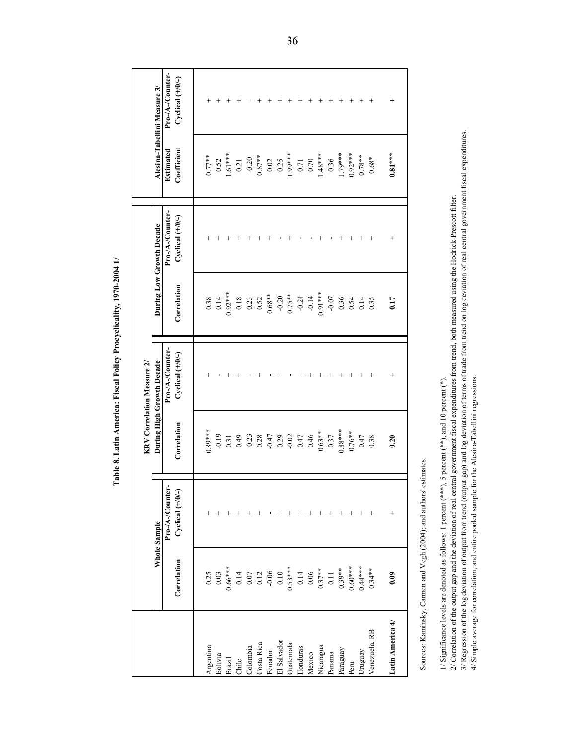**Table 8. Latin America: Fiscal Policy Procyclicality, 1970-2004 1/**

| | KRV Correlation Measure 2/ | | | | | | Alesina-Tabellini Measure 3/ | |
|---|---|---|---|---|---|---|---|---|
| | Whole Sample | | During High Growth Decade | | During Low Growth Decade | | | |
| | Correlation | Pro-/A-/Counter-Cyclical (+/0/-) | Correlation | Pro-/A-/Counter-Cyclical (+/0/-) | Correlation | Pro-/A-/Counter-Cyclical (+/0/-) | Estimated Coefficient | Pro-/A-/Counter-Cyclical (+/0/-) |
| Argentina | 0.25 | + | 0.89*** | + | 0.38 | + | 0.77** | + |
| Bolivia | 0.03 | + | -0.19 | - | 0.14 | + | 0.52 | + |
| Brazil | 0.66*** | + | 0.31 | + | 0.92*** | + | 1.61*** | + |
| Chile | 0.14 | + | 0.49 | + | 0.18 | + | 0.21 | + |
| Colombia | 0.07 | + | -0.23 | - | 0.23 | + | -0.20 | - |
| Costa Rica | 0.12 | + | 0.28 | + | 0.52 | + | 0.87** | + |
| Ecuador | -0.06 | - | -0.47 | - | 0.68** | + | 0.02 | + |
| El Salvador | 0.10 | + | 0.29 | + | -0.20 | - | 0.25 | + |
| Guatemala | 0.53*** | + | -0.02 | - | 0.75** | + | 1.99*** | + |
| Honduras | 0.14 | + | 0.47 | + | -0.24 | - | 0.71 | + |
| Mexico | 0.06 | + | 0.46 | + | -0.14 | - | 0.70 | + |
| Nicaragua | 0.37** | + | 0.63** | + | 0.91*** | + | 1.48*** | + |
| Panama | 0.11 | + | 0.37 | + | -0.07 | - | 0.36 | + |
| Paraguay | 0.39** | + | 0.88*** | + | 0.36 | + | 1.79*** | + |
| Peru | 0.60*** | + | 0.76** | + | 0.54 | + | 0.92*** | + |
| Uruguay | 0.44*** | + | 0.47 | + | 0.14 | + | 0.78** | + |
| Venezuela, RB | 0.34** | + | 0.38 | + | 0.35 | + | 0.68* | + |
| **Latin America 4/** | **0.09** | **+** | **0.20** | **+** | **0.17** | **+** | **0.81***** | **+** |

Sources: Kaminsky, Carmen and Vegh (2004); and authors' estimates.

1/ Significance levels are denoted as follows: 1 percent (***), 5 percent (**), and 10 percent (*).
2/ Correlation of the output gap and the deviation of real central government fiscal expenditures from trend, both measured using the Hodrick-Prescott filter.
3/ Regression of the log deviation of output from trend (output gap) and log deviation of terms of trade from trend on log deviation of real central government fiscal expenditures.
4/ Simple average for correlation, and entire pooled sample for the Alesina-Tabellini regressions.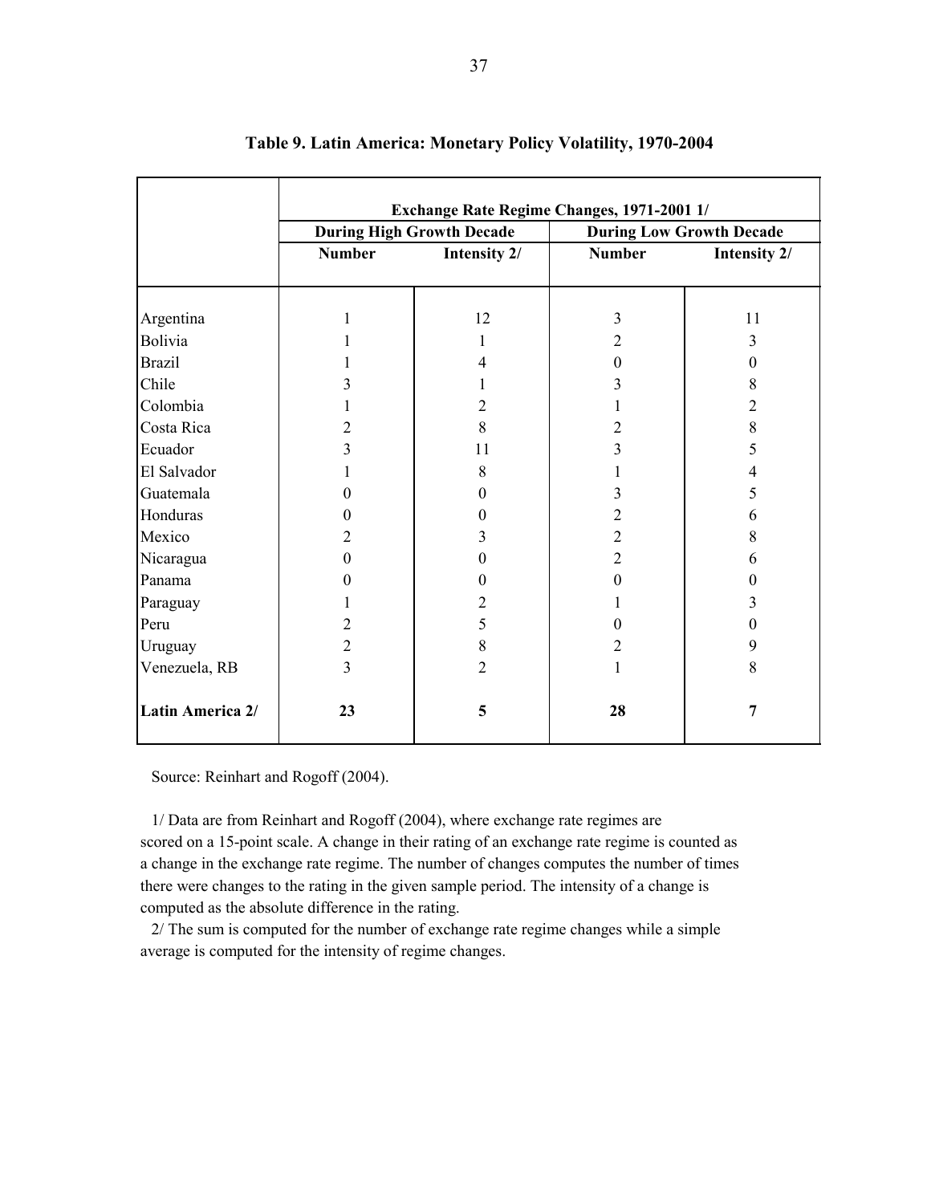**Table 9. Latin America: Monetary Policy Volatility, 1970-2004**

| | Exchange Rate Regime Changes, 1971-2001 1/ | | | |
|---|---|---|---|---|
| | During High Growth Decade | | During Low Growth Decade | |
| | Number | Intensity 2/ | Number | Intensity 2/ |
| Argentina | 1 | 12 | 3 | 11 |
| Bolivia | 1 | 1 | 2 | 3 |
| Brazil | 1 | 4 | 0 | 0 |
| Chile | 3 | 1 | 3 | 8 |
| Colombia | 1 | 2 | 1 | 2 |
| Costa Rica | 2 | 8 | 2 | 8 |
| Ecuador | 3 | 11 | 3 | 5 |
| El Salvador | 1 | 8 | 1 | 4 |
| Guatemala | 0 | 0 | 3 | 5 |
| Honduras | 0 | 0 | 2 | 6 |
| Mexico | 2 | 3 | 2 | 8 |
| Nicaragua | 0 | 0 | 2 | 6 |
| Panama | 0 | 0 | 0 | 0 |
| Paraguay | 1 | 2 | 1 | 3 |
| Peru | 2 | 5 | 0 | 0 |
| Uruguay | 2 | 8 | 2 | 9 |
| Venezuela, RB | 3 | 2 | 1 | 8 |
| **Latin America 2/** | **23** | **5** | **28** | **7** |

Source: Reinhart and Rogoff (2004).

1/ Data are from Reinhart and Rogoff (2004), where exchange rate regimes are scored on a 15-point scale. A change in their rating of an exchange rate regime is counted as a change in the exchange rate regime. The number of changes computes the number of times there were changes to the rating in the given sample period. The intensity of a change is computed as the absolute difference in the rating.

2/ The sum is computed for the number of exchange rate regime changes while a simple average is computed for the intensity of regime changes.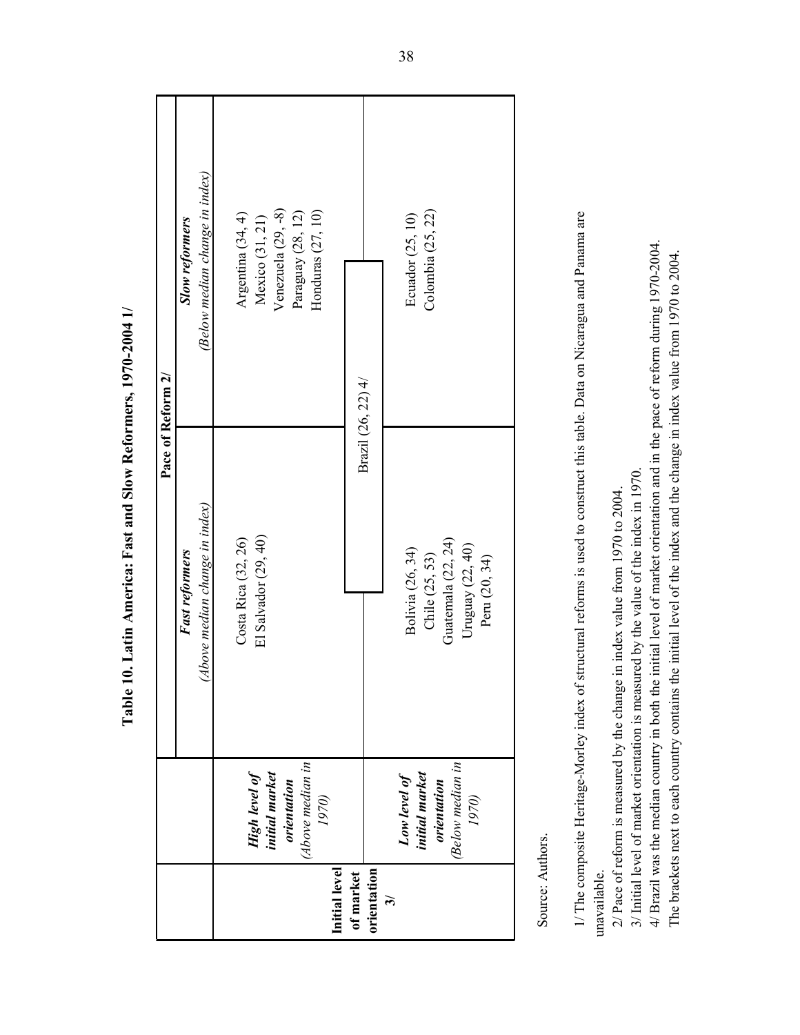# Table 10. Latin America: Fast and Slow Reformers, 1970-2004 1/

| Initial level of market orientation 3/ | | Pace of Reform 2/ | |
|---|---|---|---|
| | | ***Fast reformers*** *(Above median change in index)* | ***Slow reformers*** *(Below median change in index)* |
| | ***High level of initial market orientation*** *(Above median in 1970)* | Costa Rica (32, 26)<br>El Salvador (29, 40) | Argentina (34, 4)<br>Mexico (31, 21)<br>Venezuela (29, -8)<br>Paraguay (28, 12)<br>Honduras (27, 10) |
| | | Brazil (26, 22) 4/ | |
| | ***Low level of initial market orientation*** *(Below median in 1970)* | Bolivia (26, 34)<br>Chile (25, 53)<br>Guatemala (22, 24)<br>Uruguay (22, 40)<br>Peru (20, 34) | Ecuador (25, 10)<br>Colombia (25, 22) |

Source: Authors.

1/ The composite Heritage-Morley index of structural reforms is used to construct this table. Data on Nicaragua and Panama are unavailable.

2/ Pace of reform is measured by the change in index value from 1970 to 2004.

3/ Initial level of market orientation is measured by the value of the index in 1970.

4/ Brazil was the median country in both the initial level of market orientation and in the pace of reform during 1970-2004.

The brackets next to each country contains the initial level of the index and the change in index value from 1970 to 2004.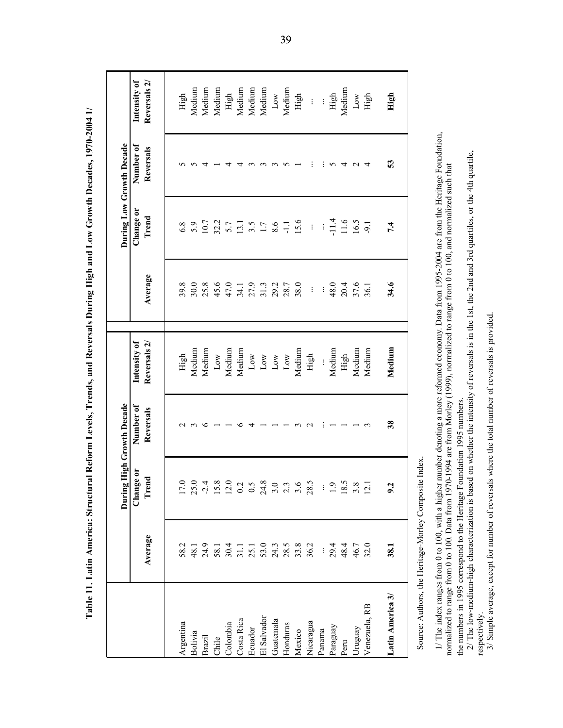**Table 11. Latin America: Structural Reform Levels, Trends, and Reversals During High and Low Growth Decades, 1970-2004 1/**

| | During High Growth Decade | | | | During Low Growth Decade | | | |
|---|---|---|---|---|---|---|---|---|
| | Average | Change or Trend | Number of Reversals | Intensity of Reversals 2/ | Average | Change or Trend | Number of Reversals | Intensity of Reversals 2/ |
| Argentina | 58.2 | 17.0 | 2 | High | 39.8 | 6.8 | 5 | High |
| Bolivia | 48.1 | 25.0 | 3 | Medium | 30.0 | 5.9 | 5 | Medium |
| Brazil | 24.9 | -2.4 | 6 | Medium | 25.8 | 10.7 | 4 | Medium |
| Chile | 58.1 | 15.8 | 1 | Low | 45.6 | 32.2 | 1 | Medium |
| Colombia | 30.4 | 12.0 | 1 | Medium | 47.0 | 5.7 | 4 | High |
| Costa Rica | 31.1 | 0.2 | 6 | Medium | 34.1 | 13.1 | 4 | Medium |
| Ecuador | 25.1 | 0.5 | 4 | Low | 27.9 | 3.5 | 3 | Medium |
| El Salvador | 53.0 | 24.8 | 1 | Low | 31.3 | 1.7 | 3 | Medium |
| Guatemala | 24.3 | 3.0 | 1 | Low | 29.2 | 8.6 | 3 | Low |
| Honduras | 28.5 | 2.3 | 1 | Low | 28.7 | -1.1 | 5 | Medium |
| Mexico | 33.8 | 3.6 | 3 | Medium | 38.0 | 15.6 | 1 | High |
| Nicaragua | 36.2 | 28.5 | 2 | High | ... | ... | ... | ... |
| Panama | ... | ... | ... | ... | ... | ... | ... | ... |
| Paraguay | 29.4 | 1.9 | 1 | Medium | 48.0 | -11.4 | 5 | High |
| Peru | 48.4 | 18.5 | 1 | High | 20.4 | 11.6 | 4 | Medium |
| Uruguay | 46.7 | 3.8 | 1 | Medium | 37.6 | 16.5 | 2 | Low |
| Venezuela, RB | 32.0 | 12.1 | 3 | Medium | 36.1 | -9.1 | 4 | High |
| **Latin America 3/** | **38.1** | **9.2** | **38** | **Medium** | **34.6** | **7.4** | **53** | **High** |

Source: Authors, the Heritage-Morley Composite Index.

1/ The index ranges from 0 to 100, with a higher number denoting a more reformed economy. Data from 1995-2004 are from the Heritage Foundation, normalized to range from 0 to 100. Data from 1970-1994 are from Morley (1999), normalized to range from 0 to 100, and normalized such that the numbers in 1995 correspond to the Heritage Foundation 1995 numbers.

2/ The low-medium-high characterization is based on whether the intensity of reversals is in the 1st, the 2nd and 3rd quartiles, or the 4th quartile, respectively.

3/ Simple average, except for number of reversals where the total number of reversals is provided.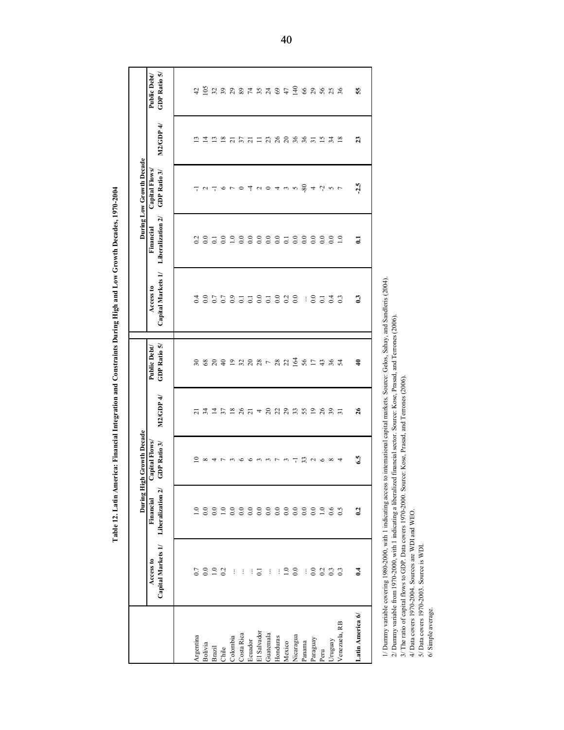**Table 12. Latin America: Financial Integration and Constraints During High and Low Growth Decades, 1970-2004**

| | During High Growth Decade | | | | | During Low Growth Decade | | | | |
|---|---|---|---|---|---|---|---|---|---|---|
| | Access to Capital Markets 1/ | Financial Liberalization 2/ | Capital Flows/ GDP Ratio 3/ | M2/GDP 4/ | Public Debt/ GDP Ratio 5/ | Access to Capital Markets 1/ | Financial Liberalization 2/ | Capital Flows/ GDP Ratio 3/ | M2/GDP 4/ | Public Debt/ GDP Ratio 5/ |
| Argentina | 0.7 | 1.0 | 10 | 21 | 30 | 0.4 | 0.2 | -1 | 13 | 42 |
| Bolivia | 0.0 | 0.0 | 8 | 34 | 68 | 0.0 | 0.0 | 2 | 14 | 105 |
| Brazil | 1.0 | 0.0 | 4 | 14 | 20 | 0.7 | 0.1 | -1 | 13 | 32 |
| Chile | 0.2 | 1.0 | 7 | 37 | 40 | 0.7 | 0.0 | 6 | 18 | 39 |
| Colombia | ... | 0.0 | 3 | 18 | 19 | 0.9 | 1.0 | 7 | 21 | 29 |
| Costa Rica | ... | 0.0 | 6 | 26 | 32 | 0.1 | 0.0 | 0 | 37 | 89 |
| Ecuador | ... | 0.0 | 6 | 21 | 20 | 0.1 | 0.0 | -4 | 21 | 74 |
| El Salvador | 0.1 | 0.0 | 3 | 4 | 28 | 0.0 | 0.0 | 2 | 11 | 35 |
| Guatemala | ... | 0.0 | 3 | 20 | 7 | 0.1 | 0.0 | 0 | 23 | 24 |
| Honduras | ... | 0.0 | 7 | 22 | 28 | 0.0 | 0.0 | 4 | 26 | 69 |
| Mexico | 1.0 | 0.0 | 3 | 29 | 22 | 0.2 | 0.1 | 3 | 20 | 47 |
| Nicaragua | 0.0 | 0.0 | -1 | 33 | 164 | 0.0 | 0.0 | 5 | 36 | 140 |
| Panama | ... | 0.0 | 33 | 55 | 56 | ... | 0.0 | -80 | 36 | 66 |
| Paraguay | 0.0 | 0.0 | 2 | 19 | 17 | 0.0 | 0.0 | 4 | 31 | 29 |
| Peru | 0.2 | 1.0 | 6 | 26 | 43 | 0.1 | 0.0 | -2 | 15 | 56 |
| Uruguay | 0.3 | 0.6 | 8 | 39 | 36 | 0.4 | 0.0 | 5 | 34 | 25 |
| Venezuela, RB | 0.3 | 0.5 | 4 | 31 | 54 | 0.3 | 1.0 | 7 | 18 | 36 |
| **Latin America 6/** | **0.4** | **0.2** | **6.5** | **26** | **40** | **0.3** | **0.1** | **-2.5** | **23** | **55** |

1/ Dummy variable covering 1980-2000, with 1 indicating access to international capital markets. Source: Gelos, Sahay, and Sandleris (2004).
2/ Dummy variable from 1970-2000, with 1 indicating a liberalized financial sector. Source: Kose, Prasad, and Terrones (2006).
3/ The ratio of capital flows to GDP. Data covers 1970-2000. Source: Kose, Prasad, and Terrones (2006).
4/ Data covers 1970-2004. Sources are WDI and WEO.
5/ Data covers 1970-2003. Source is WDI.
6/ Simple average.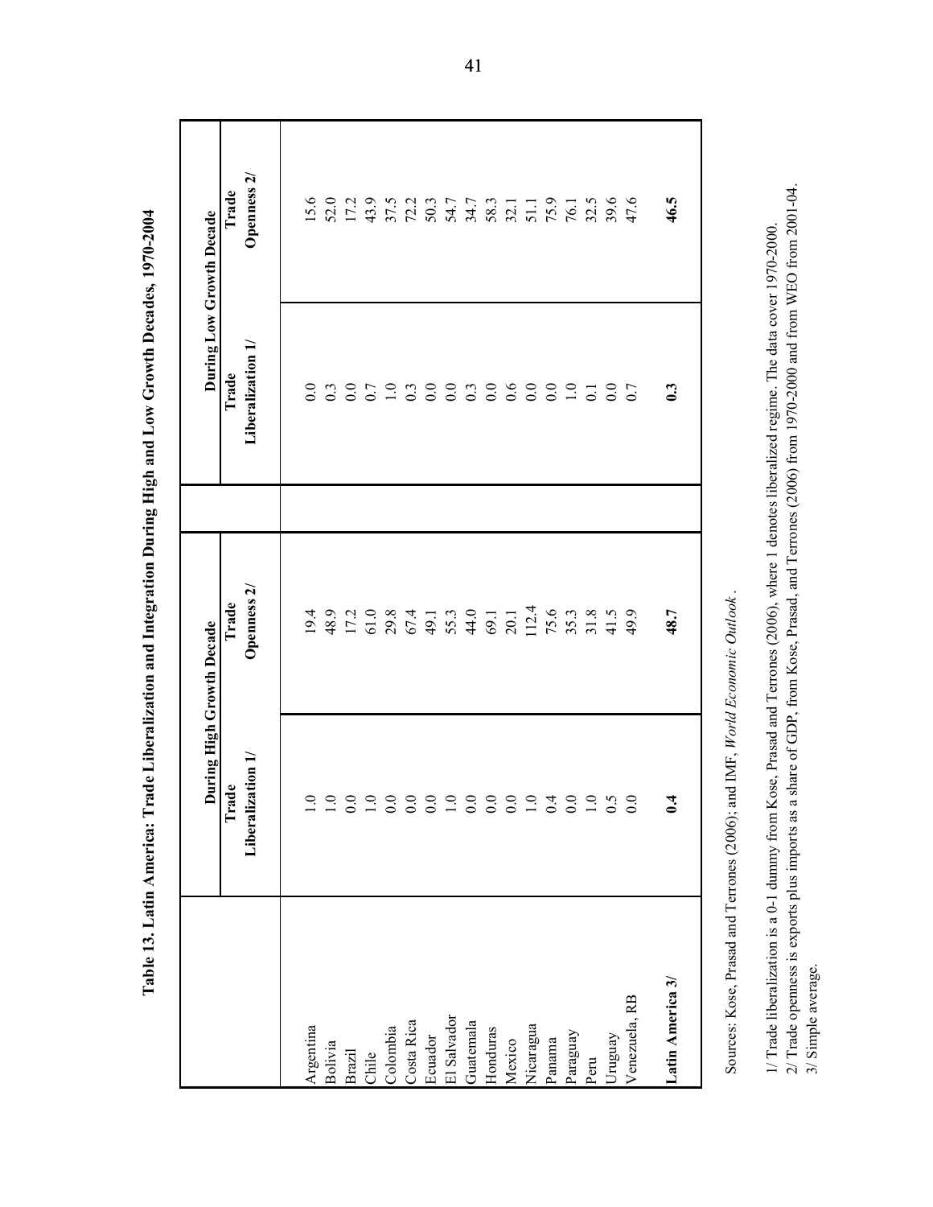**Table 13. Latin America: Trade Liberalization and Integration During High and Low Growth Decades, 1970-2004**

| | During High Growth Decade | | During Low Growth Decade | |
|---|---|---|---|---|
| | Trade Liberalization 1/ | Trade Openness 2/ | Trade Liberalization 1/ | Trade Openness 2/ |
| Argentina | 1.0 | 19.4 | 0.0 | 15.6 |
| Bolivia | 1.0 | 48.9 | 0.3 | 52.0 |
| Brazil | 0.0 | 17.2 | 0.0 | 17.2 |
| Chile | 1.0 | 61.0 | 0.7 | 43.9 |
| Colombia | 0.0 | 29.8 | 1.0 | 37.5 |
| Costa Rica | 0.0 | 67.4 | 0.3 | 72.2 |
| Ecuador | 0.0 | 49.1 | 0.0 | 50.3 |
| El Salvador | 1.0 | 55.3 | 0.0 | 54.7 |
| Guatemala | 0.0 | 44.0 | 0.3 | 34.7 |
| Honduras | 0.0 | 69.1 | 0.0 | 58.3 |
| Mexico | 0.0 | 20.1 | 0.6 | 32.1 |
| Nicaragua | 1.0 | 112.4 | 0.0 | 51.1 |
| Panama | 0.4 | 75.6 | 0.0 | 75.9 |
| Paraguay | 0.0 | 35.3 | 1.0 | 76.1 |
| Peru | 1.0 | 31.8 | 0.1 | 32.5 |
| Uruguay | 0.5 | 41.5 | 0.0 | 39.6 |
| Venezuela, RB | 0.0 | 49.9 | 0.7 | 47.6 |
| **Latin America 3/** | **0.4** | **48.7** | **0.3** | **46.5** |

Sources: Kose, Prasad and Terrones (2006); and IMF, *World Economic Outlook*.

1/ Trade liberalization is a 0-1 dummy from Kose, Prasad and Terrones (2006), where 1 denotes liberalized regime. The data cover 1970-2000.
2/ Trade openness is exports plus imports as a share of GDP, from Kose, Prasad, and Terrones (2006) from 1970-2000 and from WEO from 2001-04.
3/ Simple average.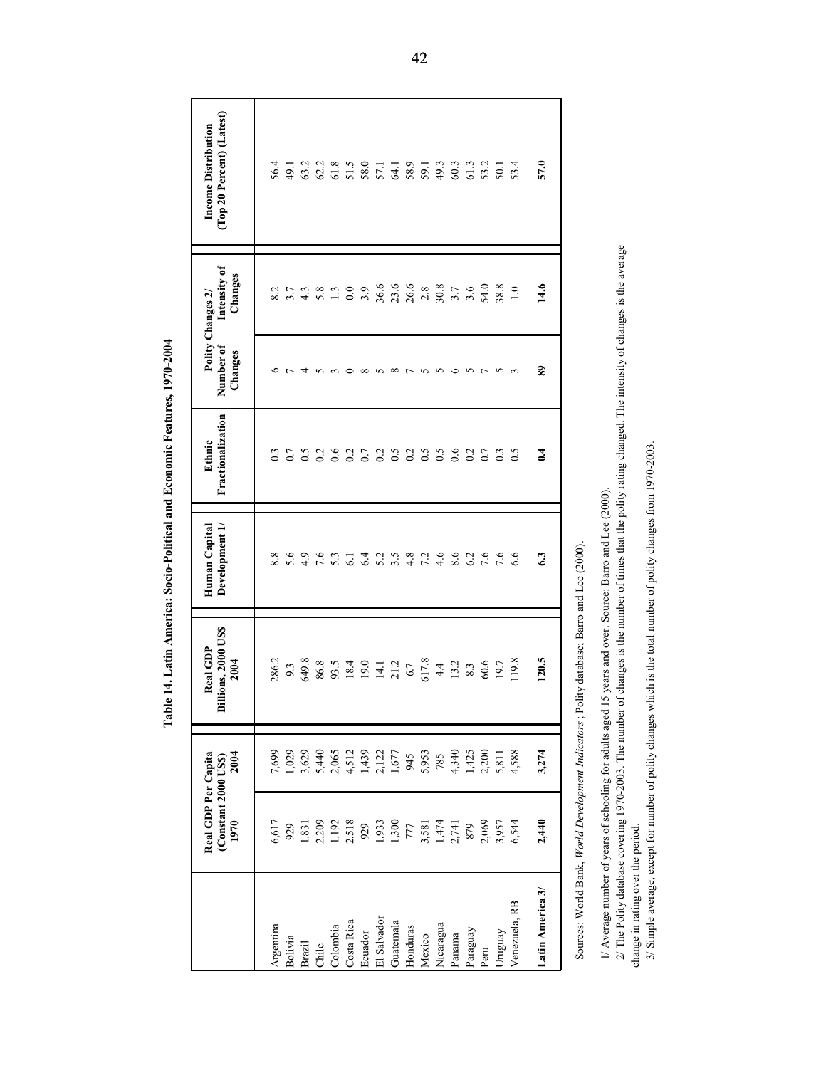# Table 14. Latin America: Socio-Political and Economic Features, 1970-2004

| | Real GDP Per Capita (Constant 2000 US$) | | Real GDP Billions, 2000 US$ | Human Capital Development 1/ | Ethnic Fractionalization | Polity Changes 2/ | | Income Distribution (Top 20 Percent) (Latest) |
|---|---|---|---|---|---|---|---|---|
| | 1970 | 2004 | 2004 | | | Number of Changes | Intensity of Changes | |
| Argentina | 6,617 | 7,699 | 286.2 | 8.8 | 0.3 | 6 | 8.2 | 56.4 |
| Bolivia | 929 | 1,029 | 9.3 | 5.6 | 0.7 | 7 | 3.7 | 49.1 |
| Brazil | 1,831 | 3,629 | 649.8 | 4.9 | 0.5 | 4 | 4.3 | 63.2 |
| Chile | 2,209 | 5,440 | 86.8 | 7.6 | 0.2 | 5 | 5.8 | 62.2 |
| Colombia | 1,192 | 2,065 | 93.5 | 5.3 | 0.6 | 3 | 1.3 | 61.8 |
| Costa Rica | 2,518 | 4,512 | 18.4 | 6.1 | 0.2 | 0 | 0.0 | 51.5 |
| Ecuador | 929 | 1,439 | 19.0 | 6.4 | 0.7 | 8 | 3.9 | 58.0 |
| El Salvador | 1,933 | 2,122 | 14.1 | 5.2 | 0.2 | 5 | 36.6 | 57.1 |
| Guatemala | 1,300 | 1,677 | 21.2 | 3.5 | 0.5 | 8 | 23.6 | 64.1 |
| Honduras | 777 | 945 | 6.7 | 4.8 | 0.2 | 7 | 26.6 | 58.9 |
| Mexico | 3,581 | 5,953 | 617.8 | 7.2 | 0.5 | 5 | 2.8 | 59.1 |
| Nicaragua | 1,474 | 785 | 4.4 | 4.6 | 0.5 | 5 | 30.8 | 49.3 |
| Panama | 2,741 | 4,340 | 13.2 | 8.6 | 0.6 | 6 | 3.7 | 60.3 |
| Paraguay | 879 | 1,425 | 8.3 | 6.2 | 0.2 | 5 | 3.6 | 61.3 |
| Peru | 2,069 | 2,200 | 60.6 | 7.6 | 0.7 | 7 | 54.0 | 53.2 |
| Uruguay | 3,957 | 5,811 | 19.7 | 7.6 | 0.3 | 5 | 38.8 | 50.1 |
| Venezuela, RB | 6,544 | 4,588 | 119.8 | 6.6 | 0.5 | 3 | 1.0 | 53.4 |
| **Latin America 3/** | **2,440** | **3,274** | **120.5** | **6.3** | **0.4** | **89** | **14.6** | **57.0** |

Sources: World Bank, *World Development Indicators*; Polity database; Barro and Lee (2000).

1/ Average number of years of schooling for adults aged 15 years and over. Source: Barro and Lee (2000).

2/ The Polity database covering 1970-2003. The number of changes is the number of times that the polity rating changed. The intensity of changes is the average change in rating over the period.

3/ Simple average, except for number of polity changes which is the total number of polity changes from 1970-2003.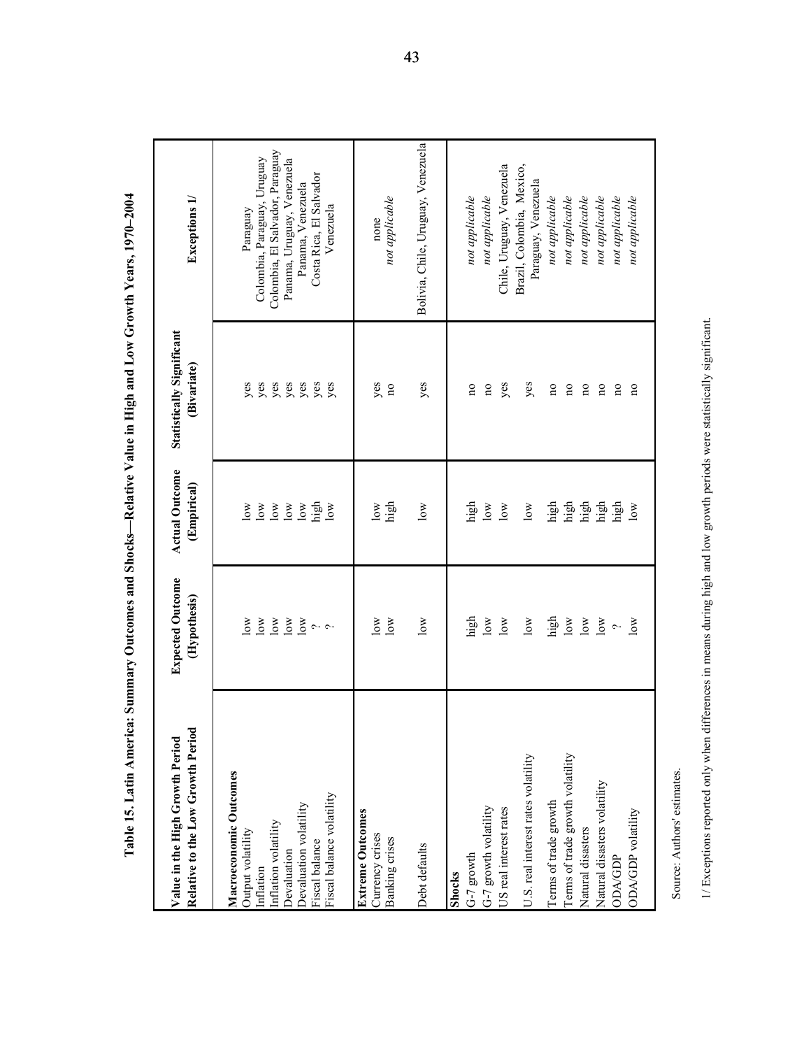# Table 15. Latin America: Summary Outcomes and Shocks—Relative Value in High and Low Growth Years, 1970–2004

| Value in the High Growth Period Relative to the Low Growth Period | Expected Outcome (Hypothesis) | Actual Outcome (Empirical) | Statistically Significant (Bivariate) | Exceptions 1/ |
|---|---|---|---|---|
| **Macroeconomic Outcomes** | | | | |
| Output volatility | low | low | yes | Paraguay |
| Inflation | low | low | yes | Colombia, Paraguay, Uruguay |
| Inflation volatility | low | low | yes | Colombia, El Salvador, Paraguay |
| Devaluation | low | low | yes | Panama, Uruguay, Venezuela |
| Devaluation volatility | low | low | yes | Panama, Venezuela |
| Fiscal balance | ? | high | yes | Costa Rica, El Salvador |
| Fiscal balance volatility | ? | low | yes | Venezuela |
| **Extreme Outcomes** | | | | |
| Currency crises | low | low | yes | none |
| Banking crises | low | high | no | *not applicable* |
| Debt defaults | low | low | yes | Bolivia, Chile, Uruguay, Venezuela |
| **Shocks** | | | | |
| G-7 growth | high | high | no | *not applicable* |
| G-7 growth volatility | low | low | no | *not applicable* |
| US real interest rates | low | low | yes | Chile, Uruguay, Venezuela |
| U.S. real interest rates volatility | low | low | yes | Brazil, Colombia, Mexico, Paraguay, Venezuela |
| Terms of trade growth | high | high | no | *not applicable* |
| Terms of trade growth volatility | low | high | no | *not applicable* |
| Natural disasters | low | high | no | *not applicable* |
| Natural disasters volatility | low | high | no | *not applicable* |
| ODA/GDP | ? | high | no | *not applicable* |
| ODA/GDP volatility | low | low | no | *not applicable* |

Source: Authors' estimates.

1/ Exceptions reported only when differences in means during high and low growth periods were statistically significant.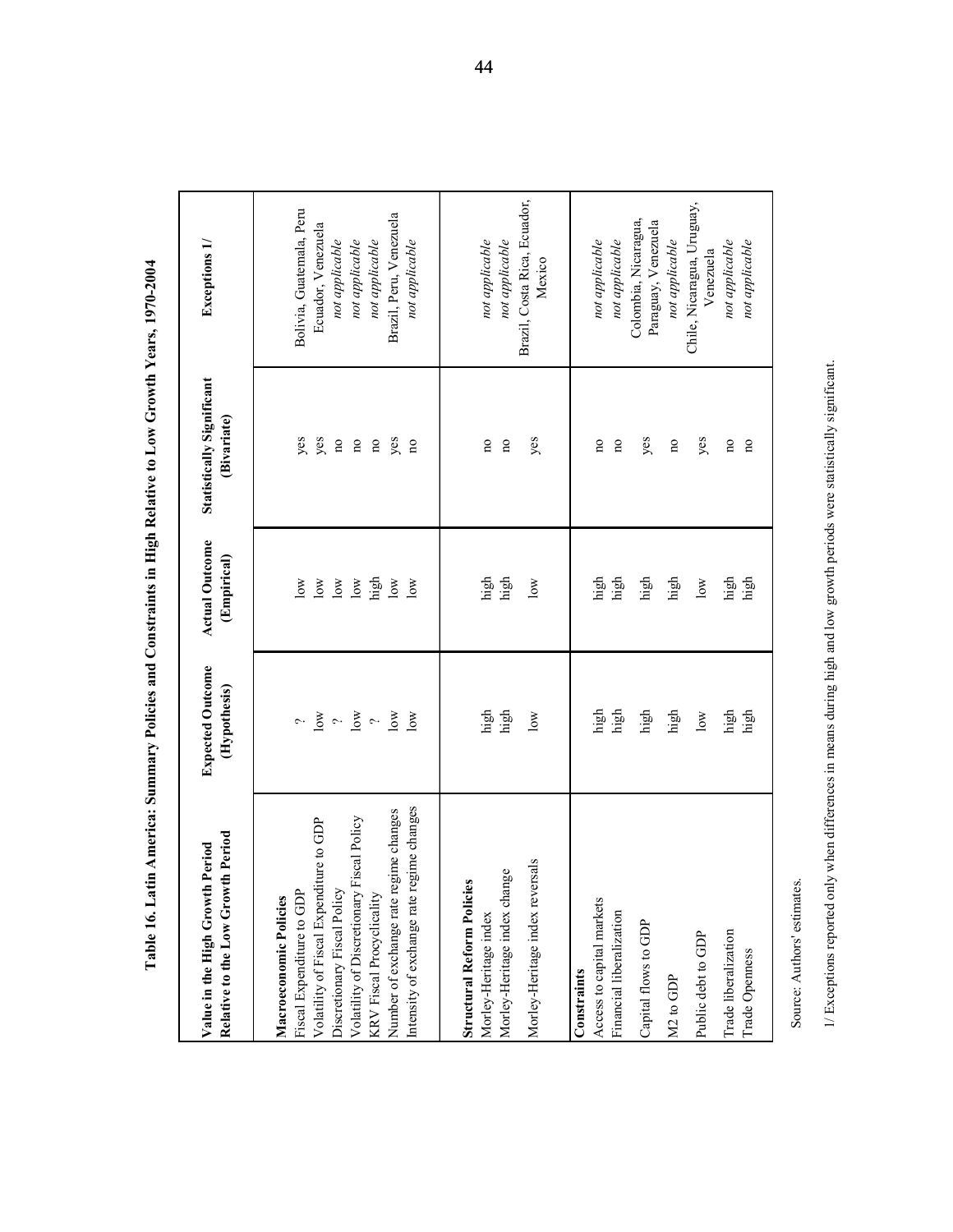**Table 16. Latin America: Summary Policies and Constraints in High Relative to Low Growth Years, 1970-2004**

| Value in the High Growth Period Relative to the Low Growth Period | Expected Outcome (Hypothesis) | Actual Outcome (Empirical) | Statistically Significant (Bivariate) | Exceptions 1/ |
|---|---|---|---|---|
| **Macroeconomic Policies** | | | | |
| Fiscal Expenditure to GDP | ? | low | yes | Bolivia, Guatemala, Peru |
| Volatility of Fiscal Expenditure to GDP | low | low | yes | Ecuador, Venezuela |
| Discretionary Fiscal Policy | ? | low | no | *not applicable* |
| Volatility of Discretionary Fiscal Policy | low | low | no | *not applicable* |
| KRV Fiscal Procyclicality | ? | high | no | *not applicable* |
| Number of exchange rate regime changes | low | low | yes | Brazil, Peru, Venezuela |
| Intensity of exchange rate regime changes | low | low | no | *not applicable* |
| **Structural Reform Policies** | | | | |
| Morley-Heritage index | high | high | no | *not applicable* |
| Morley-Heritage index change | high | high | no | *not applicable* |
| Morley-Heritage index reversals | low | low | yes | Brazil, Costa Rica, Ecuador, Mexico |
| **Constraints** | | | | |
| Access to capital markets | high | high | no | *not applicable* |
| Financial liberalization | high | high | no | *not applicable* |
| Capital flows to GDP | high | high | yes | Colombia, Nicaragua, Paraguay, Venezuela |
| M2 to GDP | high | high | no | *not applicable* |
| Public debt to GDP | low | low | yes | Chile, Nicaragua, Uruguay, Venezuela |
| Trade liberalization | high | high | no | *not applicable* |
| Trade Openness | high | high | no | *not applicable* |

Source: Authors' estimates.

1/ Exceptions reported only when differences in means during high and low growth periods were statistically significant.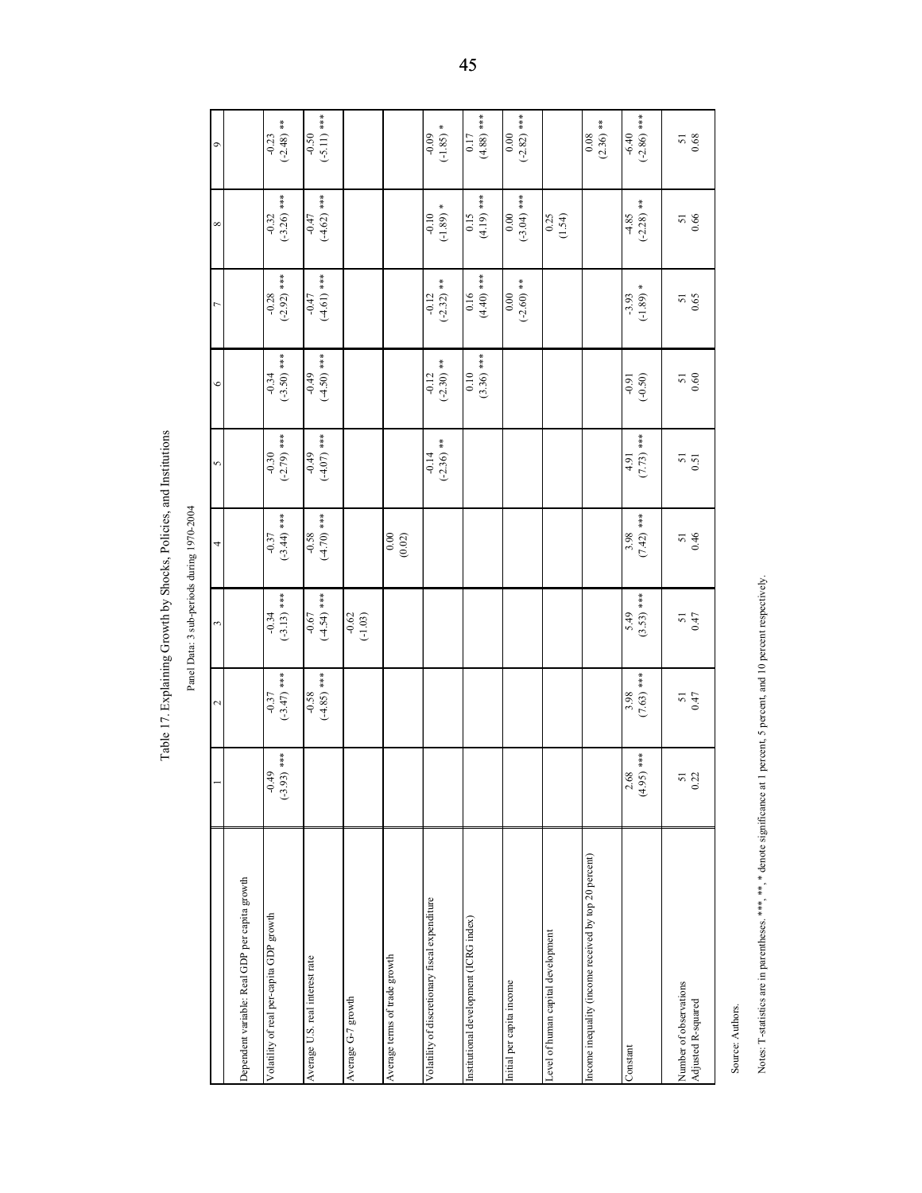Table 17. Explaining Growth by Shocks, Policies, and Institutions

Panel Data: 3 sub-periods during 1970-2004

| | 1 | 2 | 3 | 4 | 5 | 6 | 7 | 8 | 9 |
|---|---|---|---|---|---|---|---|---|---|
| Dependent variable: Real GDP per capita growth | | | | | | | | | |
| Volatility of real per-capita GDP growth | -0.49 (-3.93) *** | -0.37 (-3.47) *** | -0.34 (-3.13) *** | -0.37 (-3.44) *** | -0.30 (-2.79) *** | -0.34 (-3.50) *** | -0.28 (-2.92) *** | -0.32 (-3.26) *** | -0.23 (-2.48) ** |
| Average U.S. real interest rate | | -0.58 (-4.85) *** | -0.67 (-4.54) *** | -0.58 (-4.70) *** | -0.49 (-4.07) *** | -0.49 (-4.50) *** | -0.47 (-4.61) *** | -0.47 (-4.62) *** | -0.50 (-5.11) *** |
| Average G-7 growth | | | -0.62 (-1.03) | | | | | | |
| Average terms of trade growth | | | | 0.00 (0.02) | | | | | |
| Volatility of discretionary fiscal expenditure | | | | | -0.14 (-2.36) ** | -0.12 (-2.30) ** | -0.12 (-2.32) ** | -0.10 (-1.89) * | -0.09 (-1.85) * |
| Institutional development (ICRG index) | | | | | | 0.10 (3.36) *** | 0.16 (4.40) *** | 0.15 (4.19) *** | 0.17 (4.88) *** |
| Initial per capita income | | | | | | | 0.00 (-2.60) ** | 0.00 (-3.04) *** | 0.00 (-2.82) *** |
| Level of human capital development | | | | | | | | 0.25 (1.54) | |
| Income inequality (income received by top 20 percent) | | | | | | | | | 0.08 (2.36) ** |
| Constant | 2.68 (4.95) *** | 3.98 (7.63) *** | 5.49 (3.53) *** | 3.98 (7.42) *** | 4.91 (7.73) *** | -0.91 (-0.50) | -3.93 (-1.89) * | -4.85 (-2.28) ** | -6.40 (-2.86) *** |
| Number of observations | 51 | 51 | 51 | 51 | 51 | 51 | 51 | 51 | 51 |
| Adjusted R-squared | 0.22 | 0.47 | 0.47 | 0.46 | 0.51 | 0.60 | 0.65 | 0.66 | 0.68 |

Source: Authors.

Notes: T-statistics are in parentheses. ***, **, * denote significance at 1 percent, 5 percent, and 10 percent respectively.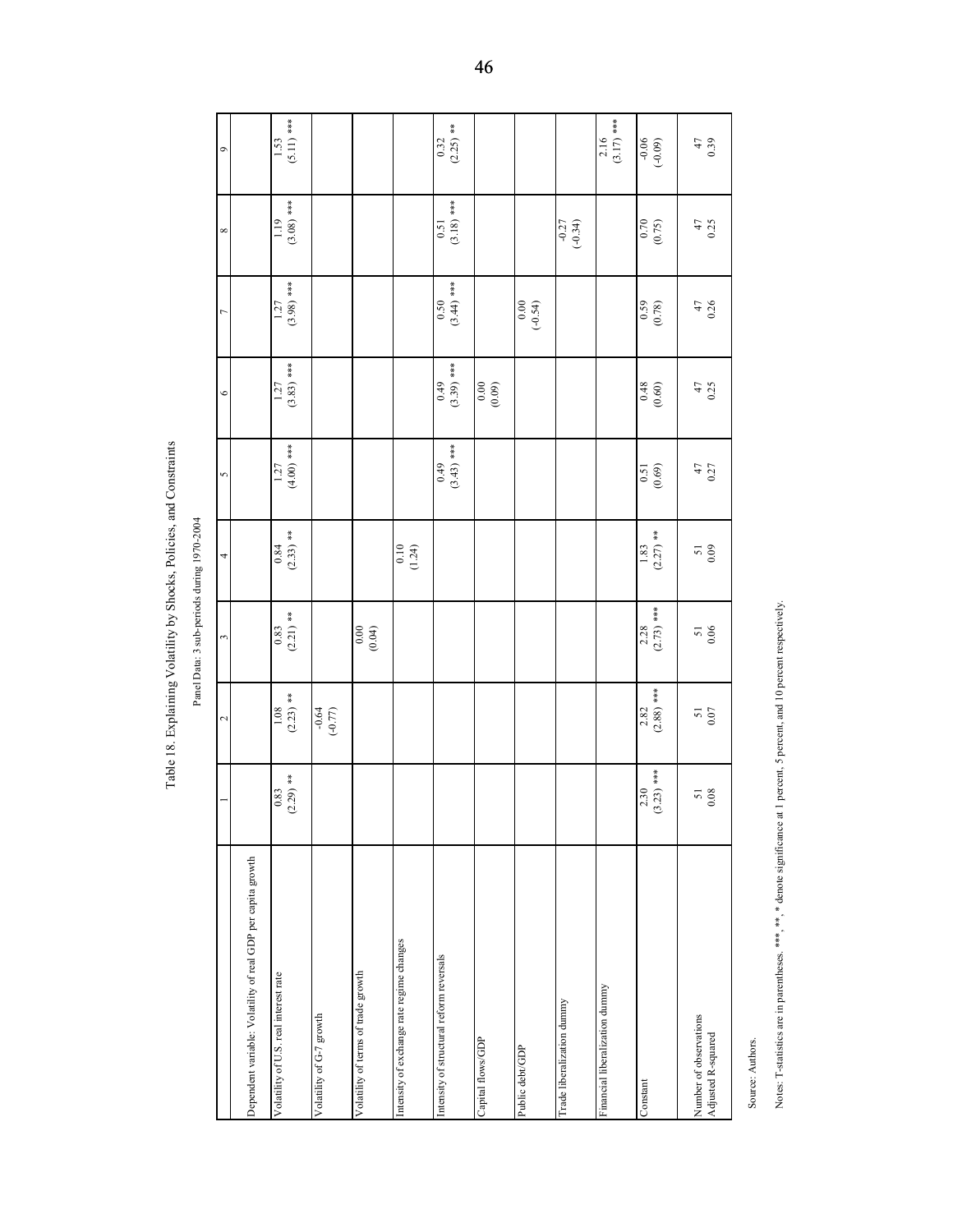# Table 18. Explaining Volatility by Shocks, Policies, and Constraints

Panel Data: 3 sub-periods during 1970-2004

| | 1 | 2 | 3 | 4 | 5 | 6 | 7 | 8 | 9 |
|---|---|---|---|---|---|---|---|---|---|
| Dependent variable: Volatility of real GDP per capita growth | | | | | | | | | |
| Volatility of U.S. real interest rate | 0.83 (2.29) ** | 1.08 (2.23) ** | 0.83 (2.21) ** | 0.84 (2.33) ** | 1.27 (4.00) *** | 1.27 (3.83) *** | 1.27 (3.98) *** | 1.19 (3.08) *** | 1.53 (5.11) *** |
| Volatility of G-7 growth | | -0.64 (-0.77) | | | | | | | |
| Volatility of terms of trade growth | | | 0.00 (0.04) | | | | | | |
| Intensity of exchange rate regime changes | | | | 0.10 (1.24) | | | | | |
| Intensity of structural reform reversals | | | | | 0.49 (3.43) *** | 0.49 (3.39) *** | 0.50 (3.44) *** | 0.51 (3.18) *** | 0.32 (2.25) ** |
| Capital flows/GDP | | | | | | 0.00 (0.09) | | | |
| Public debt/GDP | | | | | | | 0.00 (-0.54) | | |
| Trade liberalization dummy | | | | | | | | -0.27 (-0.34) | |
| Financial liberalization dummy | | | | | | | | | 2.16 (3.17) *** |
| Constant | 2.30 (3.23) *** | 2.82 (2.88) *** | 2.28 (2.73) *** | 1.83 (2.27) ** | 0.51 (0.69) | 0.48 (0.60) | 0.59 (0.78) | 0.70 (0.75) | -0.06 (-0.09) |
| Number of observations | 51 | 51 | 51 | 51 | 47 | 47 | 47 | 47 | 47 |
| Adjusted R-squared | 0.08 | 0.07 | 0.06 | 0.09 | 0.27 | 0.25 | 0.26 | 0.25 | 0.39 |

Source: Authors.

Notes: T-statistics are in parentheses. ***, **, * denote significance at 1 percent, 5 percent, and 10 percent respectively.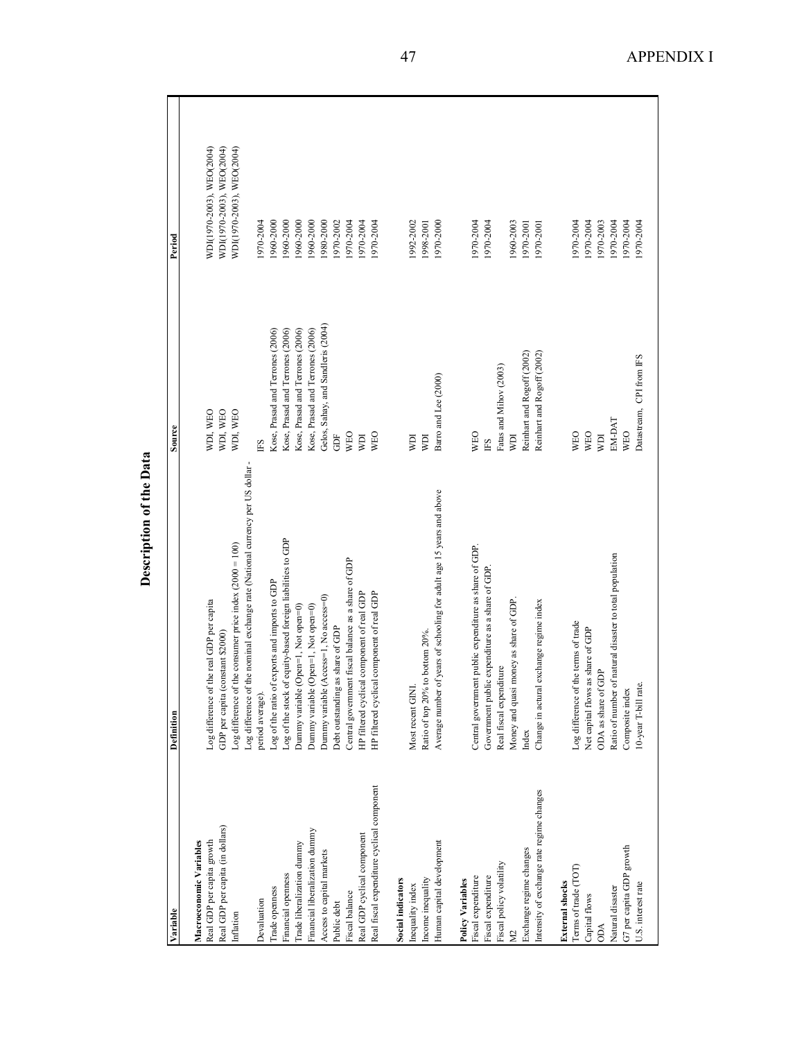## Description of the Data

| Variable | Definition | Source | Period |
|---|---|---|---|
| **Macroeconomic Variables** | | | |
| Real GDP per capita growth | Log difference of the real GDP per capita | WDI, WEO | WDI(1970-2003), WEO(2004) |
| Real GDP per capita (in dollars) | GDP per capita (constant $2000) | WDI, WEO | WDI(1970-2003), WEO(2004) |
| Inflation | Log difference of the consumer price index (2000 = 100) | WDI, WEO | WDI(1970-2003), WEO(2004) |
| Devaluation | Log difference of the nominal exchange rate (National currency per US dollar - period average). | IFS | 1970-2004 |
| Trade openness | Log of the ratio of exports and imports to GDP | Kose, Prasad and Terrones (2006) | 1960-2000 |
| Financial openness | Log of the stock of equity-based foreign liabilities to GDP | Kose, Prasad and Terrones (2006) | 1960-2000 |
| Trade liberalization dummy | Dummy variable (Open=1, Not open=0) | Kose, Prasad and Terrones (2006) | 1960-2000 |
| Financial liberalization dummy | Dummy variable (Open=1, Not open=0) | Kose, Prasad and Terrones (2006) | 1960-2000 |
| Access to capital markets | Dummy variable (Access=1, No access=0) | Gelos, Sahay, and Sandleris (2004) | 1980-2000 |
| Public debt | Debt outstanding as share of GDP | GDF | 1970-2002 |
| Fiscal balance | Central government fiscal balance as a share of GDP | WEO | 1970-2004 |
| Real GDP cyclical component | HP filtered cyclical component of real GDP | WDI | 1970-2004 |
| Real fiscal expenditure cyclical component | HP filtered cyclical component of real GDP | WEO | 1970-2004 |
| **Social indicators** | | | |
| Inequality index | Most recent GINI. | WDI | 1992-2002 |
| Income inequality | Ratio of top 20% to bottom 20%. | WDI | 1998-2001 |
| Human capital development | Average number of years of schooling for adult age 15 years and above | Barro and Lee (2000) | 1970-2000 |
| **Policy Variables** | | | |
| Fiscal expenditure | Central government public expenditure as share of GDP. | WEO | 1970-2004 |
| Fiscal expenditure | Government public expenditure as a share of GDP. | IFS | 1970-2004 |
| Fiscal policy volatility | Real fiscal expenditure | Fatas and Mihov (2003) | |
| M2 | Money and quasi money as share of GDP. | WDI | 1960-2003 |
| Exchange regime changes | Index | Reinhart and Rogoff (2002) | 1970-2001 |
| Intensity of exchange rate regime changes | Change in actural exchange regime index | Reinhart and Rogoff (2002) | 1970-2001 |
| **External shocks** | | | |
| Terms of trade (TOT) | Log difference of the terms of trade | WEO | 1970-2004 |
| Capital flows | Net capital flows as share of GDP | WEO | 1970-2004 |
| ODA | ODA as share of GDP | WDI | 1970-2003 |
| Natural disaster | Ratio of number of natural disaster to total population | EM-DAT | 1970-2004 |
| G7 per capita GDP growth | Composite index | WEO | 1970-2004 |
| U.S. interest rate | 10-year T-bill rate. | Datastream, CPI from IFS | 1970-2004 |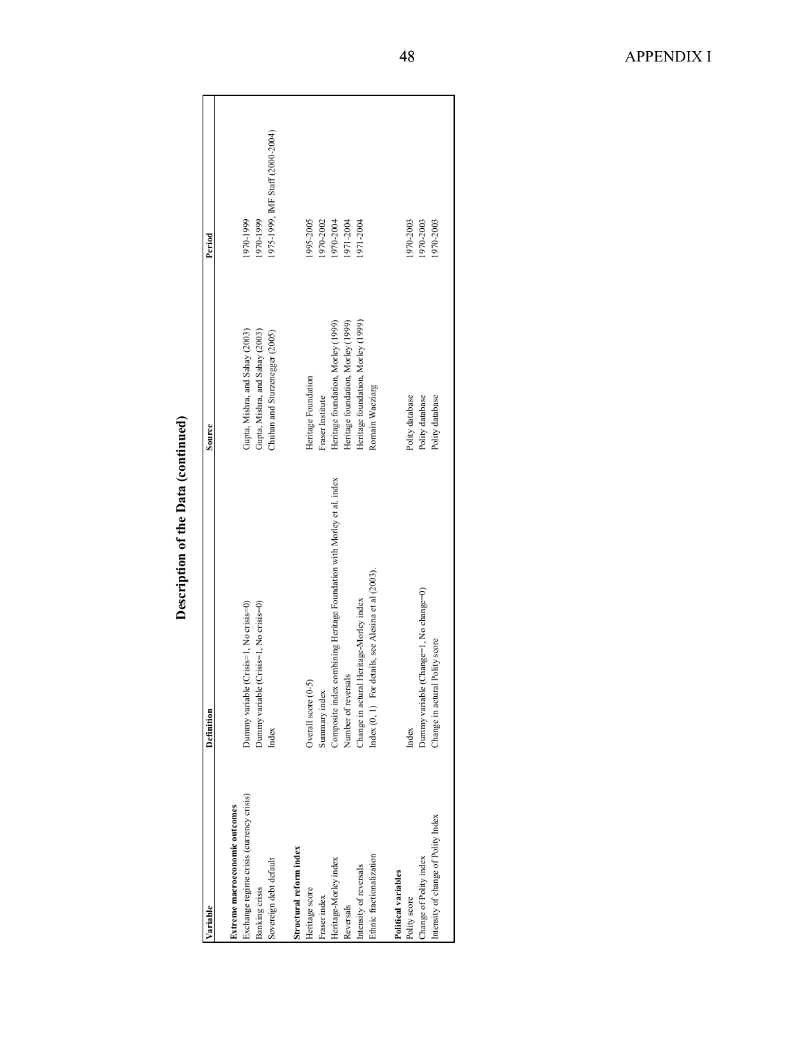## Description of the Data (continued)

| Variable | Definition | Source | Period |
|---|---|---|---|
| **Extreme macroeconomic outcomes** | | | |
| Exchange regime crisis (currency crisis) | Dummy variable (Crisis=1, No crisis=0) | Gupta, Mishra, and Sahay (2003) | 1970-1999 |
| Banking crisis | Dummy variable (Crisis=1, No crisis=0) | Gupta, Mishra, and Sahay (2003) | 1970-1999 |
| Sovereign debt default | Index | Chuhan and Sturzenegger (2005) | 1975-1999, IMF Staff (2000-2004) |
| **Structural reform index** | | | |
| Heritage score | Overall score (0-5) | Heritage Foundation | 1995-2005 |
| Fraser index | Summary index | Fraser Institute | 1970-2002 |
| Heritage-Morley index | Composite index combining Heritage Foundation with Morley et al. index | Heritage foundation, Morley (1999) | 1970-2004 |
| Reversals | Number of reversals | Heritage foundation, Morley (1999) | 1971-2004 |
| Intensity of reversals | Change in actural Heritage-Morley index | Heritage foundation, Morley (1999) | 1971-2004 |
| Ethnic fractionalization | Index (0, 1) For details, see Alesina et al (2003). | Romain Wacziarg | |
| **Political variables** | | | |
| Polity score | Index | Polity database | 1970-2003 |
| Change of Polity index | Dummy variable (Change=1, No change=0) | Polity database | 1970-2003 |
| Intensity of change of Polity Index | Change in actural Polity score | Polity database | 1970-2003 |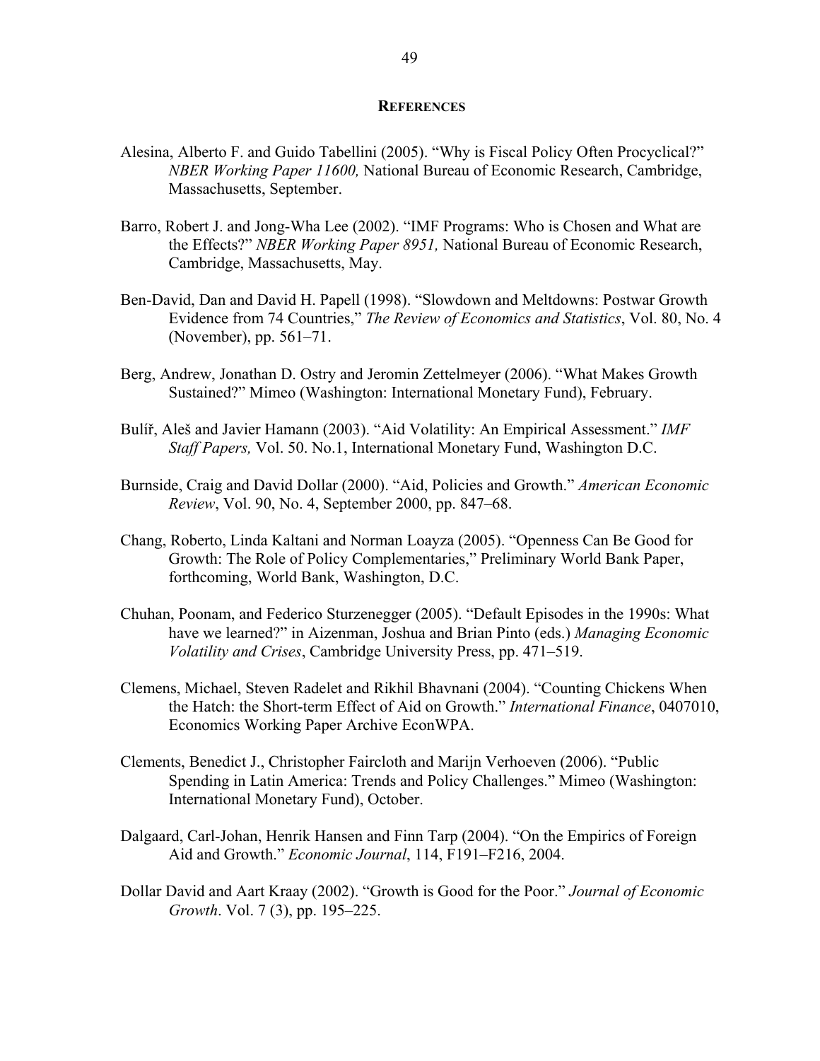## REFERENCES

Alesina, Alberto F. and Guido Tabellini (2005). "Why is Fiscal Policy Often Procyclical?" *NBER Working Paper 11600,* National Bureau of Economic Research, Cambridge, Massachusetts, September.

Barro, Robert J. and Jong-Wha Lee (2002). "IMF Programs: Who is Chosen and What are the Effects?" *NBER Working Paper 8951,* National Bureau of Economic Research, Cambridge, Massachusetts, May.

Ben-David, Dan and David H. Papell (1998). "Slowdown and Meltdowns: Postwar Growth Evidence from 74 Countries," *The Review of Economics and Statistics*, Vol. 80, No. 4 (November), pp. 561–71.

Berg, Andrew, Jonathan D. Ostry and Jeromin Zettelmeyer (2006). "What Makes Growth Sustained?" Mimeo (Washington: International Monetary Fund), February.

Bulíř, Aleš and Javier Hamann (2003). "Aid Volatility: An Empirical Assessment." *IMF Staff Papers,* Vol. 50. No.1, International Monetary Fund, Washington D.C.

Burnside, Craig and David Dollar (2000). "Aid, Policies and Growth." *American Economic Review*, Vol. 90, No. 4, September 2000, pp. 847–68.

Chang, Roberto, Linda Kaltani and Norman Loayza (2005). "Openness Can Be Good for Growth: The Role of Policy Complementaries," Preliminary World Bank Paper, forthcoming, World Bank, Washington, D.C.

Chuhan, Poonam, and Federico Sturzenegger (2005). "Default Episodes in the 1990s: What have we learned?" in Aizenman, Joshua and Brian Pinto (eds.) *Managing Economic Volatility and Crises*, Cambridge University Press, pp. 471–519.

Clemens, Michael, Steven Radelet and Rikhil Bhavnani (2004). "Counting Chickens When the Hatch: the Short-term Effect of Aid on Growth." *International Finance*, 0407010, Economics Working Paper Archive EconWPA.

Clements, Benedict J., Christopher Faircloth and Marijn Verhoeven (2006). "Public Spending in Latin America: Trends and Policy Challenges." Mimeo (Washington: International Monetary Fund), October.

Dalgaard, Carl-Johan, Henrik Hansen and Finn Tarp (2004). "On the Empirics of Foreign Aid and Growth." *Economic Journal*, 114, F191–F216, 2004.

Dollar David and Aart Kraay (2002). "Growth is Good for the Poor." *Journal of Economic Growth*. Vol. 7 (3), pp. 195–225.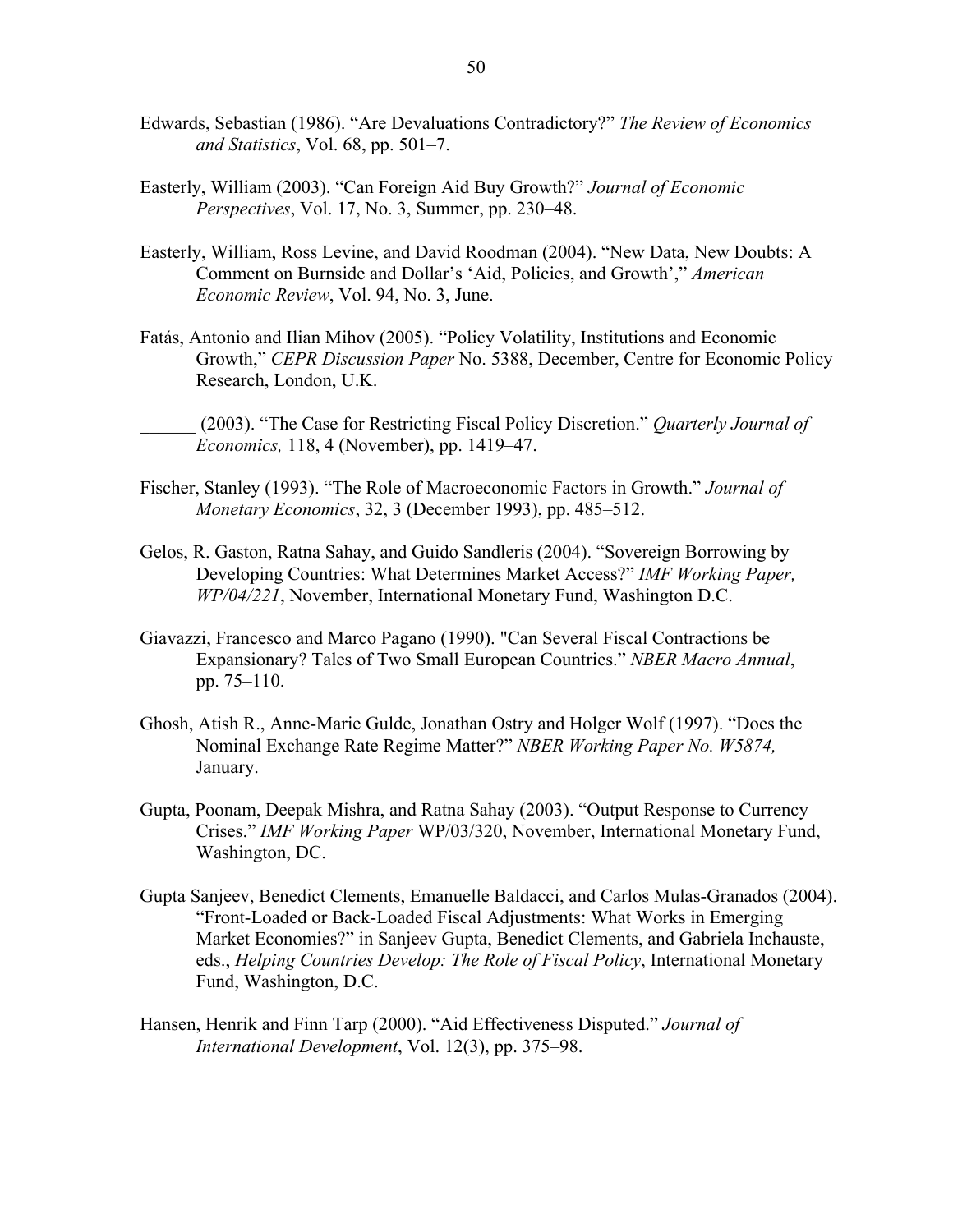Edwards, Sebastian (1986). "Are Devaluations Contradictory?" *The Review of Economics and Statistics*, Vol. 68, pp. 501–7.

Easterly, William (2003). "Can Foreign Aid Buy Growth?" *Journal of Economic Perspectives*, Vol. 17, No. 3, Summer, pp. 230–48.

Easterly, William, Ross Levine, and David Roodman (2004). "New Data, New Doubts: A Comment on Burnside and Dollar's 'Aid, Policies, and Growth'," *American Economic Review*, Vol. 94, No. 3, June.

Fatás, Antonio and Ilian Mihov (2005). "Policy Volatility, Institutions and Economic Growth," *CEPR Discussion Paper* No. 5388, December, Centre for Economic Policy Research, London, U.K.

______ (2003). "The Case for Restricting Fiscal Policy Discretion." *Quarterly Journal of Economics,* 118, 4 (November), pp. 1419–47.

Fischer, Stanley (1993). "The Role of Macroeconomic Factors in Growth." *Journal of Monetary Economics*, 32, 3 (December 1993), pp. 485–512.

Gelos, R. Gaston, Ratna Sahay, and Guido Sandleris (2004). "Sovereign Borrowing by Developing Countries: What Determines Market Access?" *IMF Working Paper, WP/04/221*, November, International Monetary Fund, Washington D.C.

Giavazzi, Francesco and Marco Pagano (1990). "Can Several Fiscal Contractions be Expansionary? Tales of Two Small European Countries." *NBER Macro Annual*, pp. 75–110.

Ghosh, Atish R., Anne-Marie Gulde, Jonathan Ostry and Holger Wolf (1997). "Does the Nominal Exchange Rate Regime Matter?" *NBER Working Paper No. W5874,* January.

Gupta, Poonam, Deepak Mishra, and Ratna Sahay (2003). "Output Response to Currency Crises." *IMF Working Paper* WP/03/320, November, International Monetary Fund, Washington, DC.

Gupta Sanjeev, Benedict Clements, Emanuelle Baldacci, and Carlos Mulas-Granados (2004). "Front-Loaded or Back-Loaded Fiscal Adjustments: What Works in Emerging Market Economies?" in Sanjeev Gupta, Benedict Clements, and Gabriela Inchauste, eds., *Helping Countries Develop: The Role of Fiscal Policy*, International Monetary Fund, Washington, D.C.

Hansen, Henrik and Finn Tarp (2000). "Aid Effectiveness Disputed." *Journal of International Development*, Vol. 12(3), pp. 375–98.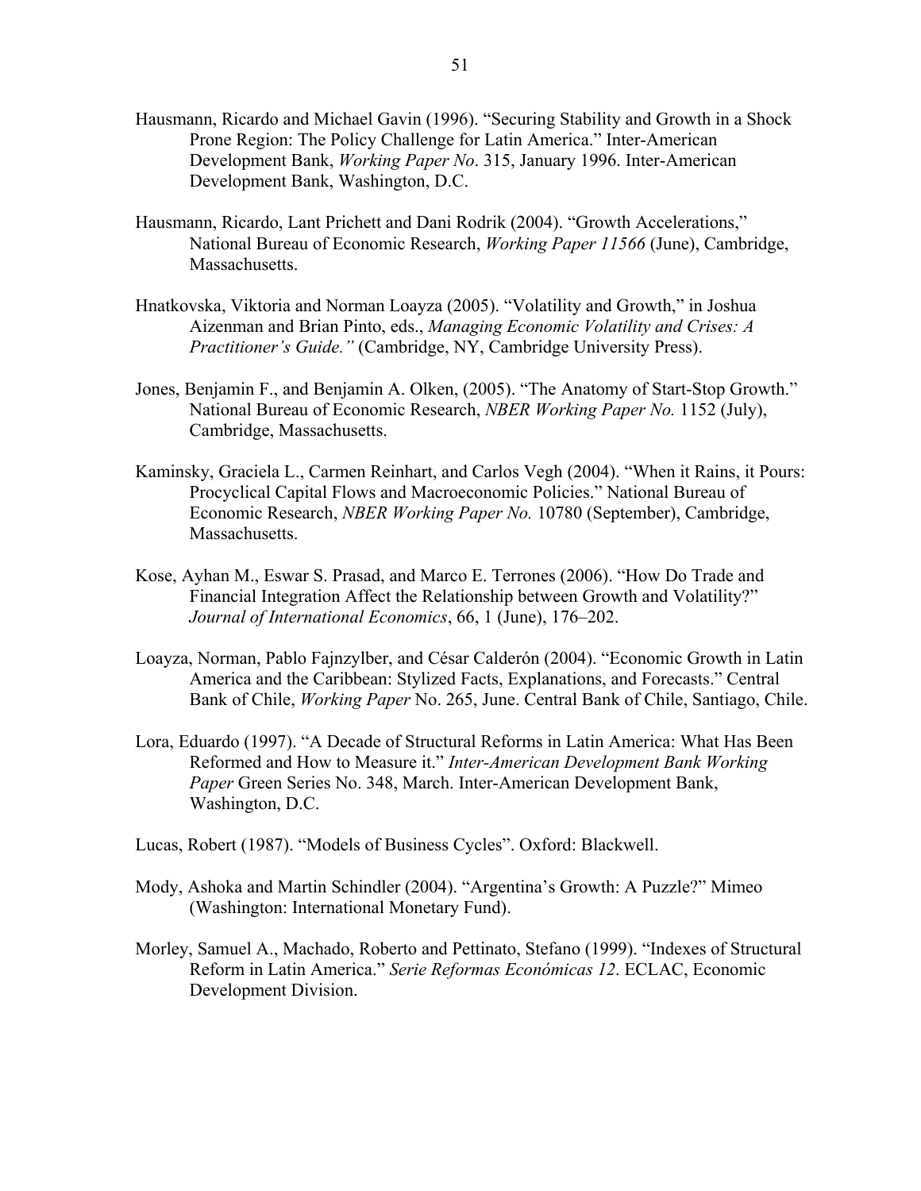Hausmann, Ricardo and Michael Gavin (1996). "Securing Stability and Growth in a Shock Prone Region: The Policy Challenge for Latin America." Inter-American Development Bank, *Working Paper No*. 315, January 1996. Inter-American Development Bank, Washington, D.C.

Hausmann, Ricardo, Lant Prichett and Dani Rodrik (2004). "Growth Accelerations," National Bureau of Economic Research, *Working Paper 11566* (June), Cambridge, Massachusetts.

Hnatkovska, Viktoria and Norman Loayza (2005). "Volatility and Growth," in Joshua Aizenman and Brian Pinto, eds., *Managing Economic Volatility and Crises: A Practitioner's Guide."* (Cambridge, NY, Cambridge University Press).

Jones, Benjamin F., and Benjamin A. Olken, (2005). "The Anatomy of Start-Stop Growth." National Bureau of Economic Research, *NBER Working Paper No.* 1152 (July), Cambridge, Massachusetts.

Kaminsky, Graciela L., Carmen Reinhart, and Carlos Vegh (2004). "When it Rains, it Pours: Procyclical Capital Flows and Macroeconomic Policies." National Bureau of Economic Research, *NBER Working Paper No.* 10780 (September), Cambridge, Massachusetts.

Kose, Ayhan M., Eswar S. Prasad, and Marco E. Terrones (2006). "How Do Trade and Financial Integration Affect the Relationship between Growth and Volatility?" *Journal of International Economics*, 66, 1 (June), 176–202.

Loayza, Norman, Pablo Fajnzylber, and César Calderón (2004). "Economic Growth in Latin America and the Caribbean: Stylized Facts, Explanations, and Forecasts." Central Bank of Chile, *Working Paper* No. 265, June. Central Bank of Chile, Santiago, Chile.

Lora, Eduardo (1997). "A Decade of Structural Reforms in Latin America: What Has Been Reformed and How to Measure it." *Inter-American Development Bank Working Paper* Green Series No. 348, March. Inter-American Development Bank, Washington, D.C.

Lucas, Robert (1987). "Models of Business Cycles". Oxford: Blackwell.

Mody, Ashoka and Martin Schindler (2004). "Argentina's Growth: A Puzzle?" Mimeo (Washington: International Monetary Fund).

Morley, Samuel A., Machado, Roberto and Pettinato, Stefano (1999). "Indexes of Structural Reform in Latin America." *Serie Reformas Económicas 12*. ECLAC, Economic Development Division.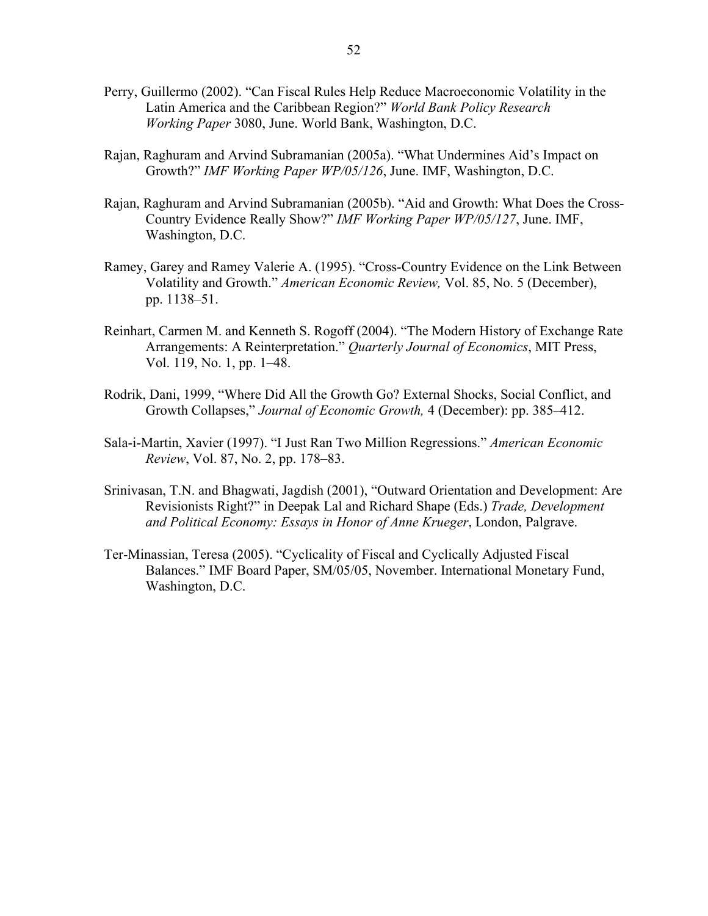Perry, Guillermo (2002). “Can Fiscal Rules Help Reduce Macroeconomic Volatility in the Latin America and the Caribbean Region?” *World Bank Policy Research Working Paper* 3080, June. World Bank, Washington, D.C.

Rajan, Raghuram and Arvind Subramanian (2005a). “What Undermines Aid’s Impact on Growth?” *IMF Working Paper WP/05/126*, June. IMF, Washington, D.C.

Rajan, Raghuram and Arvind Subramanian (2005b). “Aid and Growth: What Does the Cross-Country Evidence Really Show?” *IMF Working Paper WP/05/127*, June. IMF, Washington, D.C.

Ramey, Garey and Ramey Valerie A. (1995). “Cross-Country Evidence on the Link Between Volatility and Growth.” *American Economic Review,* Vol. 85, No. 5 (December), pp. 1138–51.

Reinhart, Carmen M. and Kenneth S. Rogoff (2004). “The Modern History of Exchange Rate Arrangements: A Reinterpretation.” *Quarterly Journal of Economics*, MIT Press, Vol. 119, No. 1, pp. 1–48.

Rodrik, Dani, 1999, “Where Did All the Growth Go? External Shocks, Social Conflict, and Growth Collapses,” *Journal of Economic Growth,* 4 (December): pp. 385–412.

Sala-i-Martin, Xavier (1997). “I Just Ran Two Million Regressions.” *American Economic Review*, Vol. 87, No. 2, pp. 178–83.

Srinivasan, T.N. and Bhagwati, Jagdish (2001), “Outward Orientation and Development: Are Revisionists Right?” in Deepak Lal and Richard Shape (Eds.) *Trade, Development and Political Economy: Essays in Honor of Anne Krueger*, London, Palgrave.

Ter-Minassian, Teresa (2005). “Cyclicality of Fiscal and Cyclically Adjusted Fiscal Balances.” IMF Board Paper, SM/05/05, November. International Monetary Fund, Washington, D.C.